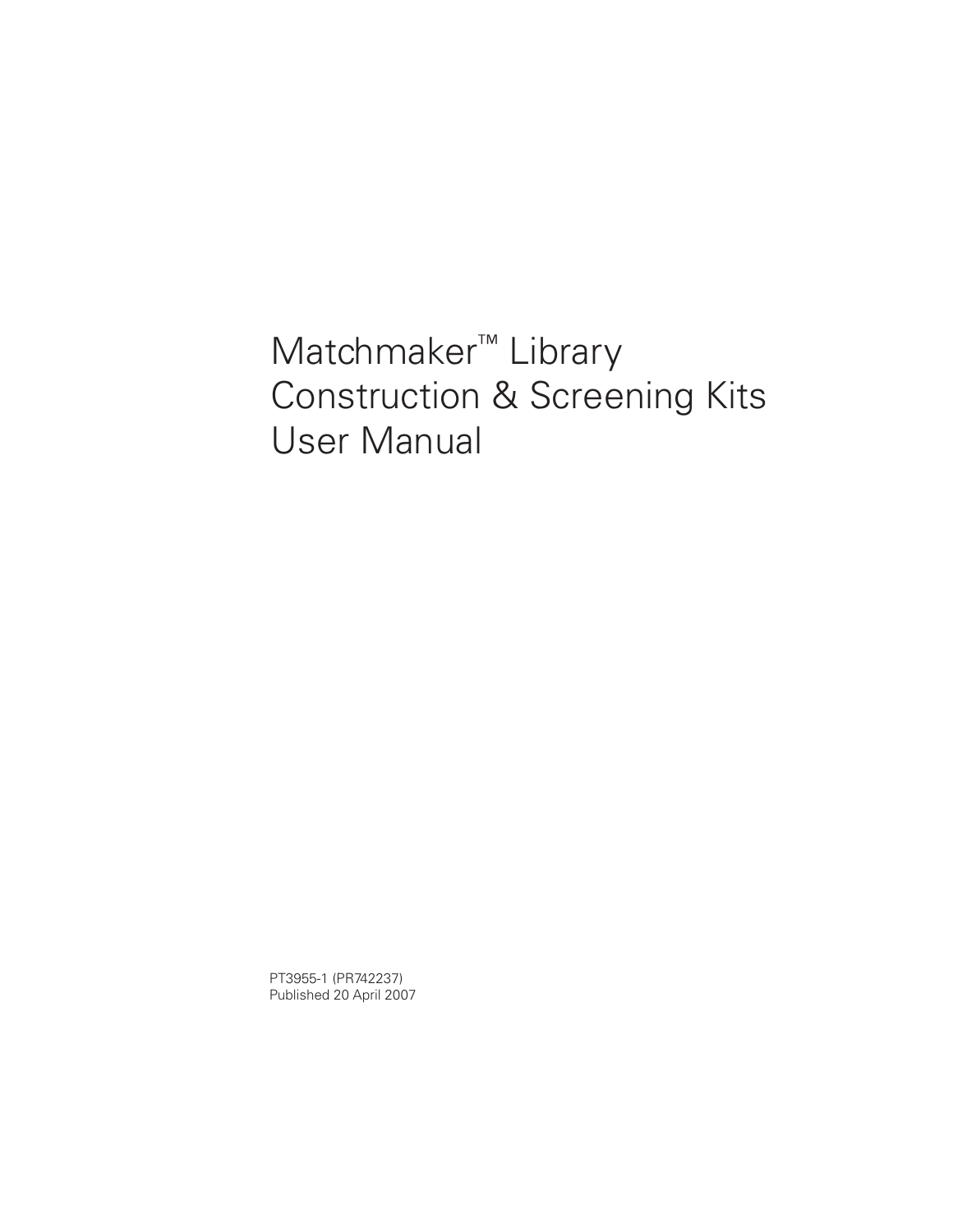# Matchmaker™ Library Construction & Screening Kits User Manual

PT3955-1 (PR742237)
Published 20 April 2007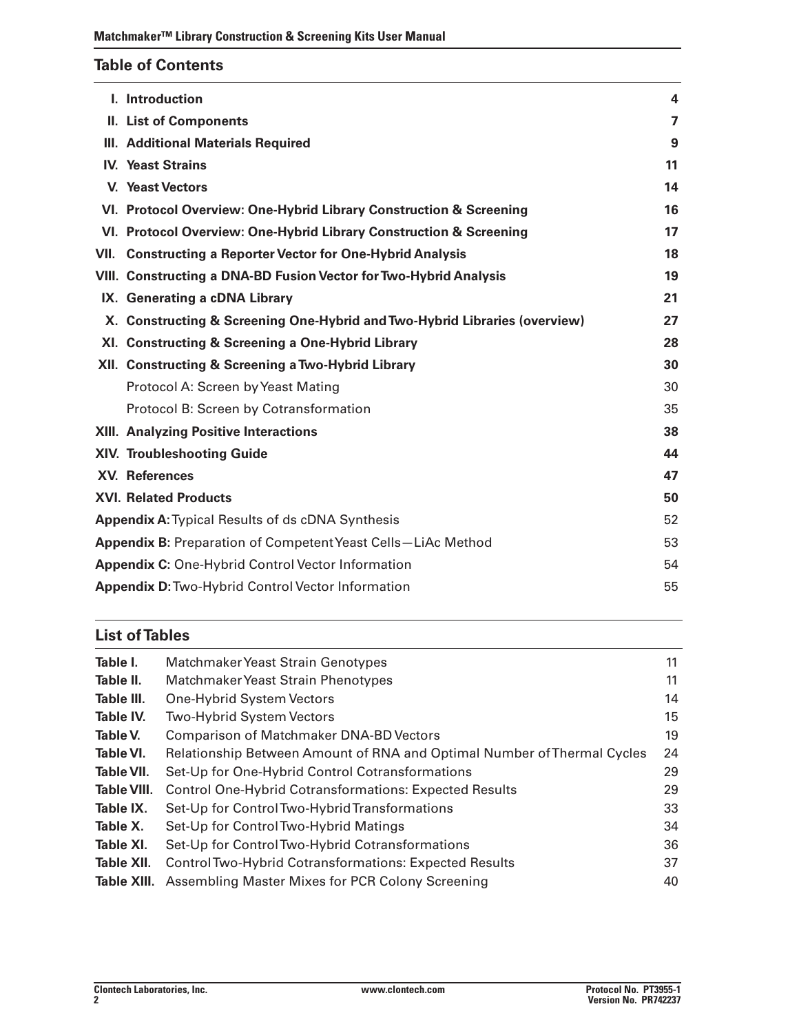## Table of Contents

| | | |
|---|---|---|
| **I.** | **Introduction** | **4** |
| **II.** | **List of Components** | **7** |
| **III.** | **Additional Materials Required** | **9** |
| **IV.** | **Yeast Strains** | **11** |
| **V.** | **Yeast Vectors** | **14** |
| **VI.** | **Protocol Overview: One-Hybrid Library Construction & Screening** | **16** |
| **VI.** | **Protocol Overview: One-Hybrid Library Construction & Screening** | **17** |
| **VII.** | **Constructing a Reporter Vector for One-Hybrid Analysis** | **18** |
| **VIII.** | **Constructing a DNA-BD Fusion Vector for Two-Hybrid Analysis** | **19** |
| **IX.** | **Generating a cDNA Library** | **21** |
| **X.** | **Constructing & Screening One-Hybrid and Two-Hybrid Libraries (overview)** | **27** |
| **XI.** | **Constructing & Screening a One-Hybrid Library** | **28** |
| **XII.** | **Constructing & Screening a Two-Hybrid Library** | **30** |
| | Protocol A: Screen by Yeast Mating | 30 |
| | Protocol B: Screen by Cotransformation | 35 |
| **XIII.** | **Analyzing Positive Interactions** | **38** |
| **XIV.** | **Troubleshooting Guide** | **44** |
| **XV.** | **References** | **47** |
| **XVI.** | **Related Products** | **50** |
| **Appendix A:** | Typical Results of ds cDNA Synthesis | 52 |
| **Appendix B**: | Preparation of Competent Yeast Cells—LiAc Method | 53 |
| **Appendix C**: | One-Hybrid Control Vector Information | 54 |
| **Appendix D:** | Two-Hybrid Control Vector Information | 55 |

## List of Tables

| | | |
|---|---|---|
| **Table I.** | Matchmaker Yeast Strain Genotypes | 11 |
| **Table II.** | Matchmaker Yeast Strain Phenotypes | 11 |
| **Table III.** | One-Hybrid System Vectors | 14 |
| **Table IV.** | Two-Hybrid System Vectors | 15 |
| **Table V.** | Comparison of Matchmaker DNA-BD Vectors | 19 |
| **Table VI.** | Relationship Between Amount of RNA and Optimal Number of Thermal Cycles | 24 |
| **Table VII.** | Set-Up for One-Hybrid Control Cotransformations | 29 |
| **Table VIII.** | Control One-Hybrid Cotransformations: Expected Results | 29 |
| **Table IX.** | Set-Up for Control Two-Hybrid Transformations | 33 |
| **Table X.** | Set-Up for Control Two-Hybrid Matings | 34 |
| **Table XI.** | Set-Up for Control Two-Hybrid Cotransformations | 36 |
| **Table XII.** | Control Two-Hybrid Cotransformations: Expected Results | 37 |
| **Table XIII.** | Assembling Master Mixes for PCR Colony Screening | 40 |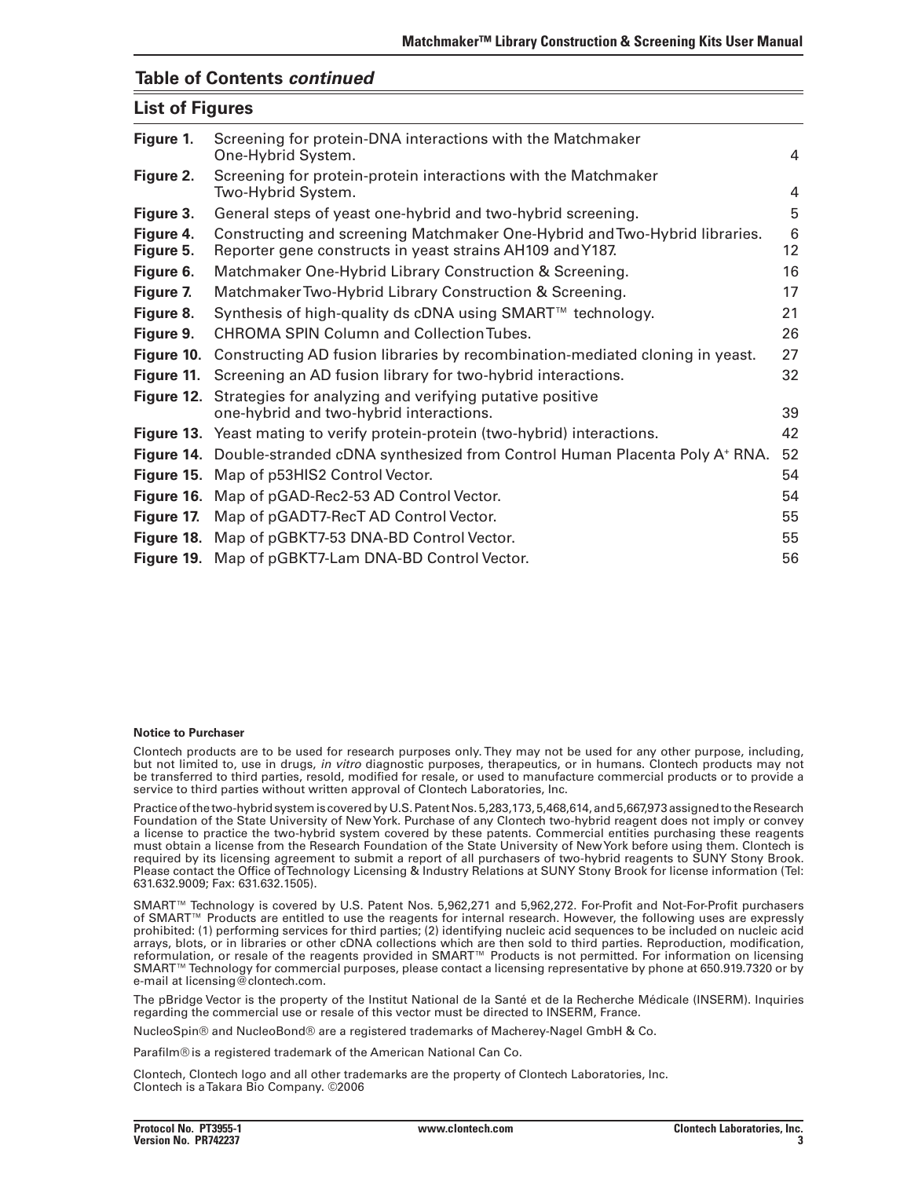## Table of Contents *continued*

## List of Figures

| | | |
|---|---|---|
| **Figure 1.** | Screening for protein-DNA interactions with the Matchmaker One-Hybrid System. | 4 |
| **Figure 2.** | Screening for protein-protein interactions with the Matchmaker Two-Hybrid System. | 4 |
| **Figure 3.** | General steps of yeast one-hybrid and two-hybrid screening. | 5 |
| **Figure 4.** | Constructing and screening Matchmaker One-Hybrid and Two-Hybrid libraries. | 6 |
| **Figure 5.** | Reporter gene constructs in yeast strains AH109 and Y187. | 12 |
| **Figure 6.** | Matchmaker One-Hybrid Library Construction & Screening. | 16 |
| **Figure 7.** | Matchmaker Two-Hybrid Library Construction & Screening. | 17 |
| **Figure 8.** | Synthesis of high-quality ds cDNA using SMART™ technology. | 21 |
| **Figure 9.** | CHROMA SPIN Column and Collection Tubes. | 26 |
| **Figure 10.** | Constructing AD fusion libraries by recombination-mediated cloning in yeast. | 27 |
| **Figure 11.** | Screening an AD fusion library for two-hybrid interactions. | 32 |
| **Figure 12.** | Strategies for analyzing and verifying putative positive one-hybrid and two-hybrid interactions. | 39 |
| **Figure 13.** | Yeast mating to verify protein-protein (two-hybrid) interactions. | 42 |
| **Figure 14.** | Double-stranded cDNA synthesized from Control Human Placenta Poly A+ RNA. | 52 |
| **Figure 15.** | Map of p53HIS2 Control Vector. | 54 |
| **Figure 16.** | Map of pGAD-Rec2-53 AD Control Vector. | 54 |
| **Figure 17.** | Map of pGADT7-RecT AD Control Vector. | 55 |
| **Figure 18.** | Map of pGBKT7-53 DNA-BD Control Vector. | 55 |
| **Figure 19.** | Map of pGBKT7-Lam DNA-BD Control Vector. | 56 |

**Notice to Purchaser**

Clontech products are to be used for research purposes only. They may not be used for any other purpose, including, but not limited to, use in drugs, *in vitro* diagnostic purposes, therapeutics, or in humans. Clontech products may not be transferred to third parties, resold, modified for resale, or used to manufacture commercial products or to provide a service to third parties without written approval of Clontech Laboratories, Inc.

Practice of the two-hybrid system is covered by U.S. Patent Nos. 5,283,173, 5,468,614, and 5,667,973 assigned to the Research Foundation of the State University of New York. Purchase of any Clontech two-hybrid reagent does not imply or convey a license to practice the two-hybrid system covered by these patents. Commercial entities purchasing these reagents must obtain a license from the Research Foundation of the State University of New York before using them. Clontech is required by its licensing agreement to submit a report of all purchasers of two-hybrid reagents to SUNY Stony Brook. Please contact the Office of Technology Licensing & Industry Relations at SUNY Stony Brook for license information (Tel: 631.632.9009; Fax: 631.632.1505).

SMART™ Technology is covered by U.S. Patent Nos. 5,962,271 and 5,962,272. For-Profit and Not-For-Profit purchasers of SMART™ Products are entitled to use the reagents for internal research. However, the following uses are expressly prohibited: (1) performing services for third parties; (2) identifying nucleic acid sequences to be included on nucleic acid arrays, blots, or in libraries or other cDNA collections which are then sold to third parties. Reproduction, modification, reformulation, or resale of the reagents provided in SMART™ Products is not permitted. For information on licensing SMART™ Technology for commercial purposes, please contact a licensing representative by phone at 650.919.7320 or by e-mail at licensing@clontech.com.

The pBridge Vector is the property of the Institut National de la Santé et de la Recherche Médicale (INSERM). Inquiries regarding the commercial use or resale of this vector must be directed to INSERM, France.

NucleoSpin® and NucleoBond® are a registered trademarks of Macherey-Nagel GmbH & Co.

Parafilm® is a registered trademark of the American National Can Co.

Clontech, Clontech logo and all other trademarks are the property of Clontech Laboratories, Inc.
Clontech is a Takara Bio Company. ©2006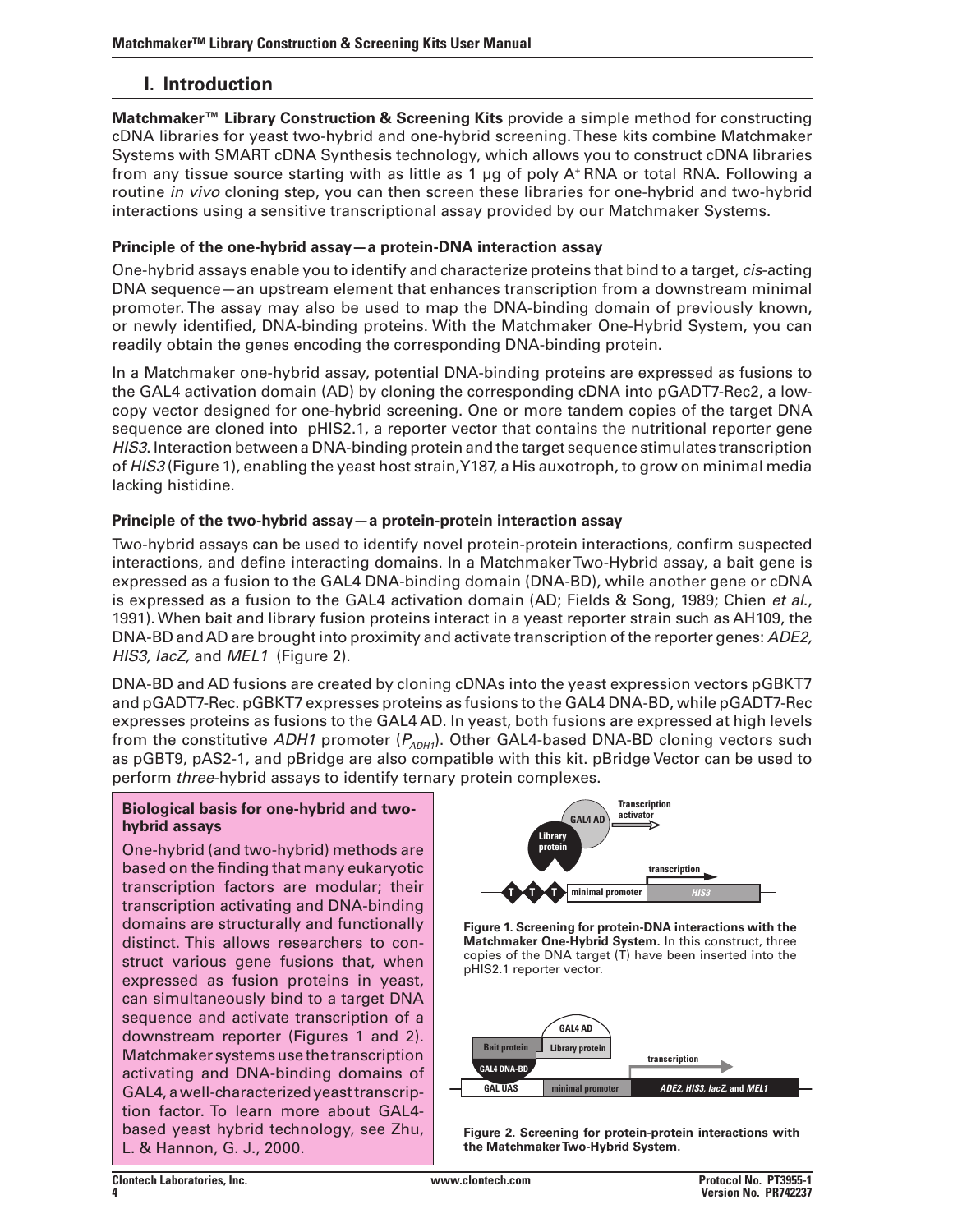## I. Introduction

**Matchmaker™ Library Construction & Screening Kits** provide a simple method for constructing cDNA libraries for yeast two-hybrid and one-hybrid screening. These kits combine Matchmaker Systems with SMART cDNA Synthesis technology, which allows you to construct cDNA libraries from any tissue source starting with as little as 1 µg of poly A+ RNA or total RNA. Following a routine *in vivo* cloning step, you can then screen these libraries for one-hybrid and two-hybrid interactions using a sensitive transcriptional assay provided by our Matchmaker Systems.

### Principle of the one-hybrid assay—a protein-DNA interaction assay

One-hybrid assays enable you to identify and characterize proteins that bind to a target, *cis*-acting DNA sequence—an upstream element that enhances transcription from a downstream minimal promoter. The assay may also be used to map the DNA-binding domain of previously known, or newly identified, DNA-binding proteins. With the Matchmaker One-Hybrid System, you can readily obtain the genes encoding the corresponding DNA-binding protein.

In a Matchmaker one-hybrid assay, potential DNA-binding proteins are expressed as fusions to the GAL4 activation domain (AD) by cloning the corresponding cDNA into pGADT7-Rec2, a low-copy vector designed for one-hybrid screening. One or more tandem copies of the target DNA sequence are cloned into pHIS2.1, a reporter vector that contains the nutritional reporter gene *HIS3*. Interaction between a DNA-binding protein and the target sequence stimulates transcription of *HIS3* (Figure 1), enabling the yeast host strain, Y187, a His auxotroph, to grow on minimal media lacking histidine.

### Principle of the two-hybrid assay—a protein-protein interaction assay

Two-hybrid assays can be used to identify novel protein-protein interactions, confirm suspected interactions, and define interacting domains. In a Matchmaker Two-Hybrid assay, a bait gene is expressed as a fusion to the GAL4 DNA-binding domain (DNA-BD), while another gene or cDNA is expressed as a fusion to the GAL4 activation domain (AD; Fields & Song, 1989; Chien *et al.*, 1991). When bait and library fusion proteins interact in a yeast reporter strain such as AH109, the DNA-BD and AD are brought into proximity and activate transcription of the reporter genes: *ADE2, HIS3, lacZ,* and *MEL1* (Figure 2).

DNA-BD and AD fusions are created by cloning cDNAs into the yeast expression vectors pGBKT7 and pGADT7-Rec. pGBKT7 expresses proteins as fusions to the GAL4 DNA-BD, while pGADT7-Rec expresses proteins as fusions to the GAL4 AD. In yeast, both fusions are expressed at high levels from the constitutive *ADH1* promoter ($P_{ADH1}$). Other GAL4-based DNA-BD cloning vectors such as pGBT9, pAS2-1, and pBridge are also compatible with this kit. pBridge Vector can be used to perform *three*-hybrid assays to identify ternary protein complexes.

**Biological basis for one-hybrid and two-hybrid assays**

One-hybrid (and two-hybrid) methods are based on the finding that many eukaryotic transcription factors are modular; their transcription activating and DNA-binding domains are structurally and functionally distinct. This allows researchers to construct various gene fusions that, when expressed as fusion proteins in yeast, can simultaneously bind to a target DNA sequence and activate transcription of a downstream reporter (Figures 1 and 2). Matchmaker systems use the transcription activating and DNA-binding domains of GAL4, a well-characterized yeast transcription factor. To learn more about GAL4-based yeast hybrid technology, see Zhu, L. & Hannon, G. J., 2000.

**Figure 1. Screening for protein-DNA interactions with the Matchmaker One-Hybrid System.** In this construct, three copies of the DNA target (T) have been inserted into the pHIS2.1 reporter vector.

**Figure 2. Screening for protein-protein interactions with the Matchmaker Two-Hybrid System.**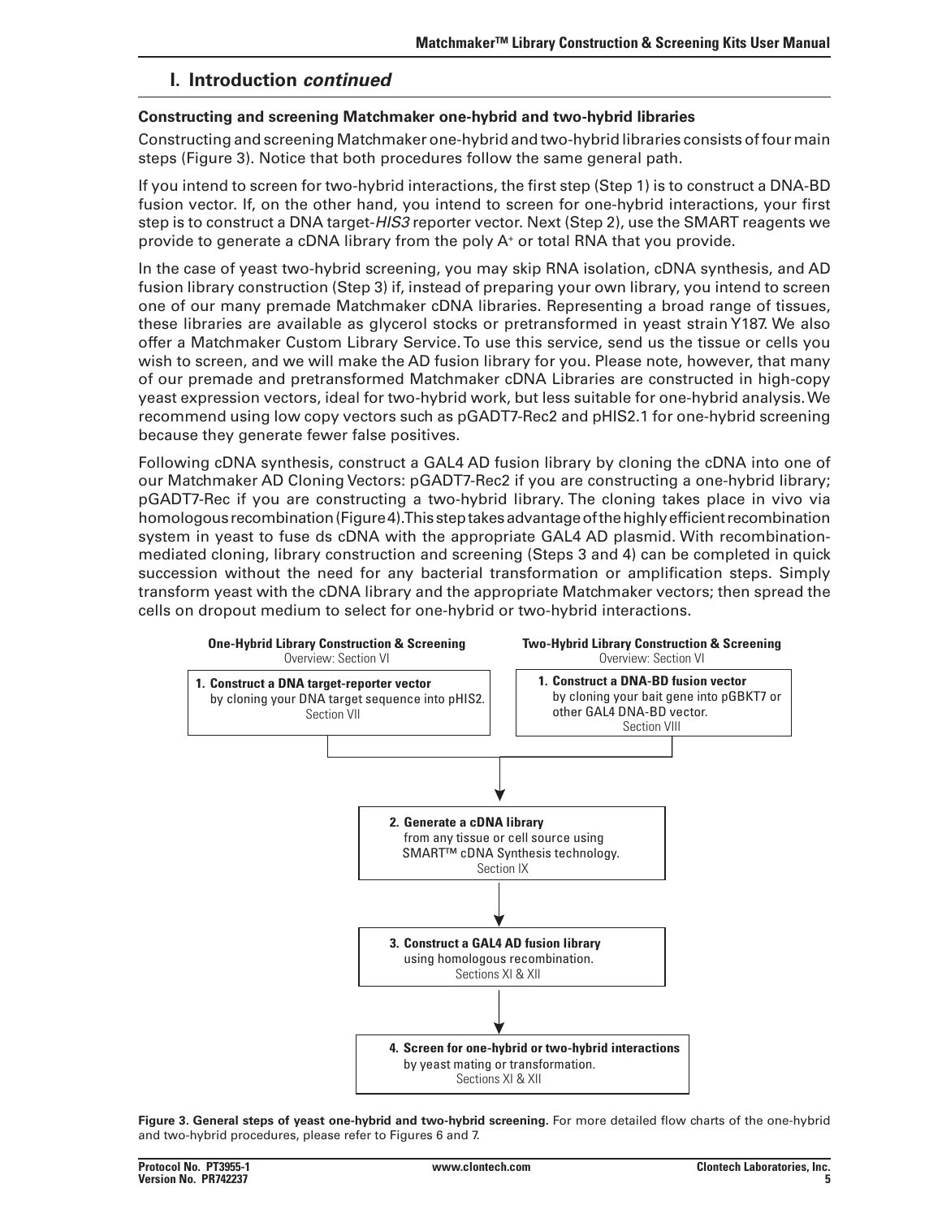## I. Introduction *continued*

### Constructing and screening Matchmaker one-hybrid and two-hybrid libraries

Constructing and screening Matchmaker one-hybrid and two-hybrid libraries consists of four main steps (Figure 3). Notice that both procedures follow the same general path.

If you intend to screen for two-hybrid interactions, the first step (Step 1) is to construct a DNA-BD fusion vector. If, on the other hand, you intend to screen for one-hybrid interactions, your first step is to construct a DNA target-*HIS3* reporter vector. Next (Step 2), use the SMART reagents we provide to generate a cDNA library from the poly A+ or total RNA that you provide.

In the case of yeast two-hybrid screening, you may skip RNA isolation, cDNA synthesis, and AD fusion library construction (Step 3) if, instead of preparing your own library, you intend to screen one of our many premade Matchmaker cDNA libraries. Representing a broad range of tissues, these libraries are available as glycerol stocks or pretransformed in yeast strain Y187. We also offer a Matchmaker Custom Library Service. To use this service, send us the tissue or cells you wish to screen, and we will make the AD fusion library for you. Please note, however, that many of our premade and pretransformed Matchmaker cDNA Libraries are constructed in high-copy yeast expression vectors, ideal for two-hybrid work, but less suitable for one-hybrid analysis. We recommend using low copy vectors such as pGADT7-Rec2 and pHIS2.1 for one-hybrid screening because they generate fewer false positives.

Following cDNA synthesis, construct a GAL4 AD fusion library by cloning the cDNA into one of our Matchmaker AD Cloning Vectors: pGADT7-Rec2 if you are constructing a one-hybrid library; pGADT7-Rec if you are constructing a two-hybrid library. The cloning takes place in vivo via homologous recombination (Figure 4). This step takes advantage of the highly efficient recombination system in yeast to fuse ds cDNA with the appropriate GAL4 AD plasmid. With recombination-mediated cloning, library construction and screening (Steps 3 and 4) can be completed in quick succession without the need for any bacterial transformation or amplification steps. Simply transform yeast with the cDNA library and the appropriate Matchmaker vectors; then spread the cells on dropout medium to select for one-hybrid or two-hybrid interactions.

**One-Hybrid Library Construction & Screening**
Overview: Section VI

**1. Construct a DNA target-reporter vector**
by cloning your DNA target sequence into pHIS2.
Section VII

**Two-Hybrid Library Construction & Screening**
Overview: Section VI

**1. Construct a DNA-BD fusion vector**
by cloning your bait gene into pGBKT7 or other GAL4 DNA-BD vector.
Section VIII

↓

**2. Generate a cDNA library**
from any tissue or cell source using SMART™ cDNA Synthesis technology.
Section IX

↓

**3. Construct a GAL4 AD fusion library**
using homologous recombination.
Sections XI & XII

↓

**4. Screen for one-hybrid or two-hybrid interactions**
by yeast mating or transformation.
Sections XI & XII

**Figure 3. General steps of yeast one-hybrid and two-hybrid screening.** For more detailed flow charts of the one-hybrid and two-hybrid procedures, please refer to Figures 6 and 7.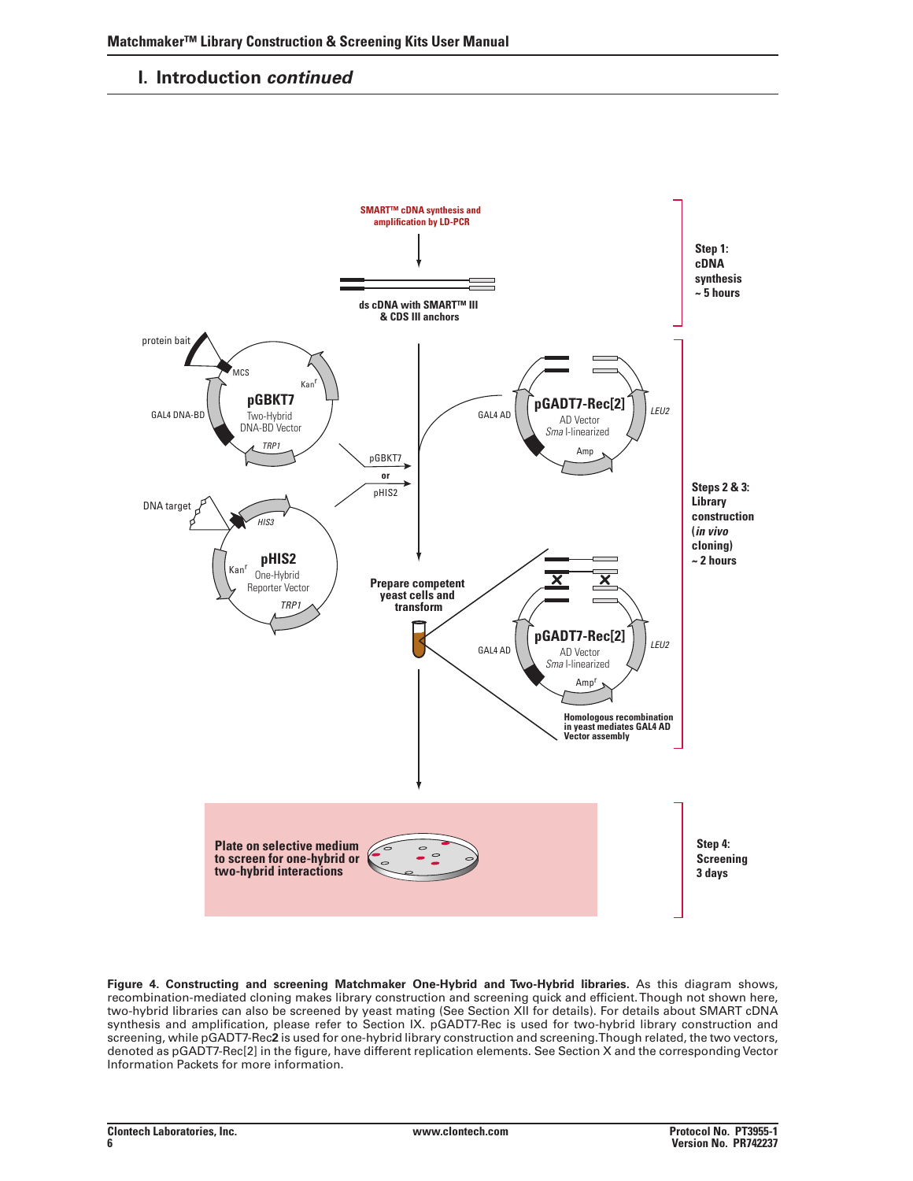## I. Introduction *continued*

SMART™ cDNA synthesis and amplification by LD-PCR

ds cDNA with SMART™ III & CDS III anchors

**Step 1: cDNA synthesis ~ 5 hours**

protein bait — MCS — Kan$^r$ — **pGBKT7** Two-Hybrid DNA-BD Vector — GAL4 DNA-BD — *TRP1*

DNA target — *HIS3* — Kan$^r$ — **pHIS2** One-Hybrid Reporter Vector — *TRP1*

pGBKT7 or pHIS2

GAL4 AD — **pGADT7-Rec[2]** AD Vector *Sma* I-linearized — *LEU2* — Amp

**Prepare competent yeast cells and transform**

GAL4 AD — **pGADT7-Rec[2]** AD Vector *Sma* I-linearized — *LEU2* — Amp$^r$

**Homologous recombination in yeast mediates GAL4 AD Vector assembly**

**Steps 2 & 3: Library construction (*in vivo* cloning) ~ 2 hours**

**Plate on selective medium to screen for one-hybrid or two-hybrid interactions**

**Step 4: Screening 3 days**

**Figure 4. Constructing and screening Matchmaker One-Hybrid and Two-Hybrid libraries.** As this diagram shows, recombination-mediated cloning makes library construction and screening quick and efficient. Though not shown here, two-hybrid libraries can also be screened by yeast mating (See Section XII for details). For details about SMART cDNA synthesis and amplification, please refer to Section IX. pGADT7-Rec is used for two-hybrid library construction and screening, while pGADT7-Rec**2** is used for one-hybrid library construction and screening. Though related, the two vectors, denoted as pGADT7-Rec[2] in the figure, have different replication elements. See Section X and the corresponding Vector Information Packets for more information.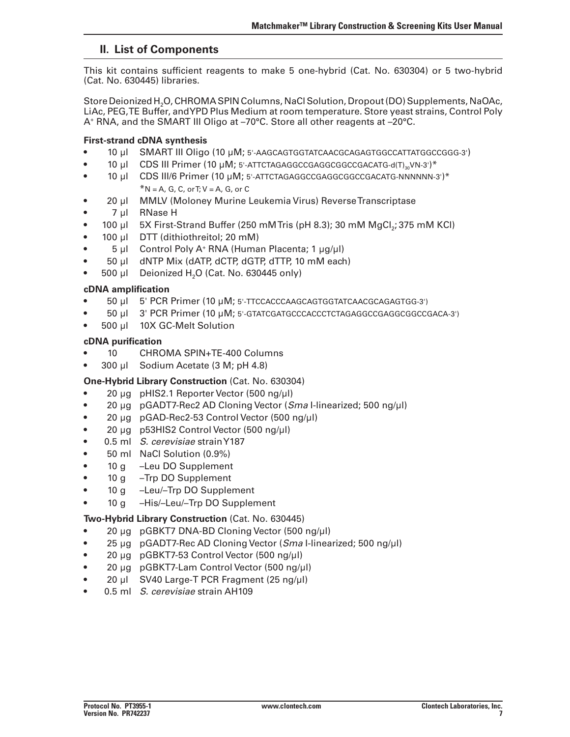## II. List of Components

This kit contains sufficient reagents to make 5 one-hybrid (Cat. No. 630304) or 5 two-hybrid (Cat. No. 630445) libraries.

Store Deionized $H_2O$, CHROMA SPIN Columns, NaCl Solution, Dropout (DO) Supplements, NaOAc, LiAc, PEG, TE Buffer, and YPD Plus Medium at room temperature. Store yeast strains, Control Poly $A^+$ RNA, and the SMART III Oligo at –70°C. Store all other reagents at –20°C.

**First-strand cDNA synthesis**

- 10 µl SMART III Oligo (10 µM; 5'-AAGCAGTGGTATCAACGCAGAGTGGCCATTATGGCCGGG-3')
- 10 µl CDS III Primer (10 µM; 5'-ATTCTAGAGGCCGAGGCGGCCGACATG-$d(T)_{30}$VN-3')*
- 10 µl CDS III/6 Primer (10 µM; 5'-ATTCTAGAGGCCGAGGCGGCCGACATG-NNNNNN-3')*
  *N = A, G, C, or T; V = A, G, or C
- 20 µl MMLV (Moloney Murine Leukemia Virus) Reverse Transcriptase
- 7 µl RNase H
- 100 µl 5X First-Strand Buffer (250 mM Tris (pH 8.3); 30 mM $MgCl_2$; 375 mM KCl)
- 100 µl DTT (dithiothreitol; 20 mM)
- 5 µl Control Poly $A^+$ RNA (Human Placenta; 1 µg/µl)
- 50 µl dNTP Mix (dATP, dCTP, dGTP, dTTP, 10 mM each)
- 500 µl Deionized $H_2O$ (Cat. No. 630445 only)

**cDNA amplification**

- 50 µl 5' PCR Primer (10 µM; 5'-TTCCACCCAAGCAGTGGTATCAACGCAGAGTGG-3')
- 50 µl 3' PCR Primer (10 µM; 5'-GTATCGATGCCCACCCTCTAGAGGCCGAGGCGGCCGACA-3')
- 500 µl 10X GC-Melt Solution

**cDNA purification**

- 10 CHROMA SPIN+TE-400 Columns
- 300 µl Sodium Acetate (3 M; pH 4.8)

**One-Hybrid Library Construction** (Cat. No. 630304)

- 20 µg pHIS2.1 Reporter Vector (500 ng/µl)
- 20 µg pGADT7-Rec2 AD Cloning Vector (*Sma* I-linearized; 500 ng/µl)
- 20 µg pGAD-Rec2-53 Control Vector (500 ng/µl)
- 20 µg p53HIS2 Control Vector (500 ng/µl)
- 0.5 ml *S. cerevisiae* strain Y187
- 50 ml NaCl Solution (0.9%)
- 10 g –Leu DO Supplement
- 10 g –Trp DO Supplement
- 10 g –Leu/–Trp DO Supplement
- 10 g –His/–Leu/–Trp DO Supplement

**Two-Hybrid Library Construction** (Cat. No. 630445)

- 20 µg pGBKT7 DNA-BD Cloning Vector (500 ng/µl)
- 25 µg pGADT7-Rec AD Cloning Vector (*Sma* I-linearized; 500 ng/µl)
- 20 µg pGBKT7-53 Control Vector (500 ng/µl)
- 20 µg pGBKT7-Lam Control Vector (500 ng/µl)
- 20 µl SV40 Large-T PCR Fragment (25 ng/µl)
- 0.5 ml *S. cerevisiae* strain AH109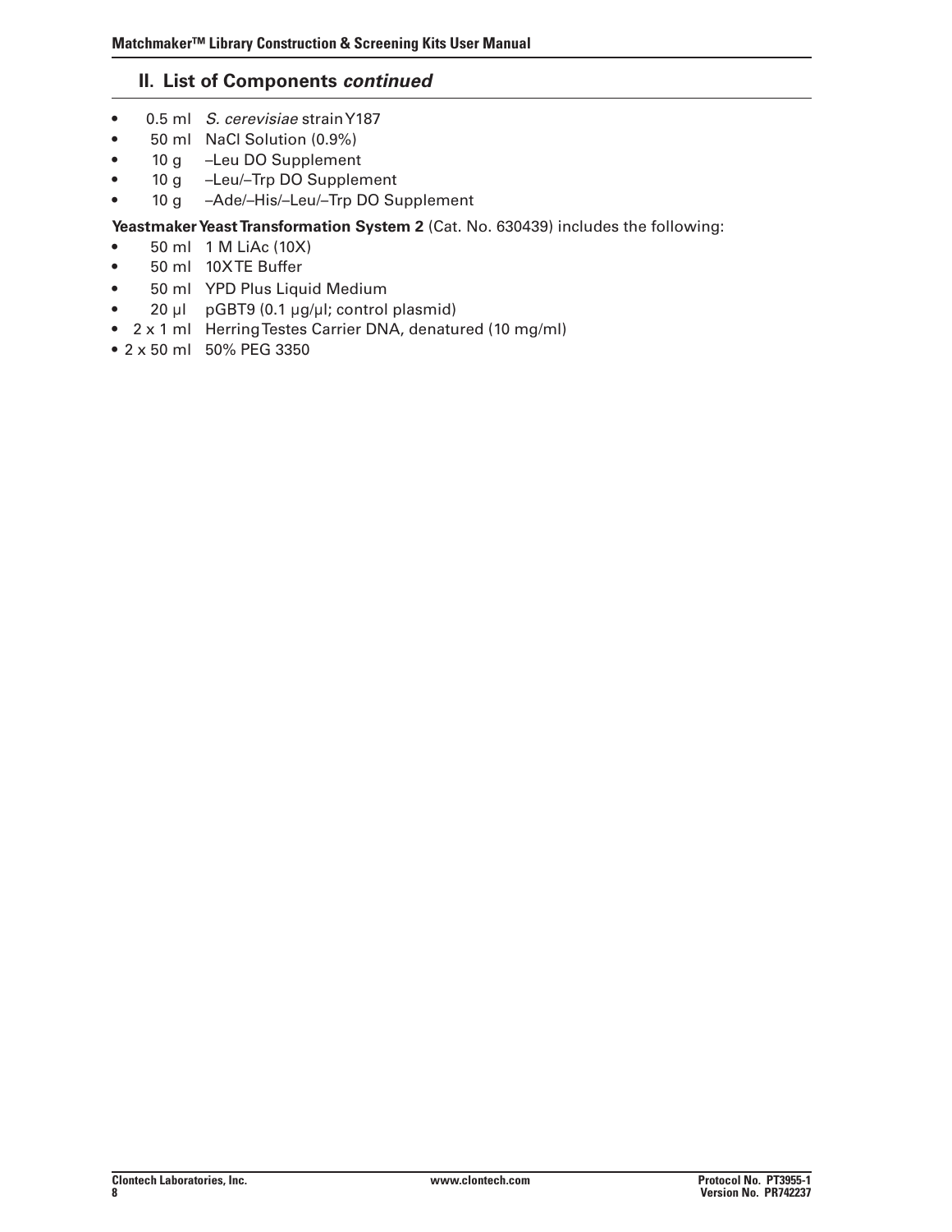## II. List of Components *continued*

- 0.5 ml *S. cerevisiae* strain Y187
- 50 ml NaCl Solution (0.9%)
- 10 g –Leu DO Supplement
- 10 g –Leu/–Trp DO Supplement
- 10 g –Ade/–His/–Leu/–Trp DO Supplement

**Yeastmaker Yeast Transformation System 2** (Cat. No. 630439) includes the following:

- 50 ml 1 M LiAc (10X)
- 50 ml 10X TE Buffer
- 50 ml YPD Plus Liquid Medium
- 20 µl pGBT9 (0.1 µg/µl; control plasmid)
- 2 x 1 ml Herring Testes Carrier DNA, denatured (10 mg/ml)
- 2 x 50 ml 50% PEG 3350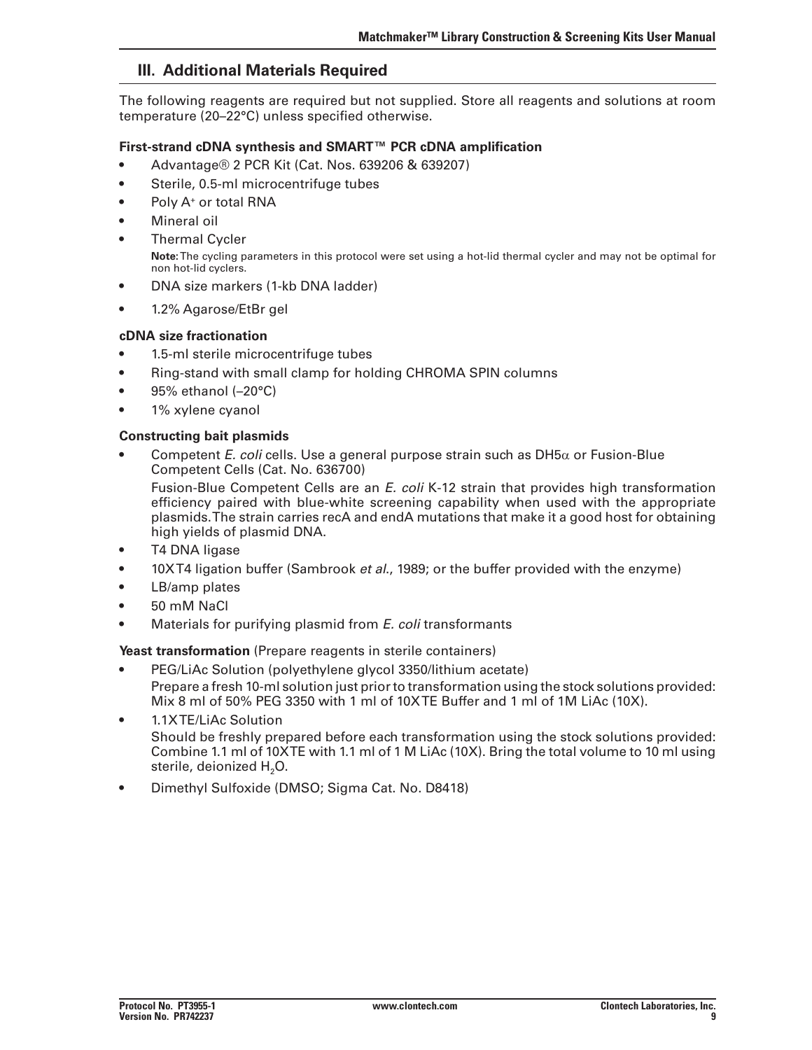## III. Additional Materials Required

The following reagents are required but not supplied. Store all reagents and solutions at room temperature (20–22°C) unless specified otherwise.

**First-strand cDNA synthesis and SMART™ PCR cDNA amplification**

- Advantage® 2 PCR Kit (Cat. Nos. 639206 & 639207)
- Sterile, 0.5-ml microcentrifuge tubes
- Poly A+ or total RNA
- Mineral oil
- Thermal Cycler

  **Note:** The cycling parameters in this protocol were set using a hot-lid thermal cycler and may not be optimal for non hot-lid cyclers.
- DNA size markers (1-kb DNA ladder)
- 1.2% Agarose/EtBr gel

**cDNA size fractionation**

- 1.5-ml sterile microcentrifuge tubes
- Ring-stand with small clamp for holding CHROMA SPIN columns
- 95% ethanol (–20°C)
- 1% xylene cyanol

**Constructing bait plasmids**

- Competent *E. coli* cells. Use a general purpose strain such as DH5α or Fusion-Blue Competent Cells (Cat. No. 636700)

  Fusion-Blue Competent Cells are an *E. coli* K-12 strain that provides high transformation efficiency paired with blue-white screening capability when used with the appropriate plasmids. The strain carries recA and endA mutations that make it a good host for obtaining high yields of plasmid DNA.
- T4 DNA ligase
- 10X T4 ligation buffer (Sambrook *et al.*, 1989; or the buffer provided with the enzyme)
- LB/amp plates
- 50 mM NaCl
- Materials for purifying plasmid from *E. coli* transformants

**Yeast transformation** (Prepare reagents in sterile containers)

- PEG/LiAc Solution (polyethylene glycol 3350/lithium acetate)

  Prepare a fresh 10-ml solution just prior to transformation using the stock solutions provided: Mix 8 ml of 50% PEG 3350 with 1 ml of 10X TE Buffer and 1 ml of 1M LiAc (10X).
- 1.1X TE/LiAc Solution

  Should be freshly prepared before each transformation using the stock solutions provided: Combine 1.1 ml of 10X TE with 1.1 ml of 1 M LiAc (10X). Bring the total volume to 10 ml using sterile, deionized $H_2O$.
- Dimethyl Sulfoxide (DMSO; Sigma Cat. No. D8418)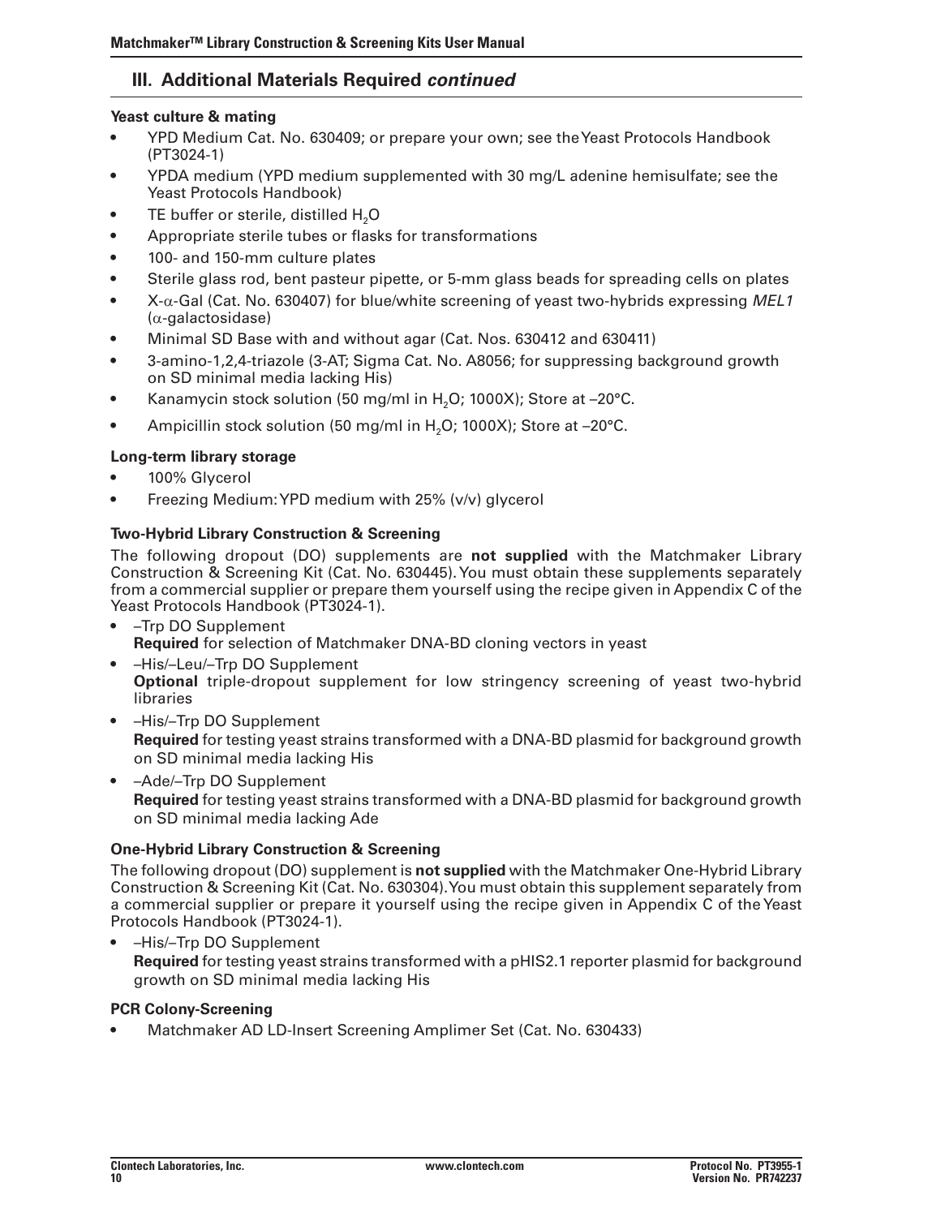## III. Additional Materials Required *continued*

**Yeast culture & mating**

- YPD Medium Cat. No. 630409; or prepare your own; see the Yeast Protocols Handbook (PT3024-1)
- YPDA medium (YPD medium supplemented with 30 mg/L adenine hemisulfate; see the Yeast Protocols Handbook)
- TE buffer or sterile, distilled $H_2O$
- Appropriate sterile tubes or flasks for transformations
- 100- and 150-mm culture plates
- Sterile glass rod, bent pasteur pipette, or 5-mm glass beads for spreading cells on plates
- X-α-Gal (Cat. No. 630407) for blue/white screening of yeast two-hybrids expressing *MEL1* (α-galactosidase)
- Minimal SD Base with and without agar (Cat. Nos. 630412 and 630411)
- 3-amino-1,2,4-triazole (3-AT; Sigma Cat. No. A8056; for suppressing background growth on SD minimal media lacking His)
- Kanamycin stock solution (50 mg/ml in $H_2O$; 1000X); Store at –20°C.
- Ampicillin stock solution (50 mg/ml in $H_2O$; 1000X); Store at –20°C.

**Long-term library storage**

- 100% Glycerol
- Freezing Medium: YPD medium with 25% (v/v) glycerol

**Two-Hybrid Library Construction & Screening**

The following dropout (DO) supplements are **not supplied** with the Matchmaker Library Construction & Screening Kit (Cat. No. 630445). You must obtain these supplements separately from a commercial supplier or prepare them yourself using the recipe given in Appendix C of the Yeast Protocols Handbook (PT3024-1).

- –Trp DO Supplement
  **Required** for selection of Matchmaker DNA-BD cloning vectors in yeast
- –His/–Leu/–Trp DO Supplement
  **Optional** triple-dropout supplement for low stringency screening of yeast two-hybrid libraries
- –His/–Trp DO Supplement
  **Required** for testing yeast strains transformed with a DNA-BD plasmid for background growth on SD minimal media lacking His
- –Ade/–Trp DO Supplement
  **Required** for testing yeast strains transformed with a DNA-BD plasmid for background growth on SD minimal media lacking Ade

**One-Hybrid Library Construction & Screening**

The following dropout (DO) supplement is **not supplied** with the Matchmaker One-Hybrid Library Construction & Screening Kit (Cat. No. 630304). You must obtain this supplement separately from a commercial supplier or prepare it yourself using the recipe given in Appendix C of the Yeast Protocols Handbook (PT3024-1).

- –His/–Trp DO Supplement
  **Required** for testing yeast strains transformed with a pHIS2.1 reporter plasmid for background growth on SD minimal media lacking His

**PCR Colony-Screening**

- Matchmaker AD LD-Insert Screening Amplimer Set (Cat. No. 630433)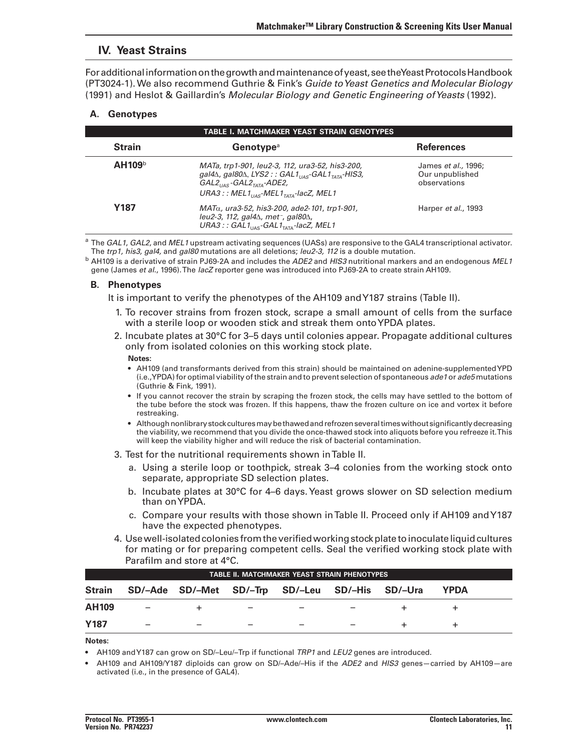## IV. Yeast Strains

For additional information on the growth and maintenance of yeast, see the Yeast Protocols Handbook (PT3024-1). We also recommend Guthrie & Fink's *Guide to Yeast Genetics and Molecular Biology* (1991) and Heslot & Gaillardin's *Molecular Biology and Genetic Engineering of Yeasts* (1992).

### A. Genotypes

**TABLE I. MATCHMAKER YEAST STRAIN GENOTYPES**

| Strain | Genotype[a] | References |
|---|---|---|
| AH109[b] | *MATa, trp1-901, leu2-3, 112, ura3-52, his3-200, gal4Δ, gal80Δ, LYS2 : : $GAL1_{UAS}$-$GAL1_{TATA}$-HIS3, $GAL2_{UAS}$-$GAL2_{TATA}$-ADE2, URA3 : : $MEL1_{UAS}$-$MEL1_{TATA}$-lacZ, MEL1* | James *et al.*, 1996; Our unpublished observations |
| Y187 | *MATα, ura3-52, his3-200, ade2-101, trp1-901, leu2-3, 112, gal4Δ, met⁻, gal80Δ, URA3 : : $GAL1_{UAS}$-$GAL1_{TATA}$-lacZ, MEL1* | Harper *et al.*, 1993 |

[a] The *GAL1*, *GAL2*, and *MEL1* upstream activating sequences (UASs) are responsive to the GAL4 transcriptional activator. The *trp1, his3, gal4,* and *gal80* mutations are all deletions; *leu2-3, 112* is a double mutation.

[b] AH109 is a derivative of strain PJ69-2A and includes the *ADE2* and *HIS3* nutritional markers and an endogenous *MEL1* gene (James *et al.*, 1996). The *lacZ* reporter gene was introduced into PJ69-2A to create strain AH109.

### B. Phenotypes

It is important to verify the phenotypes of the AH109 and Y187 strains (Table II).

1. To recover strains from frozen stock, scrape a small amount of cells from the surface with a sterile loop or wooden stick and streak them onto YPDA plates.
2. Incubate plates at 30°C for 3–5 days until colonies appear. Propagate additional cultures only from isolated colonies on this working stock plate.

   **Notes:**
   - AH109 (and transformants derived from this strain) should be maintained on adenine-supplemented YPD (i.e., YPDA) for optimal viability of the strain and to prevent selection of spontaneous *ade1* or *ade5* mutations (Guthrie & Fink, 1991).
   - If you cannot recover the strain by scraping the frozen stock, the cells may have settled to the bottom of the tube before the stock was frozen. If this happens, thaw the frozen culture on ice and vortex it before restreaking.
   - Although nonlibrary stock cultures may be thawed and refrozen several times without significantly decreasing the viability, we recommend that you divide the once-thawed stock into aliquots before you refreeze it. This will keep the viability higher and will reduce the risk of bacterial contamination.
3. Test for the nutritional requirements shown in Table II.
   a. Using a sterile loop or toothpick, streak 3–4 colonies from the working stock onto separate, appropriate SD selection plates.
   b. Incubate plates at 30°C for 4–6 days. Yeast grows slower on SD selection medium than on YPDA.
   c. Compare your results with those shown in Table II. Proceed only if AH109 and Y187 have the expected phenotypes.
4. Use well-isolated colonies from the verified working stock plate to inoculate liquid cultures for mating or for preparing competent cells. Seal the verified working stock plate with Parafilm and store at 4°C.

**TABLE II. MATCHMAKER YEAST STRAIN PHENOTYPES**

| Strain | SD/–Ade | SD/–Met | SD/–Trp | SD/–Leu | SD/–His | SD/–Ura | YPDA |
|---|---|---|---|---|---|---|---|
| AH109 | – | + | – | – | – | + | + |
| Y187 | – | – | – | – | – | + | + |

**Notes:**

- AH109 and Y187 can grow on SD/–Leu/–Trp if functional *TRP1* and *LEU2* genes are introduced.
- AH109 and AH109/Y187 diploids can grow on SD/–Ade/–His if the *ADE2* and *HIS3* genes—carried by AH109—are activated (i.e., in the presence of GAL4).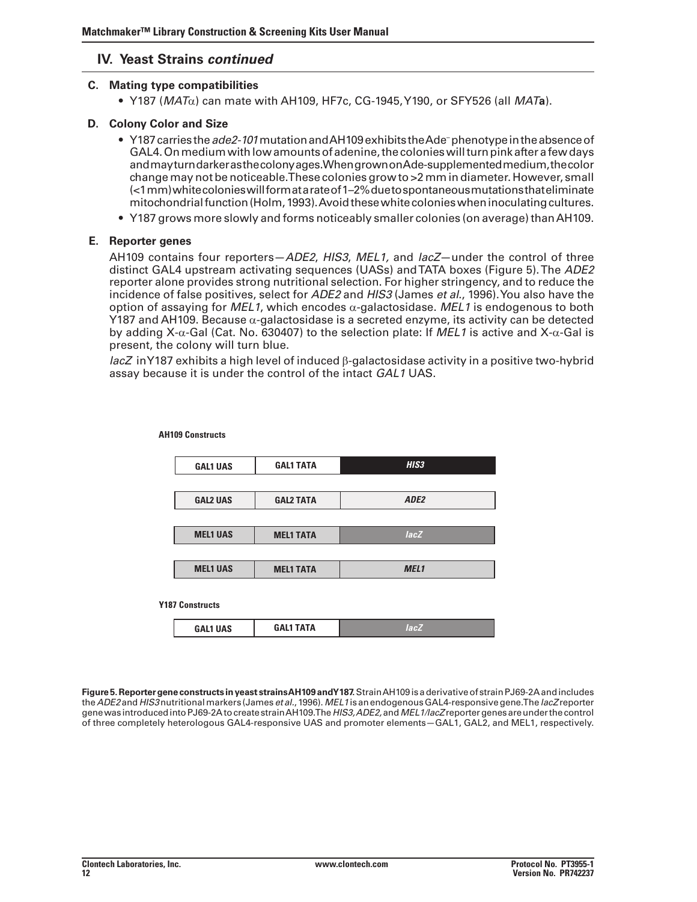## IV. Yeast Strains *continued*

### C. Mating type compatibilities

- Y187 (*MAT*α) can mate with AH109, HF7c, CG-1945, Y190, or SFY526 (all *MAT***a**).

### D. Colony Color and Size

- Y187 carries the *ade2-101* mutation and AH109 exhibits the Ade⁻ phenotype in the absence of GAL4. On medium with low amounts of adenine, the colonies will turn pink after a few days and may turn darker as the colony ages. When grown on Ade-supplemented medium, the color change may not be noticeable. These colonies grow to >2 mm in diameter. However, small (<1 mm) white colonies will form at a rate of 1–2% due to spontaneous mutations that eliminate mitochondrial function (Holm, 1993). Avoid these white colonies when inoculating cultures.
- Y187 grows more slowly and forms noticeably smaller colonies (on average) than AH109.

### E. Reporter genes

AH109 contains four reporters—*ADE2*, *HIS3*, *MEL1*, and *lacZ*—under the control of three distinct GAL4 upstream activating sequences (UASs) and TATA boxes (Figure 5). The *ADE2* reporter alone provides strong nutritional selection. For higher stringency, and to reduce the incidence of false positives, select for *ADE2* and *HIS3* (James *et al*., 1996). You also have the option of assaying for *MEL1*, which encodes α-galactosidase. *MEL1* is endogenous to both Y187 and AH109. Because α-galactosidase is a secreted enzyme, its activity can be detected by adding X-α-Gal (Cat. No. 630407) to the selection plate: If *MEL1* is active and X-α-Gal is present, the colony will turn blue.

*lacZ* in Y187 exhibits a high level of induced β-galactosidase activity in a positive two-hybrid assay because it is under the control of the intact *GAL1* UAS.

**AH109 Constructs**

| UAS | TATA | Reporter |
|---|---|---|
| GAL1 UAS | GAL1 TATA | *HIS3* |
| GAL2 UAS | GAL2 TATA | *ADE2* |
| MEL1 UAS | MEL1 TATA | *lacZ* |
| MEL1 UAS | MEL1 TATA | *MEL1* |

**Y187 Constructs**

| UAS | TATA | Reporter |
|---|---|---|
| GAL1 UAS | GAL1 TATA | *lacZ* |

**Figure 5. Reporter gene constructs in yeast strains AH109 and Y187.** Strain AH109 is a derivative of strain PJ69-2A and includes the *ADE2* and *HIS3* nutritional markers (James *et al*., 1996). *MEL1* is an endogenous GAL4-responsive gene. The *lacZ* reporter gene was introduced into PJ69-2A to create strain AH109. The *HIS3*, *ADE2*, and *MEL1/lacZ* reporter genes are under the control of three completely heterologous GAL4-responsive UAS and promoter elements—GAL1, GAL2, and MEL1, respectively.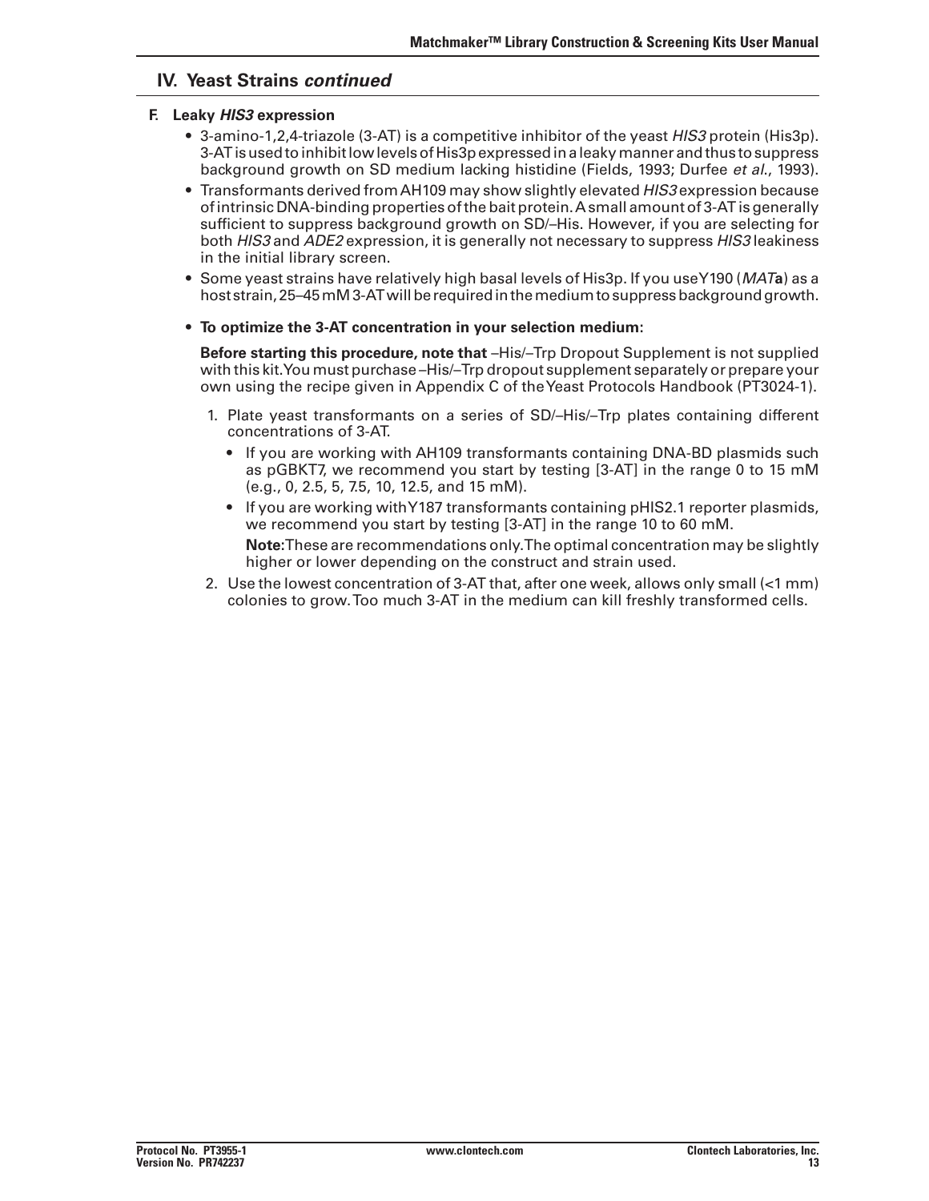## IV. Yeast Strains *continued*

### F. Leaky *HIS3* expression

- 3-amino-1,2,4-triazole (3-AT) is a competitive inhibitor of the yeast *HIS3* protein (His3p). 3-AT is used to inhibit low levels of His3p expressed in a leaky manner and thus to suppress background growth on SD medium lacking histidine (Fields, 1993; Durfee *et al.*, 1993).
- Transformants derived from AH109 may show slightly elevated *HIS3* expression because of intrinsic DNA-binding properties of the bait protein. A small amount of 3-AT is generally sufficient to suppress background growth on SD/–His. However, if you are selecting for both *HIS3* and *ADE2* expression, it is generally not necessary to suppress *HIS3* leakiness in the initial library screen.
- Some yeast strains have relatively high basal levels of His3p. If you use Y190 (*MAT***a**) as a host strain, 25–45 mM 3-AT will be required in the medium to suppress background growth.
- **To optimize the 3-AT concentration in your selection medium:**

  **Before starting this procedure, note that** –His/–Trp Dropout Supplement is not supplied with this kit. You must purchase –His/–Trp dropout supplement separately or prepare your own using the recipe given in Appendix C of the Yeast Protocols Handbook (PT3024-1).

  1. Plate yeast transformants on a series of SD/–His/–Trp plates containing different concentrations of 3-AT.
     - If you are working with AH109 transformants containing DNA-BD plasmids such as pGBKT7, we recommend you start by testing [3-AT] in the range 0 to 15 mM (e.g., 0, 2.5, 5, 7.5, 10, 12.5, and 15 mM).
     - If you are working with Y187 transformants containing pHIS2.1 reporter plasmids, we recommend you start by testing [3-AT] in the range 10 to 60 mM.

       **Note:** These are recommendations only. The optimal concentration may be slightly higher or lower depending on the construct and strain used.
  2. Use the lowest concentration of 3-AT that, after one week, allows only small (<1 mm) colonies to grow. Too much 3-AT in the medium can kill freshly transformed cells.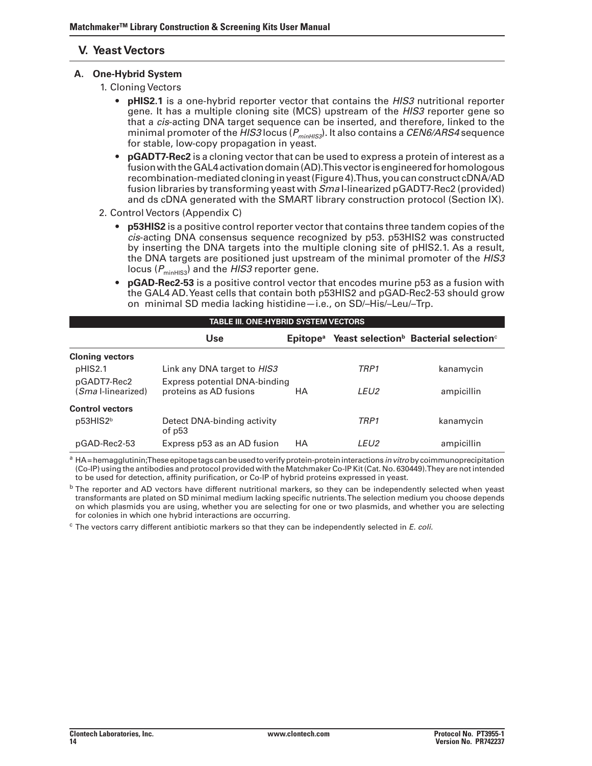## V. Yeast Vectors

### A. One-Hybrid System

1. Cloning Vectors

- **pHIS2.1** is a one-hybrid reporter vector that contains the *HIS3* nutritional reporter gene. It has a multiple cloning site (MCS) upstream of the *HIS3* reporter gene so that a *cis*-acting DNA target sequence can be inserted, and therefore, linked to the minimal promoter of the *HIS3* locus ($P_{minHIS3}$). It also contains a *CEN6/ARS4* sequence for stable, low-copy propagation in yeast.
- **pGADT7-Rec2** is a cloning vector that can be used to express a protein of interest as a fusion with the GAL4 activation domain (AD). This vector is engineered for homologous recombination-mediated cloning in yeast (Figure 4). Thus, you can construct cDNA/AD fusion libraries by transforming yeast with *Sma* I-linearized pGADT7-Rec2 (provided) and ds cDNA generated with the SMART library construction protocol (Section IX).

2. Control Vectors (Appendix C)

- **p53HIS2** is a positive control reporter vector that contains three tandem copies of the *cis*-acting DNA consensus sequence recognized by p53. p53HIS2 was constructed by inserting the DNA targets into the multiple cloning site of pHIS2.1. As a result, the DNA targets are positioned just upstream of the minimal promoter of the *HIS3* locus ($P_{minHIS3}$) and the *HIS3* reporter gene.
- **pGAD-Rec2-53** is a positive control vector that encodes murine p53 as a fusion with the GAL4 AD. Yeast cells that contain both p53HIS2 and pGAD-Rec2-53 should grow on minimal SD media lacking histidine—i.e., on SD/–His/–Leu/–Trp.

**TABLE III. ONE-HYBRID SYSTEM VECTORS**

| | Use | Epitope[a] | Yeast selection[b] | Bacterial selection[c] |
|---|---|---|---|---|
| **Cloning vectors** | | | | |
| pHIS2.1 | Link any DNA target to *HIS3* | | *TRP1* | kanamycin |
| pGADT7-Rec2 (*Sma* I-linearized) | Express potential DNA-binding proteins as AD fusions | HA | *LEU2* | ampicillin |
| **Control vectors** | | | | |
| p53HIS2[b] | Detect DNA-binding activity of p53 | | *TRP1* | kanamycin |
| pGAD-Rec2-53 | Express p53 as an AD fusion | HA | *LEU2* | ampicillin |

[a] HA = hemagglutinin; These epitope tags can be used to verify protein-protein interactions *in vitro* by coimmunoprecipitation (Co-IP) using the antibodies and protocol provided with the Matchmaker Co-IP Kit (Cat. No. 630449). They are not intended to be used for detection, affinity purification, or Co-IP of hybrid proteins expressed in yeast.

[b] The reporter and AD vectors have different nutritional markers, so they can be independently selected when yeast transformants are plated on SD minimal medium lacking specific nutrients. The selection medium you choose depends on which plasmids you are using, whether you are selecting for one or two plasmids, and whether you are selecting for colonies in which one hybrid interactions are occurring.

[c] The vectors carry different antibiotic markers so that they can be independently selected in *E. coli.*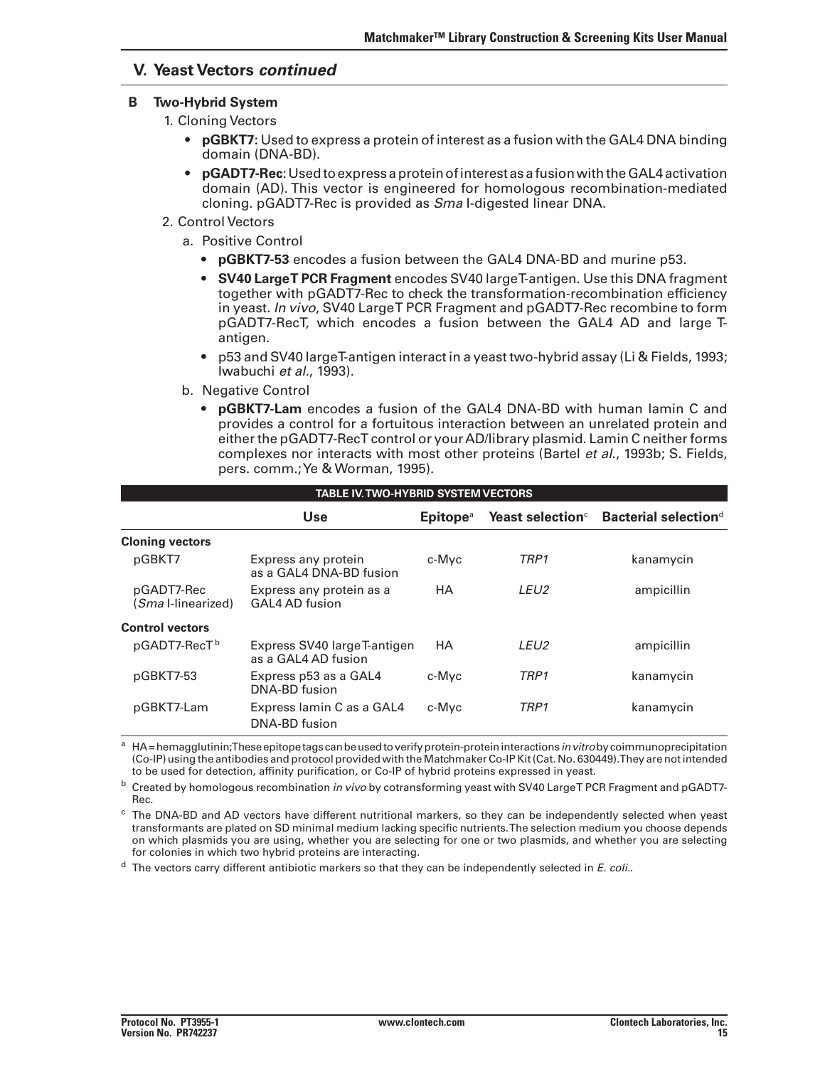## V. Yeast Vectors *continued*

### B Two-Hybrid System

1. Cloning Vectors
   - **pGBKT7:** Used to express a protein of interest as a fusion with the GAL4 DNA binding domain (DNA-BD).
   - **pGADT7-Rec**: Used to express a protein of interest as a fusion with the GAL4 activation domain (AD). This vector is engineered for homologous recombination-mediated cloning. pGADT7-Rec is provided as *Sma* I-digested linear DNA.
2. Control Vectors
   a. Positive Control
      - **pGBKT7-53** encodes a fusion between the GAL4 DNA-BD and murine p53.
      - **SV40 Large T PCR Fragment** encodes SV40 large T-antigen. Use this DNA fragment together with pGADT7-Rec to check the transformation-recombination efficiency in yeast. *In vivo*, SV40 Large T PCR Fragment and pGADT7-Rec recombine to form pGADT7-RecT, which encodes a fusion between the GAL4 AD and large T-antigen.
      - p53 and SV40 large T-antigen interact in a yeast two-hybrid assay (Li & Fields, 1993; Iwabuchi *et al.*, 1993).

   b. Negative Control
      - **pGBKT7-Lam** encodes a fusion of the GAL4 DNA-BD with human lamin C and provides a control for a fortuitous interaction between an unrelated protein and either the pGADT7-RecT control or your AD/library plasmid. Lamin C neither forms complexes nor interacts with most other proteins (Bartel *et al.*, 1993b; S. Fields, pers. comm.; Ye & Worman, 1995).

**TABLE IV. TWO-HYBRID SYSTEM VECTORS**

| | Use | Epitope[a] | Yeast selection[c] | Bacterial selection[d] |
|---|---|---|---|---|
| **Cloning vectors** | | | | |
| pGBKT7 | Express any protein as a GAL4 DNA-BD fusion | c-Myc | *TRP1* | kanamycin |
| pGADT7-Rec (*Sma* I-linearized) | Express any protein as a GAL4 AD fusion | HA | *LEU2* | ampicillin |
| **Control vectors** | | | | |
| pGADT7-RecT[b] | Express SV40 large T-antigen as a GAL4 AD fusion | HA | *LEU2* | ampicillin |
| pGBKT7-53 | Express p53 as a GAL4 DNA-BD fusion | c-Myc | *TRP1* | kanamycin |
| pGBKT7-Lam | Express lamin C as a GAL4 DNA-BD fusion | c-Myc | *TRP1* | kanamycin |

[a] HA = hemagglutinin; These epitope tags can be used to verify protein-protein interactions *in vitro* by coimmunoprecipitation (Co-IP) using the antibodies and protocol provided with the Matchmaker Co-IP Kit (Cat. No. 630449). They are not intended to be used for detection, affinity purification, or Co-IP of hybrid proteins expressed in yeast.

[b] Created by homologous recombination *in vivo* by cotransforming yeast with SV40 Large T PCR Fragment and pGADT7-Rec.

[c] The DNA-BD and AD vectors have different nutritional markers, so they can be independently selected when yeast transformants are plated on SD minimal medium lacking specific nutrients. The selection medium you choose depends on which plasmids you are using, whether you are selecting for one or two plasmids, and whether you are selecting for colonies in which two hybrid proteins are interacting.

[d] The vectors carry different antibiotic markers so that they can be independently selected in *E. coli*..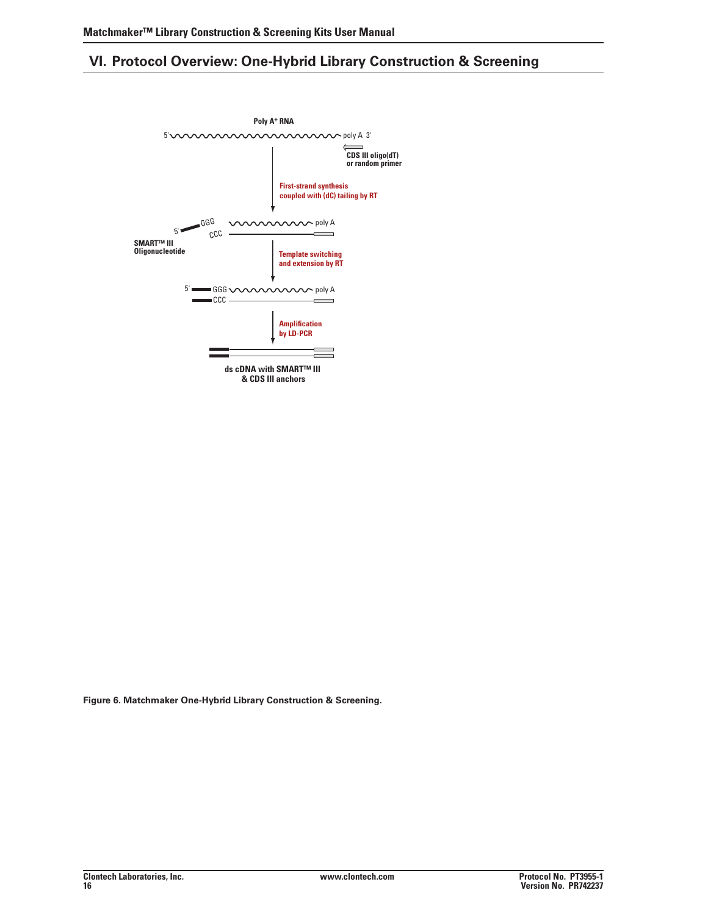## VI. Protocol Overview: One-Hybrid Library Construction & Screening

Poly A+ RNA

5' poly A 3'

CDS III oligo(dT) or random primer

First-strand synthesis coupled with (dC) tailing by RT

5' GGG poly A

CCC

SMART™ III Oligonucleotide

Template switching and extension by RT

5' GGG poly A

CCC

Amplification by LD-PCR

ds cDNA with SMART™ III & CDS III anchors

**Figure 6. Matchmaker One-Hybrid Library Construction & Screening.**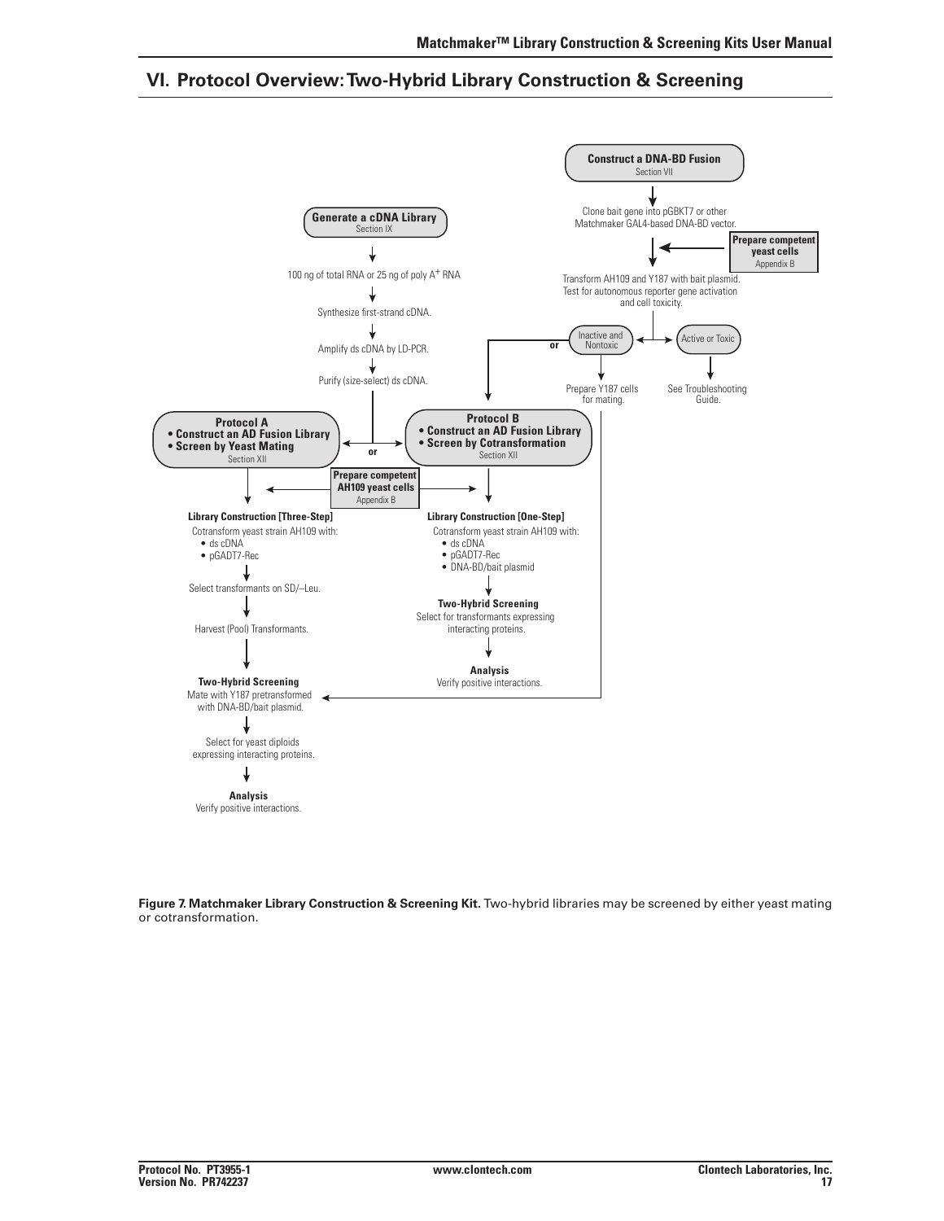## VI. Protocol Overview: Two-Hybrid Library Construction & Screening

**Construct a DNA-BD Fusion**
Section VII

Clone bait gene into pGBKT7 or other Matchmaker GAL4-based DNA-BD vector.

**Prepare competent yeast cells**
Appendix B

Transform AH109 and Y187 with bait plasmid. Test for autonomous reporter gene activation and cell toxicity.

Inactive and Nontoxic — or — Active or Toxic

Prepare Y187 cells for mating.

See Troubleshooting Guide.

**Generate a cDNA Library**
Section IX

100 ng of total RNA or 25 ng of poly $A^+$ RNA

Synthesize first-strand cDNA.

Amplify ds cDNA by LD-PCR.

Purify (size-select) ds cDNA.

**Protocol A**
**• Construct an AD Fusion Library**
**• Screen by Yeast Mating**
Section XII

or

**Protocol B**
**• Construct an AD Fusion Library**
**• Screen by Cotransformation**
Section XII

**Prepare competent AH109 yeast cells**
Appendix B

**Library Construction [Three-Step]**
Cotransform yeast strain AH109 with:
- ds cDNA
- pGADT7-Rec

Select transformants on SD/–Leu.

Harvest (Pool) Transformants.

**Two-Hybrid Screening**
Mate with Y187 pretransformed with DNA-BD/bait plasmid.

Select for yeast diploids expressing interacting proteins.

**Analysis**
Verify positive interactions.

**Library Construction [One-Step]**
Cotransform yeast strain AH109 with:
- ds cDNA
- pGADT7-Rec
- DNA-BD/bait plasmid

**Two-Hybrid Screening**
Select for transformants expressing interacting proteins.

**Analysis**
Verify positive interactions.

**Figure 7. Matchmaker Library Construction & Screening Kit.** Two-hybrid libraries may be screened by either yeast mating or cotransformation.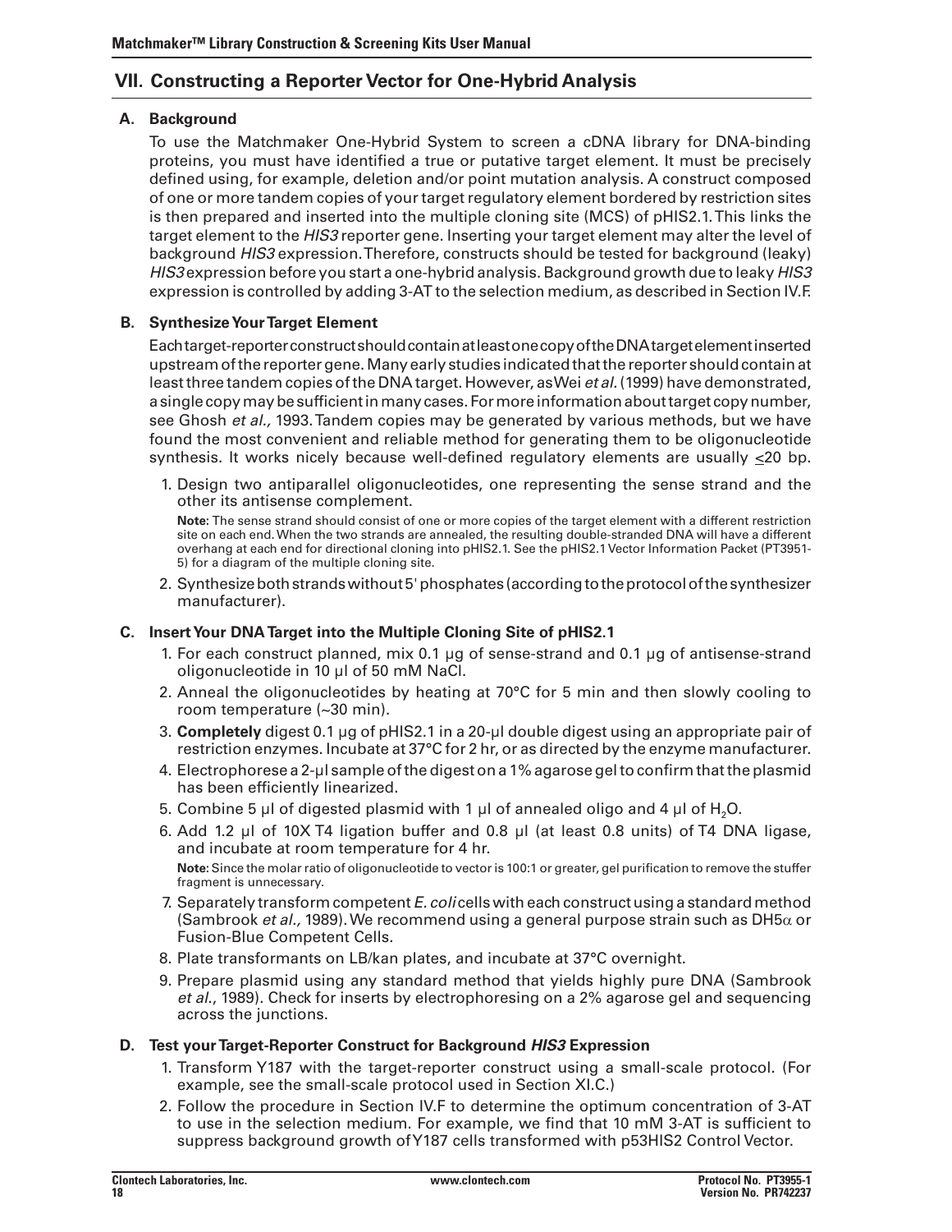## VII. Constructing a Reporter Vector for One-Hybrid Analysis

### A. Background

To use the Matchmaker One-Hybrid System to screen a cDNA library for DNA-binding proteins, you must have identified a true or putative target element. It must be precisely defined using, for example, deletion and/or point mutation analysis. A construct composed of one or more tandem copies of your target regulatory element bordered by restriction sites is then prepared and inserted into the multiple cloning site (MCS) of pHIS2.1. This links the target element to the *HIS3* reporter gene. Inserting your target element may alter the level of background *HIS3* expression. Therefore, constructs should be tested for background (leaky) *HIS3* expression before you start a one-hybrid analysis. Background growth due to leaky *HIS3* expression is controlled by adding 3-AT to the selection medium, as described in Section IV.F.

### B. Synthesize Your Target Element

Each target-reporter construct should contain at least one copy of the DNA target element inserted upstream of the reporter gene. Many early studies indicated that the reporter should contain at least three tandem copies of the DNA target. However, as Wei *et al.* (1999) have demonstrated, a single copy may be sufficient in many cases. For more information about target copy number, see Ghosh *et al.,* 1993. Tandem copies may be generated by various methods, but we have found the most convenient and reliable method for generating them to be oligonucleotide synthesis. It works nicely because well-defined regulatory elements are usually ≤20 bp.

1. Design two antiparallel oligonucleotides, one representing the sense strand and the other its antisense complement.

   **Note:** The sense strand should consist of one or more copies of the target element with a different restriction site on each end. When the two strands are annealed, the resulting double-stranded DNA will have a different overhang at each end for directional cloning into pHIS2.1. See the pHIS2.1 Vector Information Packet (PT3951-5) for a diagram of the multiple cloning site.

2. Synthesize both strands without 5' phosphates (according to the protocol of the synthesizer manufacturer).

### C. Insert Your DNA Target into the Multiple Cloning Site of pHIS2.1

1. For each construct planned, mix 0.1 µg of sense-strand and 0.1 µg of antisense-strand oligonucleotide in 10 µl of 50 mM NaCl.
2. Anneal the oligonucleotides by heating at 70°C for 5 min and then slowly cooling to room temperature (~30 min).
3. **Completely** digest 0.1 µg of pHIS2.1 in a 20-µl double digest using an appropriate pair of restriction enzymes. Incubate at 37°C for 2 hr, or as directed by the enzyme manufacturer.
4. Electrophorese a 2-µl sample of the digest on a 1% agarose gel to confirm that the plasmid has been efficiently linearized.
5. Combine 5 µl of digested plasmid with 1 µl of annealed oligo and 4 µl of $H_2O$.
6. Add 1.2 µl of 10X T4 ligation buffer and 0.8 µl (at least 0.8 units) of T4 DNA ligase, and incubate at room temperature for 4 hr.

   **Note:** Since the molar ratio of oligonucleotide to vector is 100:1 or greater, gel purification to remove the stuffer fragment is unnecessary.

7. Separately transform competent *E. coli* cells with each construct using a standard method (Sambrook *et al.,* 1989). We recommend using a general purpose strain such as DH5α or Fusion-Blue Competent Cells.
8. Plate transformants on LB/kan plates, and incubate at 37°C overnight.
9. Prepare plasmid using any standard method that yields highly pure DNA (Sambrook *et al.*, 1989). Check for inserts by electrophoresing on a 2% agarose gel and sequencing across the junctions.

### D. Test your Target-Reporter Construct for Background *HIS3* Expression

1. Transform Y187 with the target-reporter construct using a small-scale protocol. (For example, see the small-scale protocol used in Section XI.C.)
2. Follow the procedure in Section IV.F to determine the optimum concentration of 3-AT to use in the selection medium. For example, we find that 10 mM 3-AT is sufficient to suppress background growth of Y187 cells transformed with p53HIS2 Control Vector.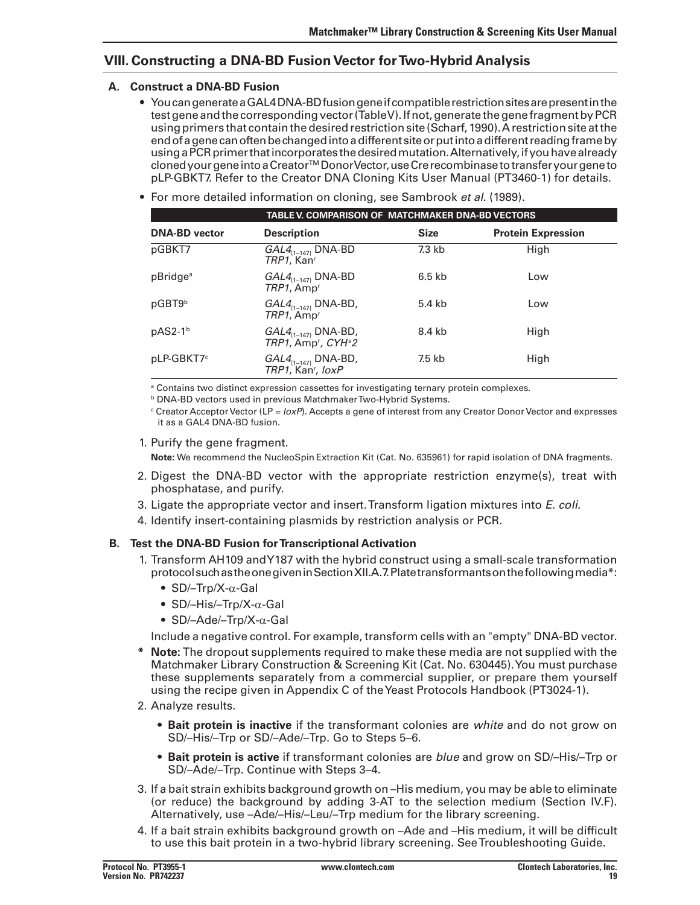## VIII. Constructing a DNA-BD Fusion Vector for Two-Hybrid Analysis

### A. Construct a DNA-BD Fusion

- You can generate a GAL4 DNA-BD fusion gene if compatible restriction sites are present in the test gene and the corresponding vector (Table V). If not, generate the gene fragment by PCR using primers that contain the desired restriction site (Scharf, 1990). A restriction site at the end of a gene can often be changed into a different site or put into a different reading frame by using a PCR primer that incorporates the desired mutation. Alternatively, if you have already cloned your gene into a Creator™ Donor Vector, use Cre recombinase to transfer your gene to pLP-GBKT7. Refer to the Creator DNA Cloning Kits User Manual (PT3460-1) for details.
- For more detailed information on cloning, see Sambrook *et al*. (1989).

**TABLE V. COMPARISON OF MATCHMAKER DNA-BD VECTORS**

| DNA-BD vector | Description | Size | Protein Expression |
|---|---|---|---|
| pGBKT7 | $GAL4_{(1-147)}$ DNA-BD *TRP1*, $Kan^r$ | 7.3 kb | High |
| pBridge[a] | $GAL4_{(1-147)}$ DNA-BD *TRP1*, $Amp^r$ | 6.5 kb | Low |
| pGBT9[b] | $GAL4_{(1-147)}$ DNA-BD, *TRP1*, $Amp^r$ | 5.4 kb | Low |
| pAS2-1[b] | $GAL4_{(1-147)}$ DNA-BD, *TRP1*, $Amp^r$, $CYH^s2$ | 8.4 kb | High |
| pLP-GBKT7[c] | $GAL4_{(1-147)}$ DNA-BD, *TRP1*, $Kan^r$, *loxP* | 7.5 kb | High |

[a] Contains two distinct expression cassettes for investigating ternary protein complexes.

[b] DNA-BD vectors used in previous Matchmaker Two-Hybrid Systems.

[c] Creator Acceptor Vector (LP = *loxP*). Accepts a gene of interest from any Creator Donor Vector and expresses it as a GAL4 DNA-BD fusion.

1. Purify the gene fragment.

   **Note:** We recommend the NucleoSpin Extraction Kit (Cat. No. 635961) for rapid isolation of DNA fragments.

2. Digest the DNA-BD vector with the appropriate restriction enzyme(s), treat with phosphatase, and purify.
3. Ligate the appropriate vector and insert. Transform ligation mixtures into *E. coli*.
4. Identify insert-containing plasmids by restriction analysis or PCR.

### B. Test the DNA-BD Fusion for Transcriptional Activation

1. Transform AH109 and Y187 with the hybrid construct using a small-scale transformation protocol such as the one given in Section XII.A.7. Plate transformants on the following media*:
   - SD/–Trp/X-α-Gal
   - SD/–His/–Trp/X-α-Gal
   - SD/–Ade/–Trp/X-α-Gal

   Include a negative control. For example, transform cells with an "empty" DNA-BD vector.

   \* **Note:** The dropout supplements required to make these media are not supplied with the Matchmaker Library Construction & Screening Kit (Cat. No. 630445). You must purchase these supplements separately from a commercial supplier, or prepare them yourself using the recipe given in Appendix C of the Yeast Protocols Handbook (PT3024-1).

2. Analyze results.
   - **Bait protein is inactive** if the transformant colonies are *white* and do not grow on SD/–His/–Trp or SD/–Ade/–Trp. Go to Steps 5–6.
   - **Bait protein is active** if transformant colonies are *blue* and grow on SD/–His/–Trp or SD/–Ade/–Trp. Continue with Steps 3–4.
3. If a bait strain exhibits background growth on –His medium, you may be able to eliminate (or reduce) the background by adding 3-AT to the selection medium (Section IV.F). Alternatively, use –Ade/–His/–Leu/–Trp medium for the library screening.
4. If a bait strain exhibits background growth on –Ade and –His medium, it will be difficult to use this bait protein in a two-hybrid library screening. See Troubleshooting Guide.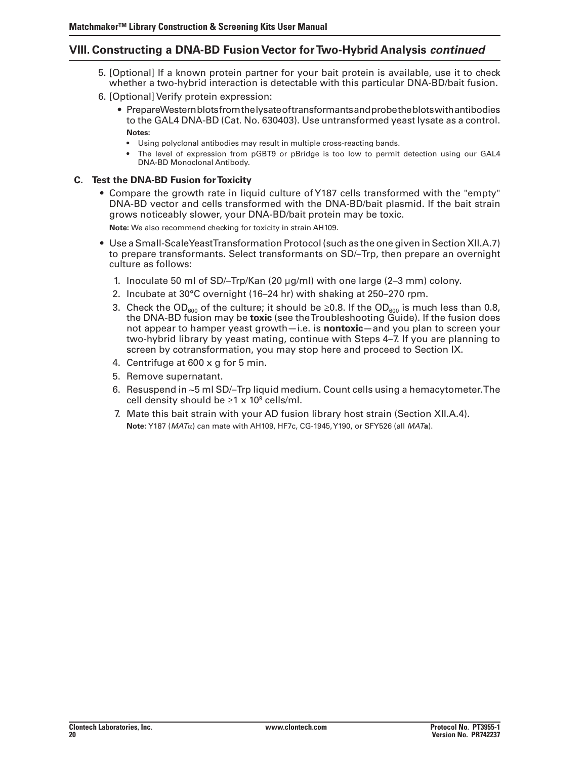## VIII. Constructing a DNA-BD Fusion Vector for Two-Hybrid Analysis *continued*

5. [Optional] If a known protein partner for your bait protein is available, use it to check whether a two-hybrid interaction is detectable with this particular DNA-BD/bait fusion.
6. [Optional] Verify protein expression:
   - Prepare Western blots from the lysate of transformants and probe the blots with antibodies to the GAL4 DNA-BD (Cat. No. 630403). Use untransformed yeast lysate as a control.

     **Notes**:
     - Using polyclonal antibodies may result in multiple cross-reacting bands.
     - The level of expression from pGBT9 or pBridge is too low to permit detection using our GAL4 DNA-BD Monoclonal Antibody.

### C. Test the DNA-BD Fusion for Toxicity

- Compare the growth rate in liquid culture of Y187 cells transformed with the "empty" DNA-BD vector and cells transformed with the DNA-BD/bait plasmid. If the bait strain grows noticeably slower, your DNA-BD/bait protein may be toxic.

  **Note**: We also recommend checking for toxicity in strain AH109.

- Use a Small-Scale Yeast Transformation Protocol (such as the one given in Section XII.A.7) to prepare transformants. Select transformants on SD/–Trp, then prepare an overnight culture as follows:
  1. Inoculate 50 ml of SD/–Trp/Kan (20 µg/ml) with one large (2–3 mm) colony.
  2. Incubate at 30°C overnight (16–24 hr) with shaking at 250–270 rpm.
  3. Check the $OD_{600}$ of the culture; it should be ≥0.8. If the $OD_{600}$ is much less than 0.8, the DNA-BD fusion may be **toxic** (see the Troubleshooting Guide). If the fusion does not appear to hamper yeast growth—i.e. is **nontoxic**—and you plan to screen your two-hybrid library by yeast mating, continue with Steps 4–7. If you are planning to screen by cotransformation, you may stop here and proceed to Section IX.
  4. Centrifuge at 600 x g for 5 min.
  5. Remove supernatant.
  6. Resuspend in ~5 ml SD/–Trp liquid medium. Count cells using a hemacytometer. The cell density should be ≥1 x $10^9$ cells/ml.
  7. Mate this bait strain with your AD fusion library host strain (Section XII.A.4).

     **Note:** Y187 (*MAT*α) can mate with AH109, HF7c, CG-1945, Y190, or SFY526 (all *MAT***a**).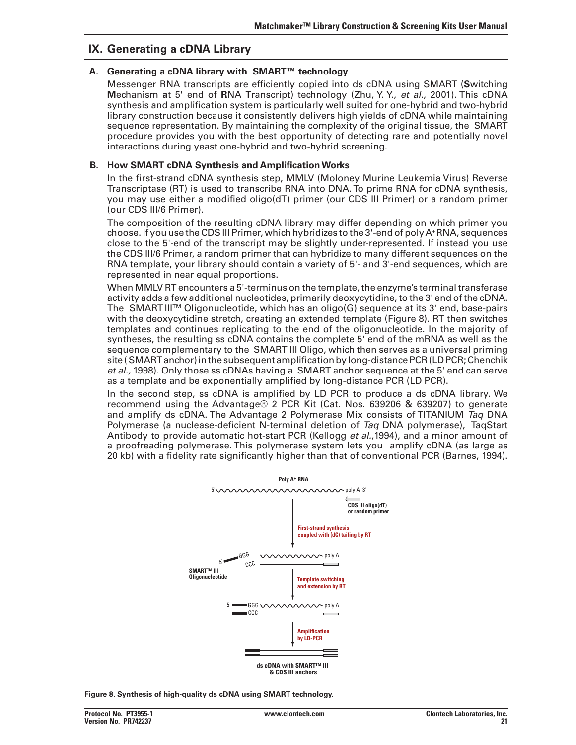## IX. Generating a cDNA Library

### A. Generating a cDNA library with SMART™ technology

Messenger RNA transcripts are efficiently copied into ds cDNA using SMART (**S**witching **M**echanism **a**t 5' end of **R**NA **T**ranscript) technology (Zhu, Y. Y., *et al.,* 2001). This cDNA synthesis and amplification system is particularly well suited for one-hybrid and two-hybrid library construction because it consistently delivers high yields of cDNA while maintaining sequence representation. By maintaining the complexity of the original tissue, the SMART procedure provides you with the best opportunity of detecting rare and potentially novel interactions during yeast one-hybrid and two-hybrid screening.

### B. How SMART cDNA Synthesis and Amplification Works

In the first-strand cDNA synthesis step, MMLV (Moloney Murine Leukemia Virus) Reverse Transcriptase (RT) is used to transcribe RNA into DNA. To prime RNA for cDNA synthesis, you may use either a modified oligo(dT) primer (our CDS III Primer) or a random primer (our CDS III/6 Primer).

The composition of the resulting cDNA library may differ depending on which primer you choose. If you use the CDS III Primer, which hybridizes to the 3'-end of poly A+ RNA, sequences close to the 5'-end of the transcript may be slightly under-represented. If instead you use the CDS III/6 Primer, a random primer that can hybridize to many different sequences on the RNA template, your library should contain a variety of 5'- and 3'-end sequences, which are represented in near equal proportions.

When MMLV RT encounters a 5'-terminus on the template, the enzyme's terminal transferase activity adds a few additional nucleotides, primarily deoxycytidine, to the 3' end of the cDNA. The SMART III™ Oligonucleotide, which has an oligo(G) sequence at its 3' end, base-pairs with the deoxycytidine stretch, creating an extended template (Figure 8). RT then switches templates and continues replicating to the end of the oligonucleotide. In the majority of syntheses, the resulting ss cDNA contains the complete 5' end of the mRNA as well as the sequence complementary to the SMART III Oligo, which then serves as a universal priming site (SMART anchor) in the subsequent amplification by long-distance PCR (LD PCR; Chenchik *et al.,* 1998). Only those ss cDNAs having a SMART anchor sequence at the 5' end can serve as a template and be exponentially amplified by long-distance PCR (LD PCR).

In the second step, ss cDNA is amplified by LD PCR to produce a ds cDNA library. We recommend using the Advantage® 2 PCR Kit (Cat. Nos. 639206 & 639207) to generate and amplify ds cDNA. The Advantage 2 Polymerase Mix consists of TITANIUM *Taq* DNA Polymerase (a nuclease-deficient N-terminal deletion of *Taq* DNA polymerase), TaqStart Antibody to provide automatic hot-start PCR (Kellogg *et al.,*1994), and a minor amount of a proofreading polymerase. This polymerase system lets you amplify cDNA (as large as 20 kb) with a fidelity rate significantly higher than that of conventional PCR (Barnes, 1994).

Poly A+ RNA — 5' ... poly A 3' — CDS III oligo(dT) or random primer — First-strand synthesis coupled with (dC) tailing by RT — SMART™ III Oligonucleotide (5' ... GGG / CCC) — Template switching and extension by RT — Amplification by LD-PCR — ds cDNA with SMART™ III & CDS III anchors

**Figure 8. Synthesis of high-quality ds cDNA using SMART technology.**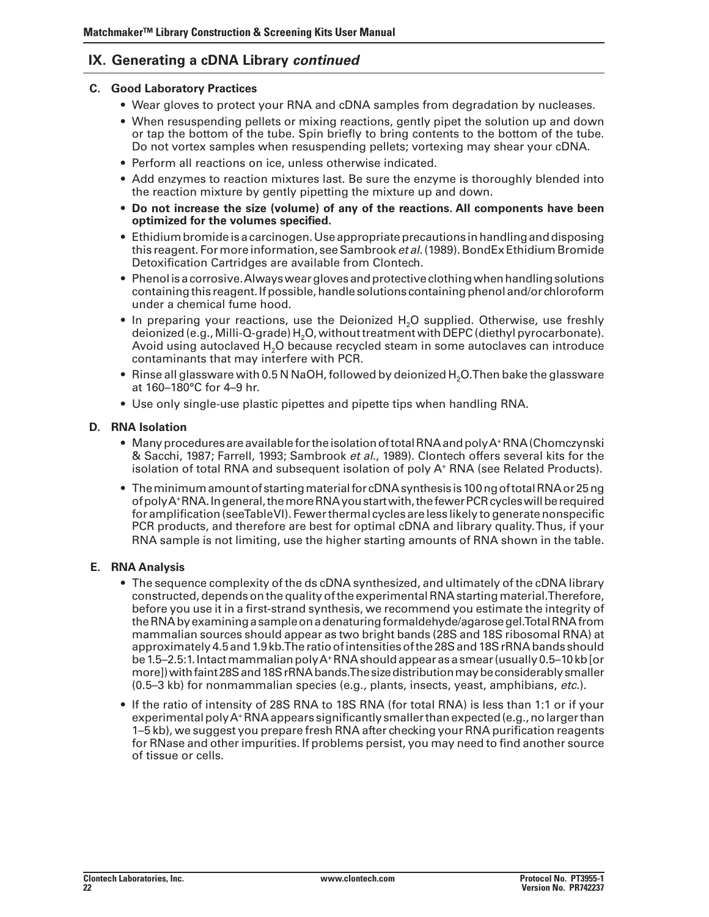## IX. Generating a cDNA Library *continued*

### C. Good Laboratory Practices

- Wear gloves to protect your RNA and cDNA samples from degradation by nucleases.
- When resuspending pellets or mixing reactions, gently pipet the solution up and down or tap the bottom of the tube. Spin briefly to bring contents to the bottom of the tube. Do not vortex samples when resuspending pellets; vortexing may shear your cDNA.
- Perform all reactions on ice, unless otherwise indicated.
- Add enzymes to reaction mixtures last. Be sure the enzyme is thoroughly blended into the reaction mixture by gently pipetting the mixture up and down.
- **Do not increase the size (volume) of any of the reactions. All components have been optimized for the volumes specified.**
- Ethidium bromide is a carcinogen. Use appropriate precautions in handling and disposing this reagent. For more information, see Sambrook *et al.* (1989). BondEx Ethidium Bromide Detoxification Cartridges are available from Clontech.
- Phenol is a corrosive. Always wear gloves and protective clothing when handling solutions containing this reagent. If possible, handle solutions containing phenol and/or chloroform under a chemical fume hood.
- In preparing your reactions, use the Deionized $H_2O$ supplied. Otherwise, use freshly deionized (e.g., Milli-Q-grade) $H_2O$, without treatment with DEPC (diethyl pyrocarbonate). Avoid using autoclaved $H_2O$ because recycled steam in some autoclaves can introduce contaminants that may interfere with PCR.
- Rinse all glassware with 0.5 N NaOH, followed by deionized $H_2O$. Then bake the glassware at 160–180°C for 4–9 hr.
- Use only single-use plastic pipettes and pipette tips when handling RNA.

### D. RNA Isolation

- Many procedures are available for the isolation of total RNA and poly $A^+$ RNA (Chomczynski & Sacchi, 1987; Farrell, 1993; Sambrook *et al.*, 1989). Clontech offers several kits for the isolation of total RNA and subsequent isolation of poly $A^+$ RNA (see Related Products).
- The minimum amount of starting material for cDNA synthesis is 100 ng of total RNA or 25 ng of poly $A^+$ RNA. In general, the more RNA you start with, the fewer PCR cycles will be required for amplification (see Table VI). Fewer thermal cycles are less likely to generate nonspecific PCR products, and therefore are best for optimal cDNA and library quality. Thus, if your RNA sample is not limiting, use the higher starting amounts of RNA shown in the table.

### E. RNA Analysis

- The sequence complexity of the ds cDNA synthesized, and ultimately of the cDNA library constructed, depends on the quality of the experimental RNA starting material. Therefore, before you use it in a first-strand synthesis, we recommend you estimate the integrity of the RNA by examining a sample on a denaturing formaldehyde/agarose gel. Total RNA from mammalian sources should appear as two bright bands (28S and 18S ribosomal RNA) at approximately 4.5 and 1.9 kb. The ratio of intensities of the 28S and 18S rRNA bands should be 1.5–2.5:1. Intact mammalian poly $A^+$ RNA should appear as a smear (usually 0.5–10 kb [or more]) with faint 28S and 18S rRNA bands. The size distribution may be considerably smaller (0.5–3 kb) for nonmammalian species (e.g., plants, insects, yeast, amphibians, *etc.*).
- If the ratio of intensity of 28S RNA to 18S RNA (for total RNA) is less than 1:1 or if your experimental poly $A^+$ RNA appears significantly smaller than expected (e.g., no larger than 1–5 kb), we suggest you prepare fresh RNA after checking your RNA purification reagents for RNase and other impurities. If problems persist, you may need to find another source of tissue or cells.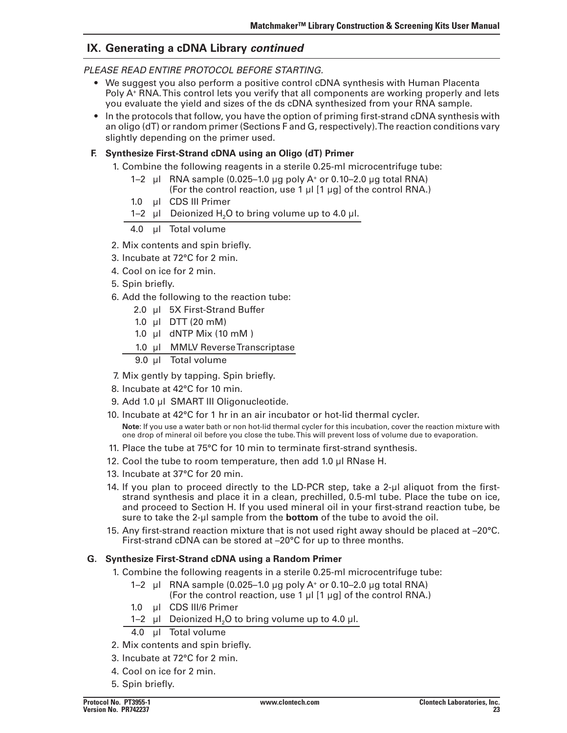## IX. Generating a cDNA Library *continued*

*PLEASE READ ENTIRE PROTOCOL BEFORE STARTING.*

- We suggest you also perform a positive control cDNA synthesis with Human Placenta Poly A+ RNA. This control lets you verify that all components are working properly and lets you evaluate the yield and sizes of the ds cDNA synthesized from your RNA sample.
- In the protocols that follow, you have the option of priming first-strand cDNA synthesis with an oligo (dT) or random primer (Sections F and G, respectively). The reaction conditions vary slightly depending on the primer used.

### F. Synthesize First-Strand cDNA using an Oligo (dT) Primer

1. Combine the following reagents in a sterile 0.25-ml microcentrifuge tube:

| | | |
|---|---|---|
| 1–2 | µl | RNA sample (0.025–1.0 µg poly A+ or 0.10–2.0 µg total RNA) (For the control reaction, use 1 µl [1 µg] of the control RNA.) |
| 1.0 | µl | CDS III Primer |
| 1–2 | µl | Deionized $H_2O$ to bring volume up to 4.0 µl. |
| 4.0 | µl | Total volume |

2. Mix contents and spin briefly.
3. Incubate at 72°C for 2 min.
4. Cool on ice for 2 min.
5. Spin briefly.
6. Add the following to the reaction tube:

| | | |
|---|---|---|
| 2.0 | µl | 5X First-Strand Buffer |
| 1.0 | µl | DTT (20 mM) |
| 1.0 | µl | dNTP Mix (10 mM ) |
| 1.0 | µl | MMLV Reverse Transcriptase |
| 9.0 | µl | Total volume |

7. Mix gently by tapping. Spin briefly.
8. Incubate at 42°C for 10 min.
9. Add 1.0 µl SMART III Oligonucleotide.
10. Incubate at 42°C for 1 hr in an air incubator or hot-lid thermal cycler.

    **Note**: If you use a water bath or non hot-lid thermal cycler for this incubation, cover the reaction mixture with one drop of mineral oil before you close the tube. This will prevent loss of volume due to evaporation.
11. Place the tube at 75°C for 10 min to terminate first-strand synthesis.
12. Cool the tube to room temperature, then add 1.0 µl RNase H.
13. Incubate at 37°C for 20 min.
14. If you plan to proceed directly to the LD-PCR step, take a 2-µl aliquot from the first-strand synthesis and place it in a clean, prechilled, 0.5-ml tube. Place the tube on ice, and proceed to Section H. If you used mineral oil in your first-strand reaction tube, be sure to take the 2-µl sample from the **bottom** of the tube to avoid the oil.
15. Any first-strand reaction mixture that is not used right away should be placed at –20°C. First-strand cDNA can be stored at –20°C for up to three months.

### G. Synthesize First-Strand cDNA using a Random Primer

1. Combine the following reagents in a sterile 0.25-ml microcentrifuge tube:

| | | |
|---|---|---|
| 1–2 | µl | RNA sample (0.025–1.0 µg poly A+ or 0.10–2.0 µg total RNA) (For the control reaction, use 1 µl [1 µg] of the control RNA.) |
| 1.0 | µl | CDS III/6 Primer |
| 1–2 | µl | Deionized $H_2O$ to bring volume up to 4.0 µl. |
| 4.0 | µl | Total volume |

2. Mix contents and spin briefly.
3. Incubate at 72°C for 2 min.
4. Cool on ice for 2 min.
5. Spin briefly.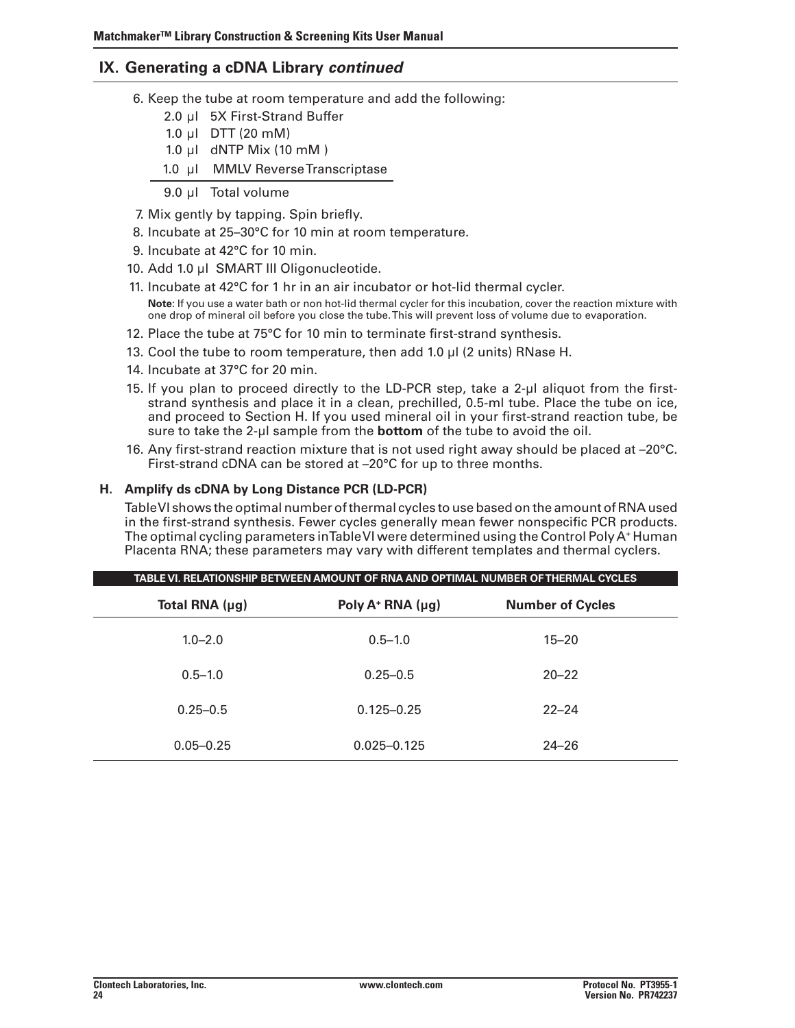## IX. Generating a cDNA Library *continued*

6. Keep the tube at room temperature and add the following:

   2.0 µl 5X First-Strand Buffer
   1.0 µl DTT (20 mM)
   1.0 µl dNTP Mix (10 mM )
   1.0 µl MMLV Reverse Transcriptase

   9.0 µl Total volume

7. Mix gently by tapping. Spin briefly.
8. Incubate at 25–30°C for 10 min at room temperature.
9. Incubate at 42°C for 10 min.
10. Add 1.0 µl SMART III Oligonucleotide.
11. Incubate at 42°C for 1 hr in an air incubator or hot-lid thermal cycler.

    **Note**: If you use a water bath or non hot-lid thermal cycler for this incubation, cover the reaction mixture with one drop of mineral oil before you close the tube. This will prevent loss of volume due to evaporation.

12. Place the tube at 75°C for 10 min to terminate first-strand synthesis.
13. Cool the tube to room temperature, then add 1.0 µl (2 units) RNase H.
14. Incubate at 37°C for 20 min.
15. If you plan to proceed directly to the LD-PCR step, take a 2-µl aliquot from the first-strand synthesis and place it in a clean, prechilled, 0.5-ml tube. Place the tube on ice, and proceed to Section H. If you used mineral oil in your first-strand reaction tube, be sure to take the 2-µl sample from the **bottom** of the tube to avoid the oil.
16. Any first-strand reaction mixture that is not used right away should be placed at –20°C. First-strand cDNA can be stored at –20°C for up to three months.

### H. Amplify ds cDNA by Long Distance PCR (LD-PCR)

Table VI shows the optimal number of thermal cycles to use based on the amount of RNA used in the first-strand synthesis. Fewer cycles generally mean fewer nonspecific PCR products. The optimal cycling parameters in Table VI were determined using the Control Poly A$^+$ Human Placenta RNA; these parameters may vary with different templates and thermal cyclers.

**TABLE VI. RELATIONSHIP BETWEEN AMOUNT OF RNA AND OPTIMAL NUMBER OF THERMAL CYCLES**

| Total RNA (µg) | Poly A$^+$ RNA (µg) | Number of Cycles |
|---|---|---|
| 1.0–2.0 | 0.5–1.0 | 15–20 |
| 0.5–1.0 | 0.25–0.5 | 20–22 |
| 0.25–0.5 | 0.125–0.25 | 22–24 |
| 0.05–0.25 | 0.025–0.125 | 24–26 |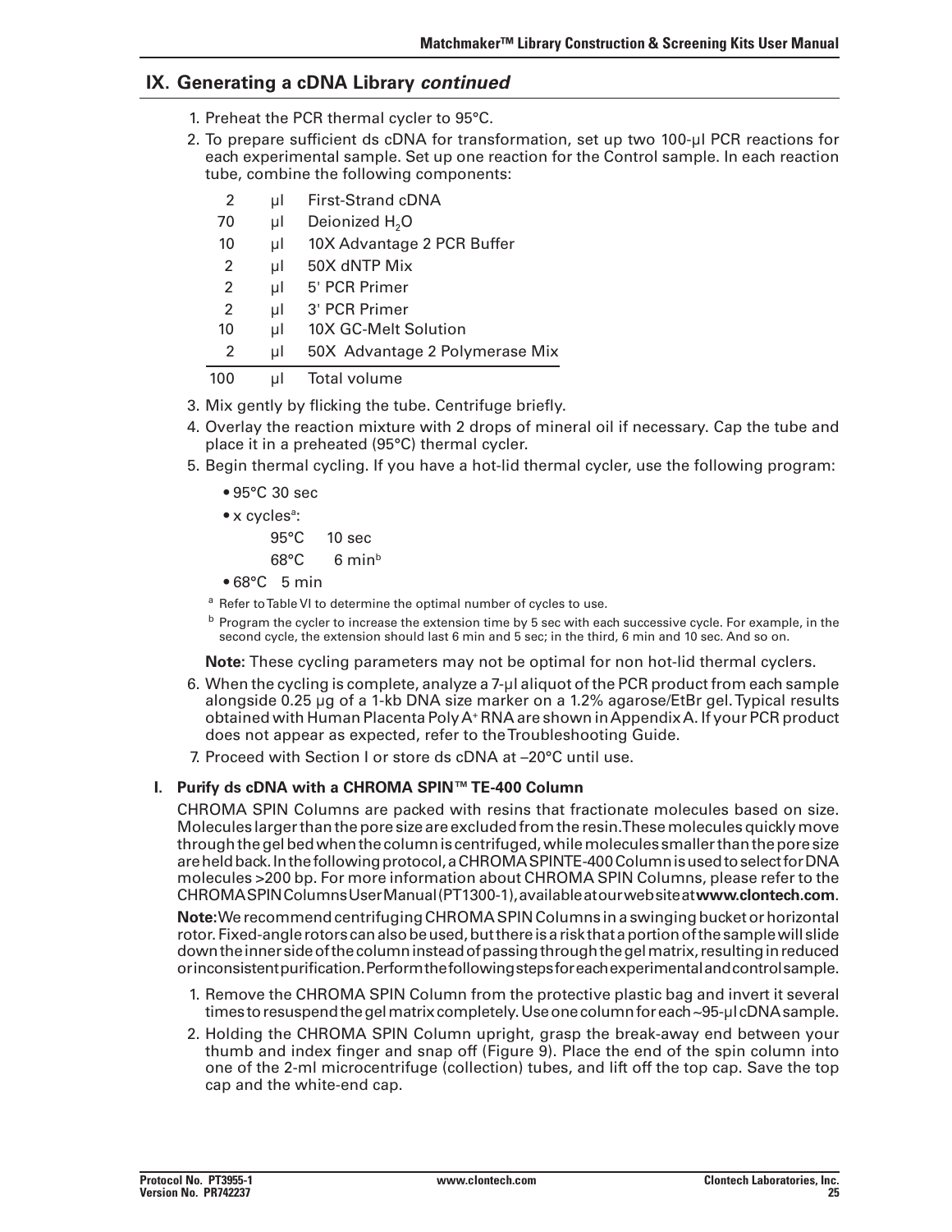## IX. Generating a cDNA Library *continued*

1. Preheat the PCR thermal cycler to 95°C.
2. To prepare sufficient ds cDNA for transformation, set up two 100-µl PCR reactions for each experimental sample. Set up one reaction for the Control sample. In each reaction tube, combine the following components:

| | | |
|---|---|---|
| 2 | µl | First-Strand cDNA |
| 70 | µl | Deionized $H_2O$ |
| 10 | µl | 10X Advantage 2 PCR Buffer |
| 2 | µl | 50X dNTP Mix |
| 2 | µl | 5' PCR Primer |
| 2 | µl | 3' PCR Primer |
| 10 | µl | 10X GC-Melt Solution |
| 2 | µl | 50X Advantage 2 Polymerase Mix |
| 100 | µl | Total volume |

3. Mix gently by flicking the tube. Centrifuge briefly.
4. Overlay the reaction mixture with 2 drops of mineral oil if necessary. Cap the tube and place it in a preheated (95°C) thermal cycler.
5. Begin thermal cycling. If you have a hot-lid thermal cycler, use the following program:
   - 95°C 30 sec
   - x cycles[a]:
     - 95°C 10 sec
     - 68°C 6 min[b]
   - 68°C 5 min

   [a] Refer to Table VI to determine the optimal number of cycles to use.

   [b] Program the cycler to increase the extension time by 5 sec with each successive cycle. For example, in the second cycle, the extension should last 6 min and 5 sec; in the third, 6 min and 10 sec. And so on.

   **Note:** These cycling parameters may not be optimal for non hot-lid thermal cyclers.
6. When the cycling is complete, analyze a 7-µl aliquot of the PCR product from each sample alongside 0.25 µg of a 1-kb DNA size marker on a 1.2% agarose/EtBr gel. Typical results obtained with Human Placenta Poly A+ RNA are shown in Appendix A. If your PCR product does not appear as expected, refer to the Troubleshooting Guide.
7. Proceed with Section I or store ds cDNA at –20°C until use.

### I. Purify ds cDNA with a CHROMA SPIN™ TE-400 Column

CHROMA SPIN Columns are packed with resins that fractionate molecules based on size. Molecules larger than the pore size are excluded from the resin. These molecules quickly move through the gel bed when the column is centrifuged, while molecules smaller than the pore size are held back. In the following protocol, a CHROMA SPIN TE-400 Column is used to select for DNA molecules >200 bp. For more information about CHROMA SPIN Columns, please refer to the CHROMA SPIN Columns User Manual (PT1300-1), available at our web site at **www.clontech.com**.

**Note**: We recommend centrifuging CHROMA SPIN Columns in a swinging bucket or horizontal rotor. Fixed-angle rotors can also be used, but there is a risk that a portion of the sample will slide down the inner side of the column instead of passing through the gel matrix, resulting in reduced or inconsistent purification. Perform the following steps for each experimental and control sample.

1. Remove the CHROMA SPIN Column from the protective plastic bag and invert it several times to resuspend the gel matrix completely. Use one column for each ~95-µl cDNA sample.
2. Holding the CHROMA SPIN Column upright, grasp the break-away end between your thumb and index finger and snap off (Figure 9). Place the end of the spin column into one of the 2-ml microcentrifuge (collection) tubes, and lift off the top cap. Save the top cap and the white-end cap.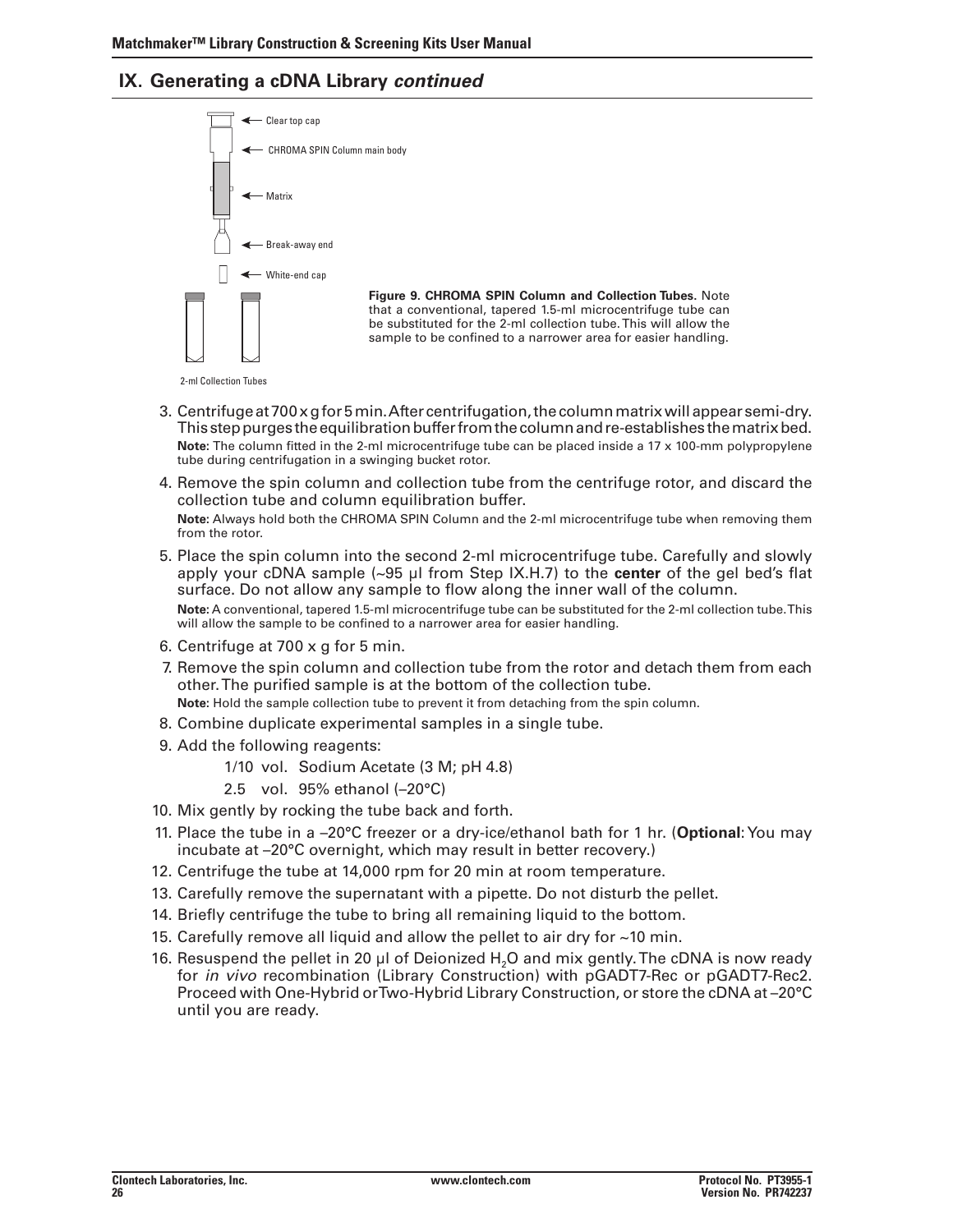## IX. Generating a cDNA Library *continued*

Clear top cap

CHROMA SPIN Column main body

Matrix

Break-away end

White-end cap

2-ml Collection Tubes

**Figure 9. CHROMA SPIN Column and Collection Tubes.** Note that a conventional, tapered 1.5-ml microcentrifuge tube can be substituted for the 2-ml collection tube. This will allow the sample to be confined to a narrower area for easier handling.

3. Centrifuge at 700 x g for 5 min. After centrifugation, the column matrix will appear semi-dry. This step purges the equilibration buffer from the column and re-establishes the matrix bed.
   **Note:** The column fitted in the 2-ml microcentrifuge tube can be placed inside a 17 x 100-mm polypropylene tube during centrifugation in a swinging bucket rotor.
4. Remove the spin column and collection tube from the centrifuge rotor, and discard the collection tube and column equilibration buffer.
   **Note:** Always hold both the CHROMA SPIN Column and the 2-ml microcentrifuge tube when removing them from the rotor.
5. Place the spin column into the second 2-ml microcentrifuge tube. Carefully and slowly apply your cDNA sample (~95 µl from Step IX.H.7) to the **center** of the gel bed's flat surface. Do not allow any sample to flow along the inner wall of the column.
   **Note:** A conventional, tapered 1.5-ml microcentrifuge tube can be substituted for the 2-ml collection tube. This will allow the sample to be confined to a narrower area for easier handling.
6. Centrifuge at 700 x g for 5 min.
7. Remove the spin column and collection tube from the rotor and detach them from each other. The purified sample is at the bottom of the collection tube.
   **Note:** Hold the sample collection tube to prevent it from detaching from the spin column.
8. Combine duplicate experimental samples in a single tube.
9. Add the following reagents:
   - 1/10 vol. Sodium Acetate (3 M; pH 4.8)
   - 2.5 vol. 95% ethanol (–20°C)
10. Mix gently by rocking the tube back and forth.
11. Place the tube in a –20°C freezer or a dry-ice/ethanol bath for 1 hr. (**Optional**: You may incubate at –20°C overnight, which may result in better recovery.)
12. Centrifuge the tube at 14,000 rpm for 20 min at room temperature.
13. Carefully remove the supernatant with a pipette. Do not disturb the pellet.
14. Briefly centrifuge the tube to bring all remaining liquid to the bottom.
15. Carefully remove all liquid and allow the pellet to air dry for ~10 min.
16. Resuspend the pellet in 20 µl of Deionized $H_2O$ and mix gently. The cDNA is now ready for *in vivo* recombination (Library Construction) with pGADT7-Rec or pGADT7-Rec2. Proceed with One-Hybrid or Two-Hybrid Library Construction, or store the cDNA at –20°C until you are ready.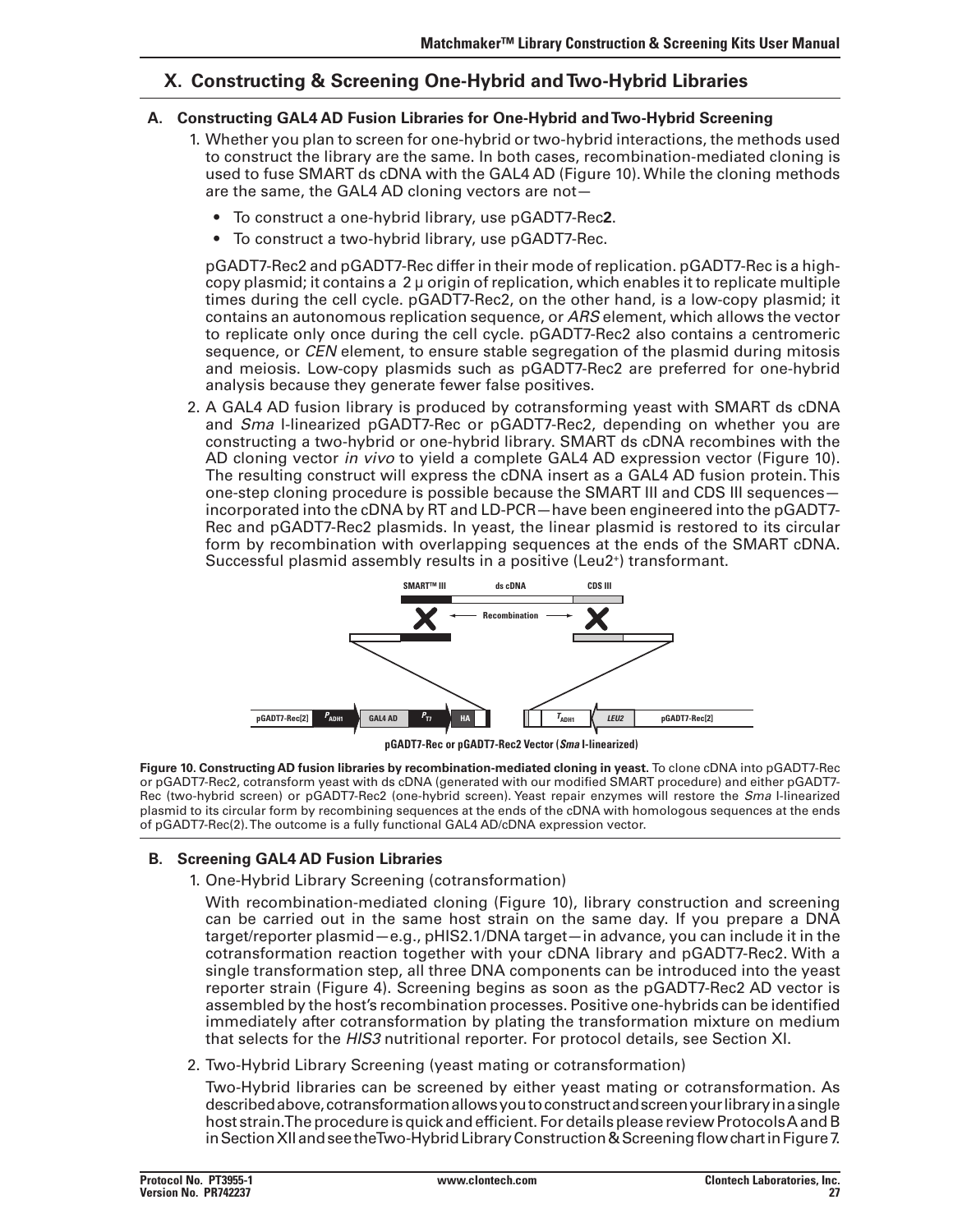## X. Constructing & Screening One-Hybrid and Two-Hybrid Libraries

### A. Constructing GAL4 AD Fusion Libraries for One-Hybrid and Two-Hybrid Screening

1. Whether you plan to screen for one-hybrid or two-hybrid interactions, the methods used to construct the library are the same. In both cases, recombination-mediated cloning is used to fuse SMART ds cDNA with the GAL4 AD (Figure 10). While the cloning methods are the same, the GAL4 AD cloning vectors are not—

   - To construct a one-hybrid library, use pGADT7-Rec**2**.
   - To construct a two-hybrid library, use pGADT7-Rec.

   pGADT7-Rec2 and pGADT7-Rec differ in their mode of replication. pGADT7-Rec is a high-copy plasmid; it contains a 2 μ origin of replication, which enables it to replicate multiple times during the cell cycle. pGADT7-Rec2, on the other hand, is a low-copy plasmid; it contains an autonomous replication sequence, or *ARS* element, which allows the vector to replicate only once during the cell cycle. pGADT7-Rec2 also contains a centromeric sequence, or *CEN* element, to ensure stable segregation of the plasmid during mitosis and meiosis. Low-copy plasmids such as pGADT7-Rec2 are preferred for one-hybrid analysis because they generate fewer false positives.

2. A GAL4 AD fusion library is produced by cotransforming yeast with SMART ds cDNA and *Sma* I-linearized pGADT7-Rec or pGADT7-Rec2, depending on whether you are constructing a two-hybrid or one-hybrid library. SMART ds cDNA recombines with the AD cloning vector *in vivo* to yield a complete GAL4 AD expression vector (Figure 10). The resulting construct will express the cDNA insert as a GAL4 AD fusion protein. This one-step cloning procedure is possible because the SMART III and CDS III sequences—incorporated into the cDNA by RT and LD-PCR—have been engineered into the pGADT7-Rec and pGADT7-Rec2 plasmids. In yeast, the linear plasmid is restored to its circular form by recombination with overlapping sequences at the ends of the SMART cDNA. Successful plasmid assembly results in a positive (Leu2[+]) transformant.

SMART™ III | ds cDNA | CDS III | Recombination

pGADT7-Rec[2] | $P_{ADH1}$ | GAL4 AD | $P_{T7}$ | HA | $T_{ADH1}$ | *LEU2* | pGADT7-Rec[2]

pGADT7-Rec or pGADT7-Rec2 Vector (*Sma* I-linearized)

**Figure 10. Constructing AD fusion libraries by recombination-mediated cloning in yeast.** To clone cDNA into pGADT7-Rec or pGADT7-Rec2, cotransform yeast with ds cDNA (generated with our modified SMART procedure) and either pGADT7-Rec (two-hybrid screen) or pGADT7-Rec2 (one-hybrid screen). Yeast repair enzymes will restore the *Sma* I-linearized plasmid to its circular form by recombining sequences at the ends of the cDNA with homologous sequences at the ends of pGADT7-Rec(2). The outcome is a fully functional GAL4 AD/cDNA expression vector.

### B. Screening GAL4 AD Fusion Libraries

1. One-Hybrid Library Screening (cotransformation)

   With recombination-mediated cloning (Figure 10), library construction and screening can be carried out in the same host strain on the same day. If you prepare a DNA target/reporter plasmid—e.g., pHIS2.1/DNA target—in advance, you can include it in the cotransformation reaction together with your cDNA library and pGADT7-Rec2. With a single transformation step, all three DNA components can be introduced into the yeast reporter strain (Figure 4). Screening begins as soon as the pGADT7-Rec2 AD vector is assembled by the host's recombination processes. Positive one-hybrids can be identified immediately after cotransformation by plating the transformation mixture on medium that selects for the *HIS3* nutritional reporter. For protocol details, see Section XI.

2. Two-Hybrid Library Screening (yeast mating or cotransformation)

   Two-Hybrid libraries can be screened by either yeast mating or cotransformation. As described above, cotransformation allows you to construct and screen your library in a single host strain. The procedure is quick and efficient. For details please review Protocols A and B in Section XII and see the Two-Hybrid Library Construction & Screening flow chart in Figure 7.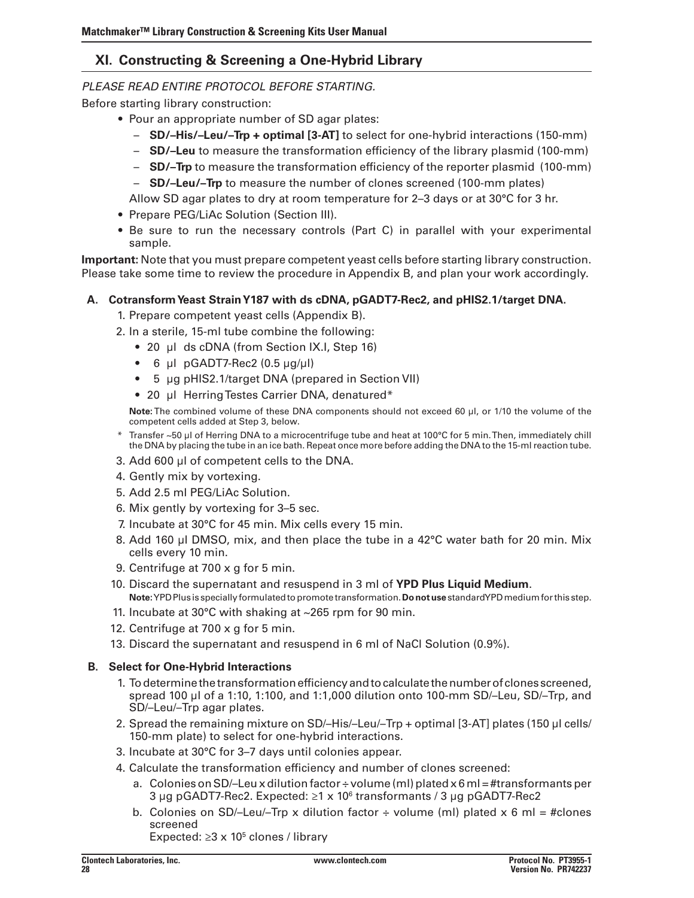## XI. Constructing & Screening a One-Hybrid Library

*PLEASE READ ENTIRE PROTOCOL BEFORE STARTING.*

Before starting library construction:

- Pour an appropriate number of SD agar plates:
  - **SD/–His/–Leu/–Trp + optimal [3-AT]** to select for one-hybrid interactions (150-mm)
  - **SD/–Leu** to measure the transformation efficiency of the library plasmid (100-mm)
  - **SD/–Trp** to measure the transformation efficiency of the reporter plasmid (100-mm)
  - **SD/–Leu/–Trp** to measure the number of clones screened (100-mm plates)

  Allow SD agar plates to dry at room temperature for 2–3 days or at 30°C for 3 hr.
- Prepare PEG/LiAc Solution (Section III).
- Be sure to run the necessary controls (Part C) in parallel with your experimental sample.

**Important:** Note that you must prepare competent yeast cells before starting library construction. Please take some time to review the procedure in Appendix B, and plan your work accordingly.

### A. Cotransform Yeast Strain Y187 with ds cDNA, pGADT7-Rec2, and pHIS2.1/target DNA.

1. Prepare competent yeast cells (Appendix B).
2. In a sterile, 15-ml tube combine the following:
   - 20 µl ds cDNA (from Section IX.I, Step 16)
   - 6 µl pGADT7-Rec2 (0.5 µg/µl)
   - 5 µg pHIS2.1/target DNA (prepared in Section VII)
   - 20 µl Herring Testes Carrier DNA, denatured*

   **Note:** The combined volume of these DNA components should not exceed 60 µl, or 1/10 the volume of the competent cells added at Step 3, below.

   \* Transfer ~50 µl of Herring DNA to a microcentrifuge tube and heat at 100°C for 5 min. Then, immediately chill the DNA by placing the tube in an ice bath. Repeat once more before adding the DNA to the 15-ml reaction tube.
3. Add 600 µl of competent cells to the DNA.
4. Gently mix by vortexing.
5. Add 2.5 ml PEG/LiAc Solution.
6. Mix gently by vortexing for 3–5 sec.
7. Incubate at 30°C for 45 min. Mix cells every 15 min.
8. Add 160 µl DMSO, mix, and then place the tube in a 42°C water bath for 20 min. Mix cells every 10 min.
9. Centrifuge at 700 x g for 5 min.
10. Discard the supernatant and resuspend in 3 ml of **YPD Plus Liquid Medium**.

    **Note**: YPD Plus is specially formulated to promote transformation. **Do not use** standard YPD medium for this step.
11. Incubate at 30°C with shaking at ~265 rpm for 90 min.
12. Centrifuge at 700 x g for 5 min.
13. Discard the supernatant and resuspend in 6 ml of NaCl Solution (0.9%).

### B. Select for One-Hybrid Interactions

1. To determine the transformation efficiency and to calculate the number of clones screened, spread 100 µl of a 1:10, 1:100, and 1:1,000 dilution onto 100-mm SD/–Leu, SD/–Trp, and SD/–Leu/–Trp agar plates.
2. Spread the remaining mixture on SD/–His/–Leu/–Trp + optimal [3-AT] plates (150 µl cells/150-mm plate) to select for one-hybrid interactions.
3. Incubate at 30°C for 3–7 days until colonies appear.
4. Calculate the transformation efficiency and number of clones screened:
   a. Colonies on SD/–Leu x dilution factor ÷ volume (ml) plated x 6 ml = #transformants per 3 µg pGADT7-Rec2. Expected: ≥1 x $10^6$ transformants / 3 µg pGADT7-Rec2

   b. Colonies on SD/–Leu/–Trp x dilution factor ÷ volume (ml) plated x 6 ml = #clones screened

   Expected: ≥3 x $10^5$ clones / library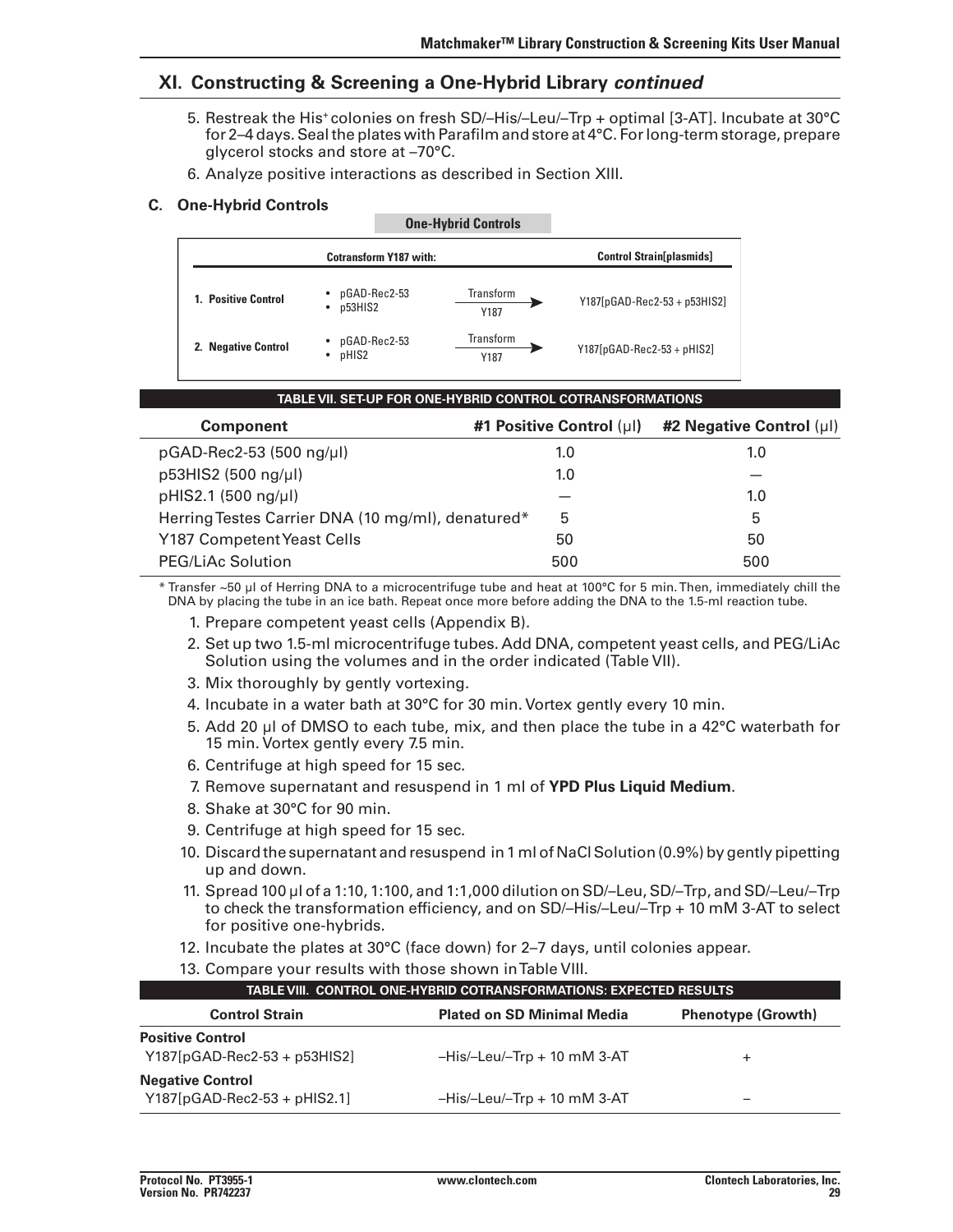## XI. Constructing & Screening a One-Hybrid Library *continued*

5. Restreak the His+ colonies on fresh SD/–His/–Leu/–Trp + optimal [3-AT]. Incubate at 30°C for 2–4 days. Seal the plates with Parafilm and store at 4°C. For long-term storage, prepare glycerol stocks and store at –70°C.
6. Analyze positive interactions as described in Section XIII.

### C. One-Hybrid Controls

**One-Hybrid Controls**

| | Cotransform Y187 with: | | Control Strain[plasmids] |
|---|---|---|---|
| 1. Positive Control | • pGAD-Rec2-53<br>• p53HIS2 | Transform Y187 → | Y187[pGAD-Rec2-53 + p53HIS2] |
| 2. Negative Control | • pGAD-Rec2-53<br>• pHIS2 | Transform Y187 → | Y187[pGAD-Rec2-53 + pHIS2] |

**TABLE VII. SET-UP FOR ONE-HYBRID CONTROL COTRANSFORMATIONS**

| Component | #1 Positive Control (µl) | #2 Negative Control (µl) |
|---|---|---|
| pGAD-Rec2-53 (500 ng/µl) | 1.0 | 1.0 |
| p53HIS2 (500 ng/µl) | 1.0 | — |
| pHIS2.1 (500 ng/µl) | — | 1.0 |
| Herring Testes Carrier DNA (10 mg/ml), denatured* | 5 | 5 |
| Y187 Competent Yeast Cells | 50 | 50 |
| PEG/LiAc Solution | 500 | 500 |

\* Transfer ~50 µl of Herring DNA to a microcentrifuge tube and heat at 100°C for 5 min. Then, immediately chill the DNA by placing the tube in an ice bath. Repeat once more before adding the DNA to the 1.5-ml reaction tube.

1. Prepare competent yeast cells (Appendix B).
2. Set up two 1.5-ml microcentrifuge tubes. Add DNA, competent yeast cells, and PEG/LiAc Solution using the volumes and in the order indicated (Table VII).
3. Mix thoroughly by gently vortexing.
4. Incubate in a water bath at 30°C for 30 min. Vortex gently every 10 min.
5. Add 20 µl of DMSO to each tube, mix, and then place the tube in a 42°C waterbath for 15 min. Vortex gently every 7.5 min.
6. Centrifuge at high speed for 15 sec.
7. Remove supernatant and resuspend in 1 ml of **YPD Plus Liquid Medium**.
8. Shake at 30°C for 90 min.
9. Centrifuge at high speed for 15 sec.
10. Discard the supernatant and resuspend in 1 ml of NaCl Solution (0.9%) by gently pipetting up and down.
11. Spread 100 µl of a 1:10, 1:100, and 1:1,000 dilution on SD/–Leu, SD/–Trp, and SD/–Leu/–Trp to check the transformation efficiency, and on SD/–His/–Leu/–Trp + 10 mM 3-AT to select for positive one-hybrids.
12. Incubate the plates at 30°C (face down) for 2–7 days, until colonies appear.
13. Compare your results with those shown in Table VIII.

**TABLE VIII. CONTROL ONE-HYBRID COTRANSFORMATIONS: EXPECTED RESULTS**

| Control Strain | Plated on SD Minimal Media | Phenotype (Growth) |
|---|---|---|
| **Positive Control** | | |
| Y187[pGAD-Rec2-53 + p53HIS2] | –His/–Leu/–Trp + 10 mM 3-AT | + |
| **Negative Control** | | |
| Y187[pGAD-Rec2-53 + pHIS2.1] | –His/–Leu/–Trp + 10 mM 3-AT | – |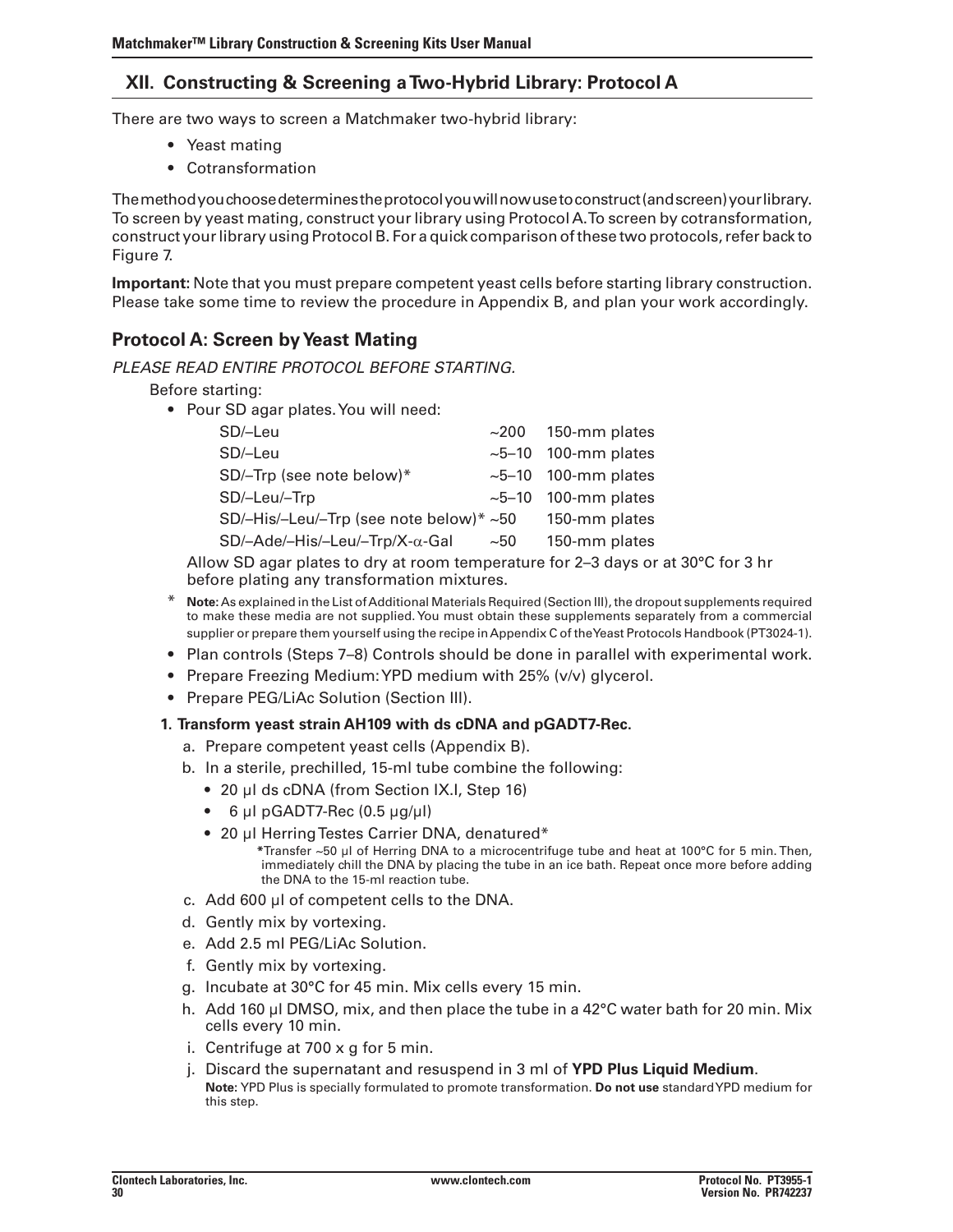## XII. Constructing & Screening a Two-Hybrid Library: Protocol A

There are two ways to screen a Matchmaker two-hybrid library:

- Yeast mating
- Cotransformation

The method you choose determines the protocol you will now use to construct (and screen) your library. To screen by yeast mating, construct your library using Protocol A. To screen by cotransformation, construct your library using Protocol B. For a quick comparison of these two protocols, refer back to Figure 7.

**Important:** Note that you must prepare competent yeast cells before starting library construction. Please take some time to review the procedure in Appendix B, and plan your work accordingly.

### Protocol A: Screen by Yeast Mating

*PLEASE READ ENTIRE PROTOCOL BEFORE STARTING.*

Before starting:

- Pour SD agar plates. You will need:

| | | |
|---|---|---|
| SD/–Leu | ~200 | 150-mm plates |
| SD/–Leu | ~5–10 | 100-mm plates |
| SD/–Trp (see note below)* | ~5–10 | 100-mm plates |
| SD/–Leu/–Trp | ~5–10 | 100-mm plates |
| SD/–His/–Leu/–Trp (see note below)* | ~50 | 150-mm plates |
| SD/–Ade/–His/–Leu/–Trp/X-$\alpha$-Gal | ~50 | 150-mm plates |

  Allow SD agar plates to dry at room temperature for 2–3 days or at 30°C for 3 hr before plating any transformation mixtures.

\* **Note:** As explained in the List of Additional Materials Required (Section III), the dropout supplements required to make these media are not supplied. You must obtain these supplements separately from a commercial supplier or prepare them yourself using the recipe in Appendix C of the Yeast Protocols Handbook (PT3024-1).

- Plan controls (Steps 7–8) Controls should be done in parallel with experimental work.
- Prepare Freezing Medium: YPD medium with 25% (v/v) glycerol.
- Prepare PEG/LiAc Solution (Section III).

**1. Transform yeast strain AH109 with ds cDNA and pGADT7-Rec.**

a. Prepare competent yeast cells (Appendix B).

b. In a sterile, prechilled, 15-ml tube combine the following:
   - 20 µl ds cDNA (from Section IX.I, Step 16)
   - 6 µl pGADT7-Rec (0.5 µg/µl)
   - 20 µl Herring Testes Carrier DNA, denatured*

     *Transfer ~50 µl of Herring DNA to a microcentrifuge tube and heat at 100°C for 5 min. Then, immediately chill the DNA by placing the tube in an ice bath. Repeat once more before adding the DNA to the 15-ml reaction tube.

c. Add 600 µl of competent cells to the DNA.

d. Gently mix by vortexing.

e. Add 2.5 ml PEG/LiAc Solution.

f. Gently mix by vortexing.

g. Incubate at 30°C for 45 min. Mix cells every 15 min.

h. Add 160 µl DMSO, mix, and then place the tube in a 42°C water bath for 20 min. Mix cells every 10 min.

i. Centrifuge at 700 x g for 5 min.

j. Discard the supernatant and resuspend in 3 ml of **YPD Plus Liquid Medium**.

   **Note:** YPD Plus is specially formulated to promote transformation. **Do not use** standard YPD medium for this step.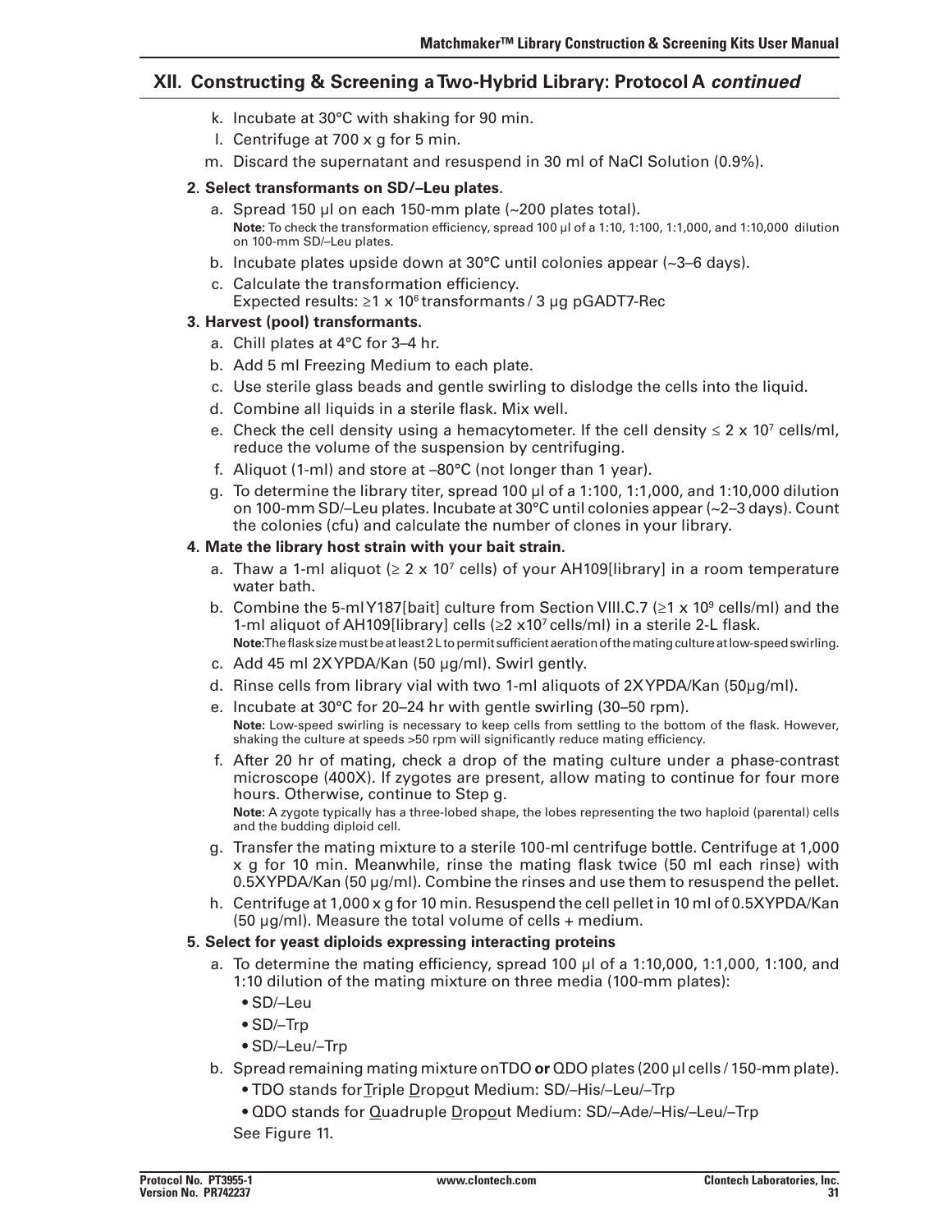## XII. Constructing & Screening a Two-Hybrid Library: Protocol A *continued*

k. Incubate at 30°C with shaking for 90 min.

l. Centrifuge at 700 x g for 5 min.

m. Discard the supernatant and resuspend in 30 ml of NaCl Solution (0.9%).

**2. Select transformants on SD/–Leu plates.**

a. Spread 150 µl on each 150-mm plate (~200 plates total).
**Note:** To check the transformation efficiency, spread 100 µl of a 1:10, 1:100, 1:1,000, and 1:10,000 dilution on 100-mm SD/–Leu plates.

b. Incubate plates upside down at 30°C until colonies appear (~3–6 days).

c. Calculate the transformation efficiency.
Expected results: ≥1 x $10^6$ transformants / 3 µg pGADT7-Rec

**3. Harvest (pool) transformants.**

a. Chill plates at 4°C for 3–4 hr.

b. Add 5 ml Freezing Medium to each plate.

c. Use sterile glass beads and gentle swirling to dislodge the cells into the liquid.

d. Combine all liquids in a sterile flask. Mix well.

e. Check the cell density using a hemacytometer. If the cell density ≤ 2 x $10^7$ cells/ml, reduce the volume of the suspension by centrifuging.

f. Aliquot (1-ml) and store at –80°C (not longer than 1 year).

g. To determine the library titer, spread 100 µl of a 1:100, 1:1,000, and 1:10,000 dilution on 100-mm SD/–Leu plates. Incubate at 30°C until colonies appear (~2–3 days). Count the colonies (cfu) and calculate the number of clones in your library.

**4. Mate the library host strain with your bait strain.**

a. Thaw a 1-ml aliquot (≥ 2 x $10^7$ cells) of your AH109[library] in a room temperature water bath.

b. Combine the 5-ml Y187[bait] culture from Section VIII.C.7 (≥1 x $10^9$ cells/ml) and the 1-ml aliquot of AH109[library] cells (≥2 x$10^7$ cells/ml) in a sterile 2-L flask.
**Note:** The flask size must be at least 2 L to permit sufficient aeration of the mating culture at low-speed swirling.

c. Add 45 ml 2X YPDA/Kan (50 µg/ml). Swirl gently.

d. Rinse cells from library vial with two 1-ml aliquots of 2X YPDA/Kan (50µg/ml).

e. Incubate at 30°C for 20–24 hr with gentle swirling (30–50 rpm).
**Note:** Low-speed swirling is necessary to keep cells from settling to the bottom of the flask. However, shaking the culture at speeds >50 rpm will significantly reduce mating efficiency.

f. After 20 hr of mating, check a drop of the mating culture under a phase-contrast microscope (400X). If zygotes are present, allow mating to continue for four more hours. Otherwise, continue to Step g.
**Note:** A zygote typically has a three-lobed shape, the lobes representing the two haploid (parental) cells and the budding diploid cell.

g. Transfer the mating mixture to a sterile 100-ml centrifuge bottle. Centrifuge at 1,000 x g for 10 min. Meanwhile, rinse the mating flask twice (50 ml each rinse) with 0.5X YPDA/Kan (50 µg/ml). Combine the rinses and use them to resuspend the pellet.

h. Centrifuge at 1,000 x g for 10 min. Resuspend the cell pellet in 10 ml of 0.5X YPDA/Kan (50 µg/ml). Measure the total volume of cells + medium.

**5. Select for yeast diploids expressing interacting proteins**

a. To determine the mating efficiency, spread 100 µl of a 1:10,000, 1:1,000, 1:100, and 1:10 dilution of the mating mixture on three media (100-mm plates):

- SD/–Leu
- SD/–Trp
- SD/–Leu/–Trp

b. Spread remaining mating mixture on TDO **or** QDO plates (200 µl cells / 150-mm plate).

- TDO stands for Triple Dropout Medium: SD/–His/–Leu/–Trp
- QDO stands for Quadruple Dropout Medium: SD/–Ade/–His/–Leu/–Trp

See Figure 11.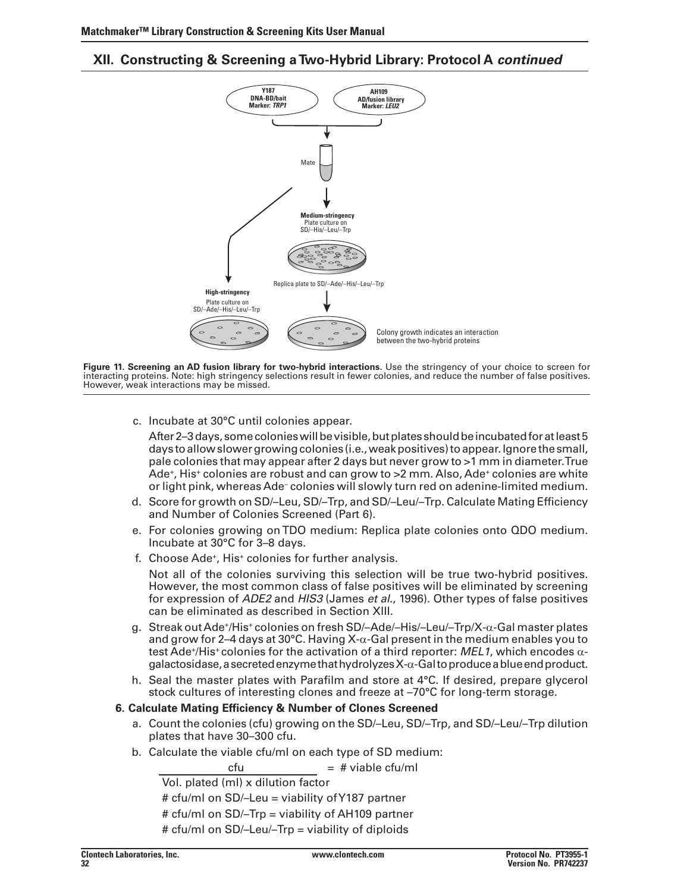## XII. Constructing & Screening a Two-Hybrid Library: Protocol A *continued*

**Figure 11. Screening an AD fusion library for two-hybrid interactions.** Use the stringency of your choice to screen for interacting proteins. Note: high stringency selections result in fewer colonies, and reduce the number of false positives. However, weak interactions may be missed.

c. Incubate at 30°C until colonies appear.

   After 2–3 days, some colonies will be visible, but plates should be incubated for at least 5 days to allow slower growing colonies (i.e., weak positives) to appear. Ignore the small, pale colonies that may appear after 2 days but never grow to >1 mm in diameter. True Ade$^+$, His$^+$ colonies are robust and can grow to >2 mm. Also, Ade$^+$ colonies are white or light pink, whereas Ade$^-$ colonies will slowly turn red on adenine-limited medium.

d. Score for growth on SD/–Leu, SD/–Trp, and SD/–Leu/–Trp. Calculate Mating Efficiency and Number of Colonies Screened (Part 6).

e. For colonies growing on TDO medium: Replica plate colonies onto QDO medium. Incubate at 30°C for 3–8 days.

f. Choose Ade$^+$, His$^+$ colonies for further analysis.

   Not all of the colonies surviving this selection will be true two-hybrid positives. However, the most common class of false positives will be eliminated by screening for expression of *ADE2* and *HIS3* (James *et al.*, 1996). Other types of false positives can be eliminated as described in Section XIII.

g. Streak out Ade$^+$/His$^+$ colonies on fresh SD/–Ade/–His/–Leu/–Trp/X-α-Gal master plates and grow for 2–4 days at 30°C. Having X-α-Gal present in the medium enables you to test Ade$^+$/His$^+$ colonies for the activation of a third reporter: *MEL1*, which encodes α-galactosidase, a secreted enzyme that hydrolyzes X-α-Gal to produce a blue end product.

h. Seal the master plates with Parafilm and store at 4°C. If desired, prepare glycerol stock cultures of interesting clones and freeze at –70°C for long-term storage.

### 6. Calculate Mating Efficiency & Number of Clones Screened

a. Count the colonies (cfu) growing on the SD/–Leu, SD/–Trp, and SD/–Leu/–Trp dilution plates that have 30–300 cfu.

b. Calculate the viable cfu/ml on each type of SD medium:

$$\frac{\text{cfu}}{\text{Vol. plated (ml)} \times \text{dilution factor}} = \text{\# viable cfu/ml}$$

   # cfu/ml on SD/–Leu = viability of Y187 partner

   # cfu/ml on SD/–Trp = viability of AH109 partner

   # cfu/ml on SD/–Leu/–Trp = viability of diploids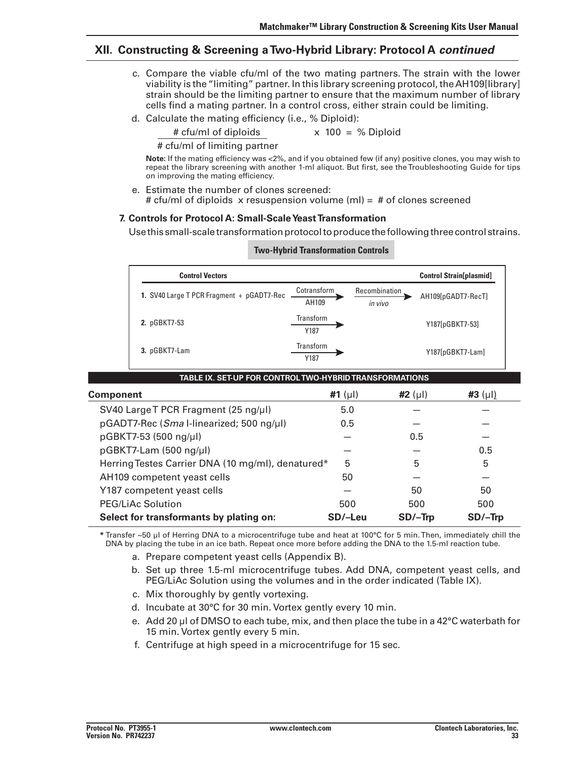## XII. Constructing & Screening a Two-Hybrid Library: Protocol A *continued*

c. Compare the viable cfu/ml of the two mating partners. The strain with the lower viability is the "limiting" partner. In this library screening protocol, the AH109[library] strain should be the limiting partner to ensure that the maximum number of library cells find a mating partner. In a control cross, either strain could be limiting.

d. Calculate the mating efficiency (i.e., % Diploid):

$$\frac{\text{\# cfu/ml of diploids}}{\text{\# cfu/ml of limiting partner}} \times 100 = \text{\% Diploid}$$

**Note:** If the mating efficiency was <2%, and if you obtained few (if any) positive clones, you may wish to repeat the library screening with another 1-ml aliquot. But first, see the Troubleshooting Guide for tips on improving the mating efficiency.

e. Estimate the number of clones screened:
# cfu/ml of diploids x resuspension volume (ml) = # of clones screened

**7. Controls for Protocol A: Small-Scale Yeast Transformation**

Use this small-scale transformation protocol to produce the following three control strains.

**Two-Hybrid Transformation Controls**

| Control Vectors | | | Control Strain[plasmid] |
|---|---|---|---|
| 1. SV40 Large T PCR Fragment + pGADT7-Rec | Cotransform AH109 → | Recombination *in vivo* → | AH109[pGADT7-RecT] |
| 2. pGBKT7-53 | Transform Y187 → | | Y187[pGBKT7-53] |
| 3. pGBKT7-Lam | Transform Y187 → | | Y187[pGBKT7-Lam] |

**TABLE IX. SET-UP FOR CONTROL TWO-HYBRID TRANSFORMATIONS**

| Component | #1 (µl) | #2 (µl) | #3 (µl) |
|---|---|---|---|
| SV40 Large T PCR Fragment (25 ng/µl) | 5.0 | — | — |
| pGADT7-Rec (*Sma* I-linearized; 500 ng/µl) | 0.5 | — | — |
| pGBKT7-53 (500 ng/µl) | — | 0.5 | — |
| pGBKT7-Lam (500 ng/µl) | — | — | 0.5 |
| Herring Testes Carrier DNA (10 mg/ml), denatured* | 5 | 5 | 5 |
| AH109 competent yeast cells | 50 | — | — |
| Y187 competent yeast cells | — | 50 | 50 |
| PEG/LiAc Solution | 500 | 500 | 500 |
| **Select for transformants by plating on:** | **SD/–Leu** | **SD/–Trp** | **SD/–Trp** |

\* Transfer ~50 µl of Herring DNA to a microcentrifuge tube and heat at 100°C for 5 min. Then, immediately chill the DNA by placing the tube in an ice bath. Repeat once more before adding the DNA to the 1.5-ml reaction tube.

a. Prepare competent yeast cells (Appendix B).

b. Set up three 1.5-ml microcentrifuge tubes. Add DNA, competent yeast cells, and PEG/LiAc Solution using the volumes and in the order indicated (Table IX).

c. Mix thoroughly by gently vortexing.

d. Incubate at 30°C for 30 min. Vortex gently every 10 min.

e. Add 20 µl of DMSO to each tube, mix, and then place the tube in a 42°C waterbath for 15 min. Vortex gently every 5 min.

f. Centrifuge at high speed in a microcentrifuge for 15 sec.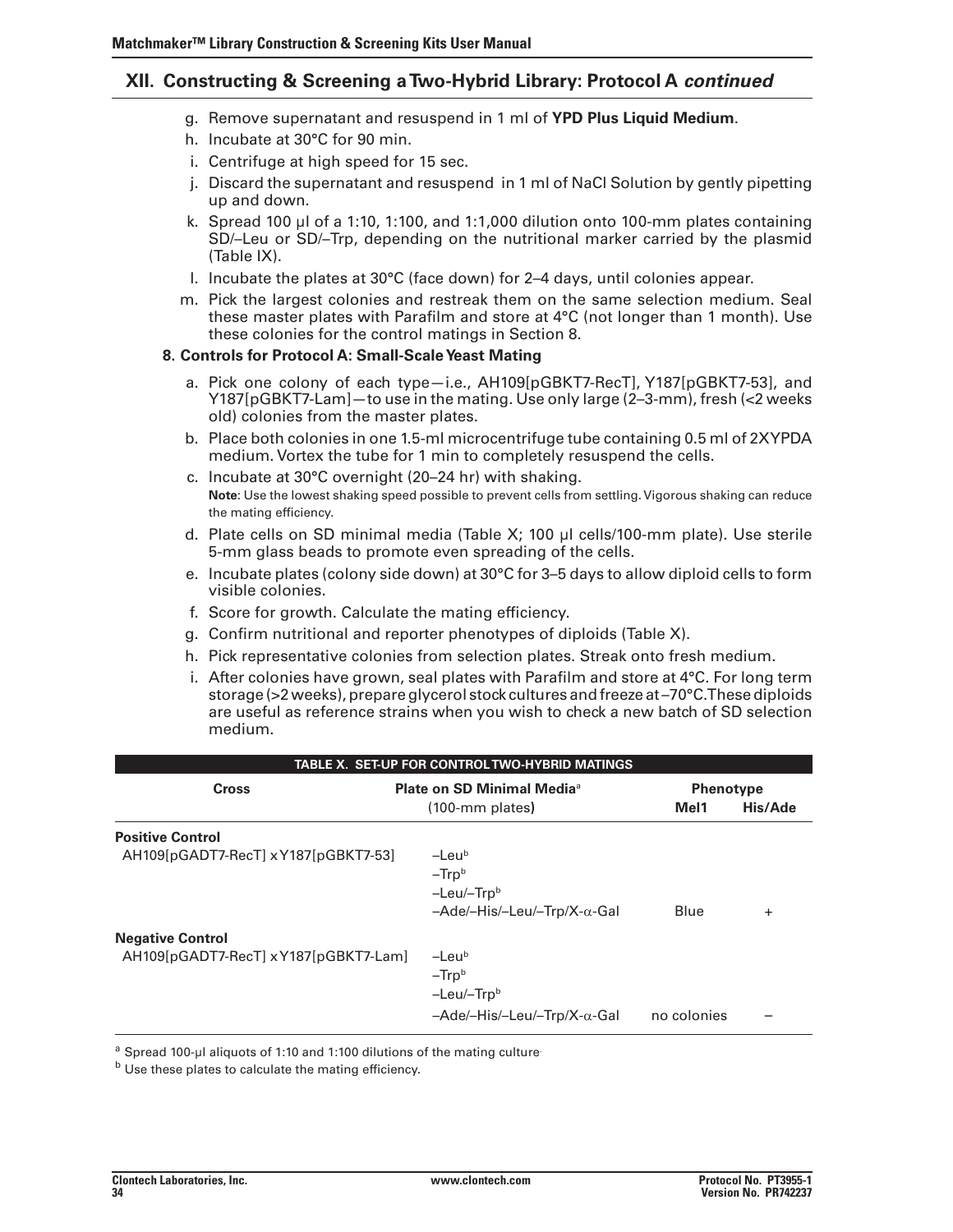## XII. Constructing & Screening a Two-Hybrid Library: Protocol A *continued*

g. Remove supernatant and resuspend in 1 ml of **YPD Plus Liquid Medium**.
h. Incubate at 30°C for 90 min.
i. Centrifuge at high speed for 15 sec.
j. Discard the supernatant and resuspend in 1 ml of NaCl Solution by gently pipetting up and down.
k. Spread 100 µl of a 1:10, 1:100, and 1:1,000 dilution onto 100-mm plates containing SD/–Leu or SD/–Trp, depending on the nutritional marker carried by the plasmid (Table IX).
l. Incubate the plates at 30°C (face down) for 2–4 days, until colonies appear.
m. Pick the largest colonies and restreak them on the same selection medium. Seal these master plates with Parafilm and store at 4°C (not longer than 1 month). Use these colonies for the control matings in Section 8.

### 8. Controls for Protocol A: Small-Scale Yeast Mating

a. Pick one colony of each type—i.e., AH109[pGBKT7-RecT], Y187[pGBKT7-53], and Y187[pGBKT7-Lam]—to use in the mating. Use only large (2–3-mm), fresh (<2 weeks old) colonies from the master plates.
b. Place both colonies in one 1.5-ml microcentrifuge tube containing 0.5 ml of 2XYPDA medium. Vortex the tube for 1 min to completely resuspend the cells.
c. Incubate at 30°C overnight (20–24 hr) with shaking.
   **Note**: Use the lowest shaking speed possible to prevent cells from settling. Vigorous shaking can reduce the mating efficiency.
d. Plate cells on SD minimal media (Table X; 100 µl cells/100-mm plate). Use sterile 5-mm glass beads to promote even spreading of the cells.
e. Incubate plates (colony side down) at 30°C for 3–5 days to allow diploid cells to form visible colonies.
f. Score for growth. Calculate the mating efficiency.
g. Confirm nutritional and reporter phenotypes of diploids (Table X).
h. Pick representative colonies from selection plates. Streak onto fresh medium.
i. After colonies have grown, seal plates with Parafilm and store at 4°C. For long term storage (>2 weeks), prepare glycerol stock cultures and freeze at –70°C. These diploids are useful as reference strains when you wish to check a new batch of SD selection medium.

**TABLE X. SET-UP FOR CONTROL TWO-HYBRID MATINGS**

| Cross | Plate on SD Minimal Media[a] (100-mm plates) | Phenotype Mel1 | Phenotype His/Ade |
|---|---|---|---|
| **Positive Control** | | | |
| AH109[pGADT7-RecT] x Y187[pGBKT7-53] | –Leu[b] | | |
| | –Trp[b] | | |
| | –Leu/–Trp[b] | | |
| | –Ade/–His/–Leu/–Trp/X-α-Gal | Blue | + |
| **Negative Control** | | | |
| AH109[pGADT7-RecT] x Y187[pGBKT7-Lam] | –Leu[b] | | |
| | –Trp[b] | | |
| | –Leu/–Trp[b] | | |
| | –Ade/–His/–Leu/–Trp/X-α-Gal | no colonies | – |

[a] Spread 100-µl aliquots of 1:10 and 1:100 dilutions of the mating culture.

[b] Use these plates to calculate the mating efficiency.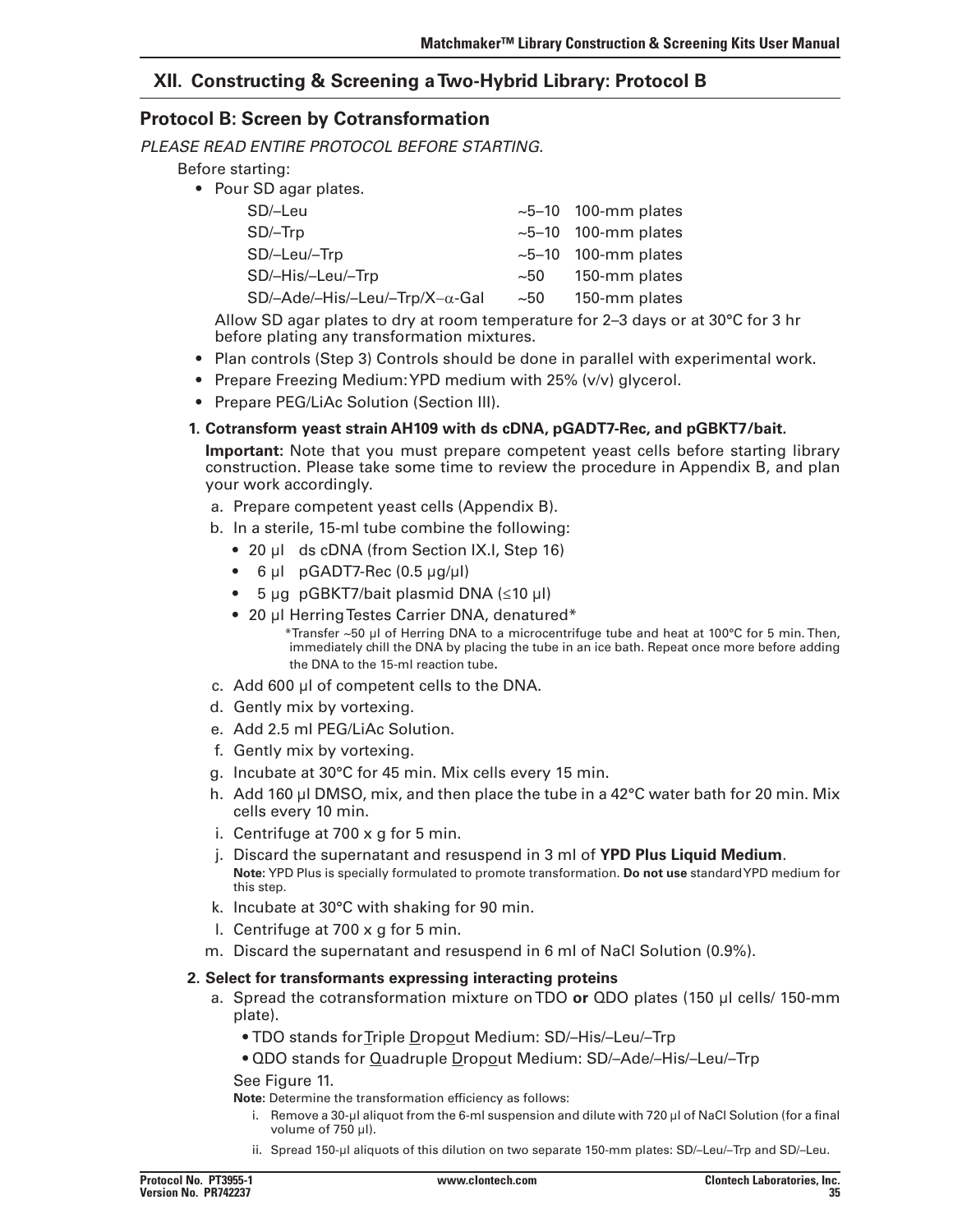## XII. Constructing & Screening a Two-Hybrid Library: Protocol B

### Protocol B: Screen by Cotransformation

*PLEASE READ ENTIRE PROTOCOL BEFORE STARTING.*

Before starting:

- Pour SD agar plates.

| | | |
|---|---|---|
| SD/–Leu | ~5–10 | 100-mm plates |
| SD/–Trp | ~5–10 | 100-mm plates |
| SD/–Leu/–Trp | ~5–10 | 100-mm plates |
| SD/–His/–Leu/–Trp | ~50 | 150-mm plates |
| SD/–Ade/–His/–Leu/–Trp/X–$\alpha$-Gal | ~50 | 150-mm plates |

  Allow SD agar plates to dry at room temperature for 2–3 days or at 30°C for 3 hr before plating any transformation mixtures.
- Plan controls (Step 3) Controls should be done in parallel with experimental work.
- Prepare Freezing Medium: YPD medium with 25% (v/v) glycerol.
- Prepare PEG/LiAc Solution (Section III).

**1. Cotransform yeast strain AH109 with ds cDNA, pGADT7-Rec, and pGBKT7/bait.**

**Important:** Note that you must prepare competent yeast cells before starting library construction. Please take some time to review the procedure in Appendix B, and plan your work accordingly.

a. Prepare competent yeast cells (Appendix B).

b. In a sterile, 15-ml tube combine the following:
   - 20 µl ds cDNA (from Section IX.I, Step 16)
   - 6 µl pGADT7-Rec (0.5 µg/µl)
   - 5 µg pGBKT7/bait plasmid DNA (≤10 µl)
   - 20 µl Herring Testes Carrier DNA, denatured*

   *Transfer ~50 µl of Herring DNA to a microcentrifuge tube and heat at 100°C for 5 min. Then, immediately chill the DNA by placing the tube in an ice bath. Repeat once more before adding the DNA to the 15-ml reaction tube.

c. Add 600 µl of competent cells to the DNA.

d. Gently mix by vortexing.

e. Add 2.5 ml PEG/LiAc Solution.

f. Gently mix by vortexing.

g. Incubate at 30°C for 45 min. Mix cells every 15 min.

h. Add 160 µl DMSO, mix, and then place the tube in a 42°C water bath for 20 min. Mix cells every 10 min.

i. Centrifuge at 700 x g for 5 min.

j. Discard the supernatant and resuspend in 3 ml of **YPD Plus Liquid Medium**.
   **Note:** YPD Plus is specially formulated to promote transformation. **Do not use** standard YPD medium for this step.

k. Incubate at 30°C with shaking for 90 min.

l. Centrifuge at 700 x g for 5 min.

m. Discard the supernatant and resuspend in 6 ml of NaCl Solution (0.9%).

**2. Select for transformants expressing interacting proteins**

a. Spread the cotransformation mixture on TDO **or** QDO plates (150 µl cells/ 150-mm plate).
   - TDO stands for Triple Dropout Medium: SD/–His/–Leu/–Trp
   - QDO stands for Quadruple Dropout Medium: SD/–Ade/–His/–Leu/–Trp

   See Figure 11.

   **Note:** Determine the transformation efficiency as follows:
   
   i. Remove a 30-µl aliquot from the 6-ml suspension and dilute with 720 µl of NaCl Solution (for a final volume of 750 µl).
   
   ii. Spread 150-µl aliquots of this dilution on two separate 150-mm plates: SD/–Leu/–Trp and SD/–Leu.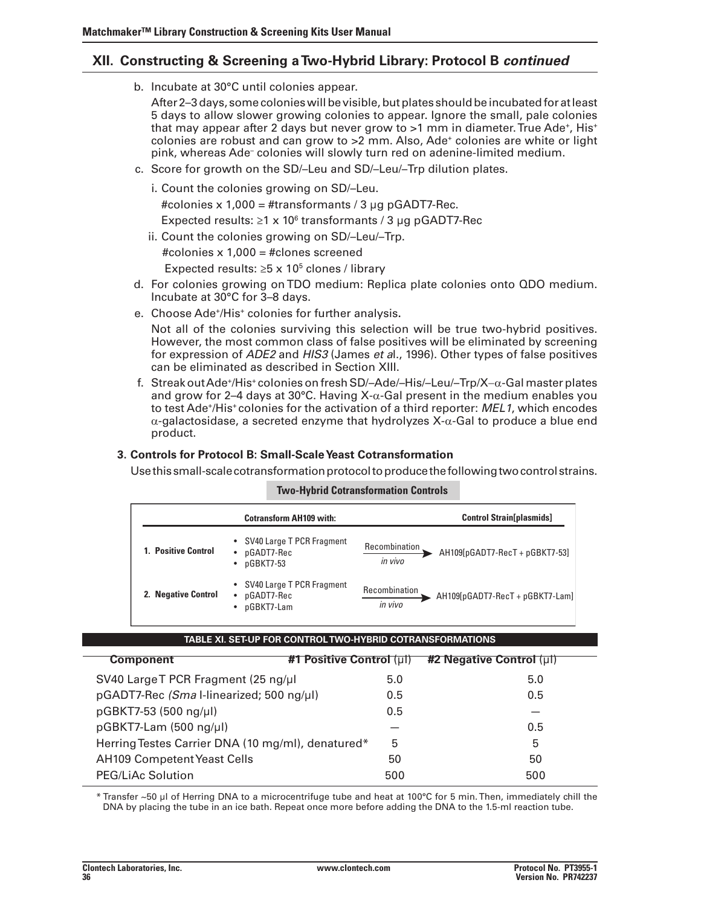## XII. Constructing & Screening a Two-Hybrid Library: Protocol B *continued*

b. Incubate at 30°C until colonies appear.

   After 2–3 days, some colonies will be visible, but plates should be incubated for at least 5 days to allow slower growing colonies to appear. Ignore the small, pale colonies that may appear after 2 days but never grow to >1 mm in diameter. True Ade⁺, His⁺ colonies are robust and can grow to >2 mm. Also, Ade⁺ colonies are white or light pink, whereas Ade⁻ colonies will slowly turn red on adenine-limited medium.

c. Score for growth on the SD/–Leu and SD/–Leu/–Trp dilution plates.

   i. Count the colonies growing on SD/–Leu.

      #colonies x 1,000 = #transformants / 3 µg pGADT7-Rec.

      Expected results: ≥1 x $10^6$ transformants / 3 µg pGADT7-Rec

   ii. Count the colonies growing on SD/–Leu/–Trp.

      #colonies x 1,000 = #clones screened

      Expected results: ≥5 x $10^5$ clones / library

d. For colonies growing on TDO medium: Replica plate colonies onto QDO medium. Incubate at 30°C for 3–8 days.

e. Choose Ade⁺/His⁺ colonies for further analysis.

   Not all of the colonies surviving this selection will be true two-hybrid positives. However, the most common class of false positives will be eliminated by screening for expression of *ADE2* and *HIS3* (James *et a*l., 1996). Other types of false positives can be eliminated as described in Section XIII.

f. Streak out Ade⁺/His⁺ colonies on fresh SD/–Ade/–His/–Leu/–Trp/X–α-Gal master plates and grow for 2–4 days at 30°C. Having X-α-Gal present in the medium enables you to test Ade⁺/His⁺ colonies for the activation of a third reporter: *MEL1*, which encodes α-galactosidase, a secreted enzyme that hydrolyzes X-α-Gal to produce a blue end product.

### 3. Controls for Protocol B: Small-Scale Yeast Cotransformation

Use this small-scale cotransformation protocol to produce the following two control strains.

**Two-Hybrid Cotransformation Controls**

| | Cotransform AH109 with: | | Control Strain[plasmids] |
|---|---|---|---|
| 1. Positive Control | • SV40 Large T PCR Fragment<br>• pGADT7-Rec<br>• pGBKT7-53 | Recombination *in vivo* → | AH109[pGADT7-RecT + pGBKT7-53] |
| 2. Negative Control | • SV40 Large T PCR Fragment<br>• pGADT7-Rec<br>• pGBKT7-Lam | Recombination *in vivo* → | AH109[pGADT7-RecT + pGBKT7-Lam] |

**TABLE XI. SET-UP FOR CONTROL TWO-HYBRID COTRANSFORMATIONS**

| Component | #1 Positive Control (µl) | #2 Negative Control (µl) |
|---|---|---|
| SV40 Large T PCR Fragment (25 ng/µl | 5.0 | 5.0 |
| pGADT7-Rec *(Sma* I-linearized; 500 ng/µl) | 0.5 | 0.5 |
| pGBKT7-53 (500 ng/µl) | 0.5 | — |
| pGBKT7-Lam (500 ng/µl) | — | 0.5 |
| Herring Testes Carrier DNA (10 mg/ml), denatured* | 5 | 5 |
| AH109 Competent Yeast Cells | 50 | 50 |
| PEG/LiAc Solution | 500 | 500 |

\* Transfer ~50 µl of Herring DNA to a microcentrifuge tube and heat at 100°C for 5 min. Then, immediately chill the DNA by placing the tube in an ice bath. Repeat once more before adding the DNA to the 1.5-ml reaction tube.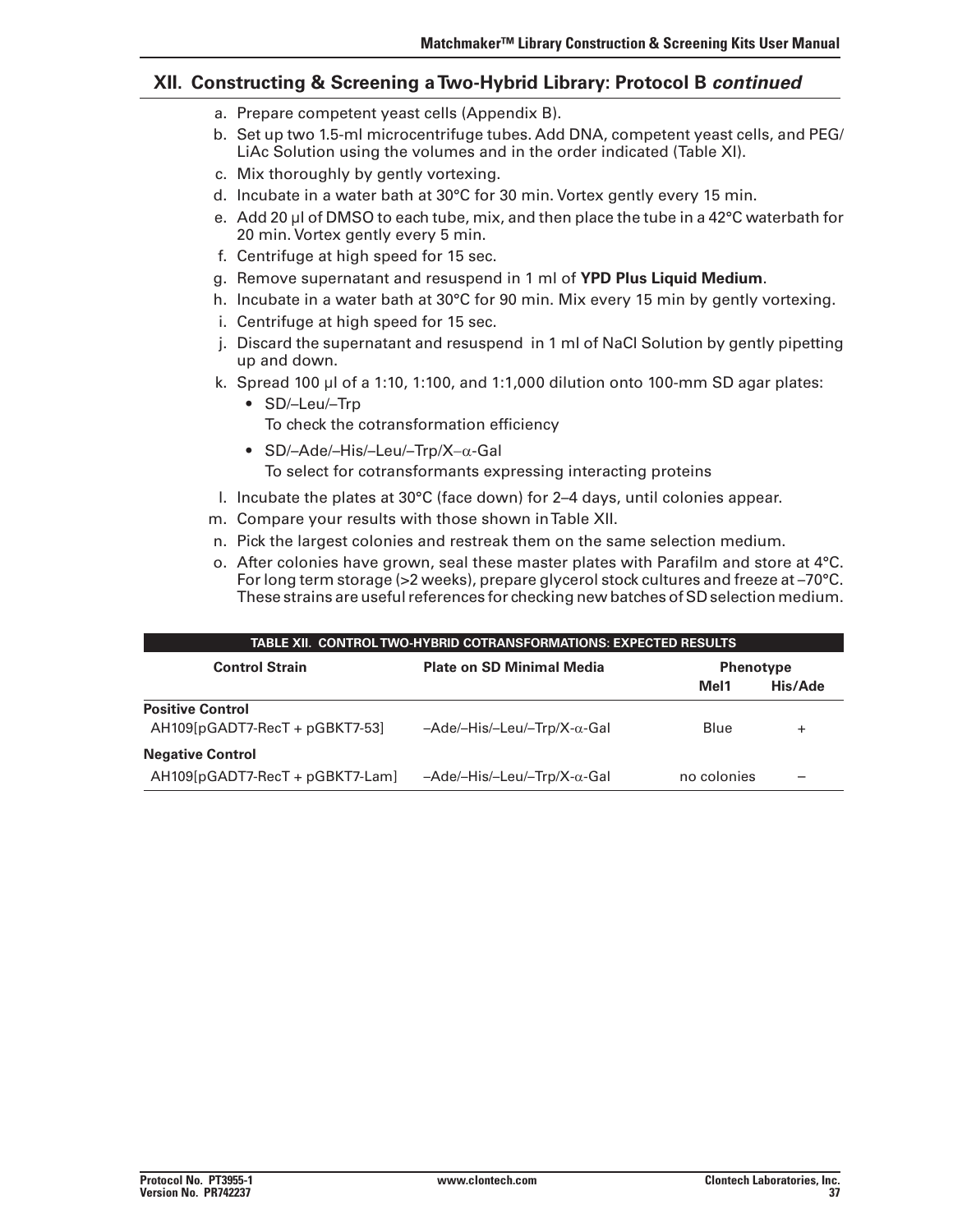## XII. Constructing & Screening a Two-Hybrid Library: Protocol B *continued*

a. Prepare competent yeast cells (Appendix B).

b. Set up two 1.5-ml microcentrifuge tubes. Add DNA, competent yeast cells, and PEG/LiAc Solution using the volumes and in the order indicated (Table XI).

c. Mix thoroughly by gently vortexing.

d. Incubate in a water bath at 30°C for 30 min. Vortex gently every 15 min.

e. Add 20 µl of DMSO to each tube, mix, and then place the tube in a 42°C waterbath for 20 min. Vortex gently every 5 min.

f. Centrifuge at high speed for 15 sec.

g. Remove supernatant and resuspend in 1 ml of **YPD Plus Liquid Medium**.

h. Incubate in a water bath at 30°C for 90 min. Mix every 15 min by gently vortexing.

i. Centrifuge at high speed for 15 sec.

j. Discard the supernatant and resuspend in 1 ml of NaCl Solution by gently pipetting up and down.

k. Spread 100 µl of a 1:10, 1:100, and 1:1,000 dilution onto 100-mm SD agar plates:
   - SD/–Leu/–Trp
     To check the cotransformation efficiency
   - SD/–Ade/–His/–Leu/–Trp/X–α-Gal
     To select for cotransformants expressing interacting proteins

l. Incubate the plates at 30°C (face down) for 2–4 days, until colonies appear.

m. Compare your results with those shown in Table XII.

n. Pick the largest colonies and restreak them on the same selection medium.

o. After colonies have grown, seal these master plates with Parafilm and store at 4°C. For long term storage (>2 weeks), prepare glycerol stock cultures and freeze at –70°C. These strains are useful references for checking new batches of SD selection medium.

**TABLE XII. CONTROL TWO-HYBRID COTRANSFORMATIONS: EXPECTED RESULTS**

| Control Strain | Plate on SD Minimal Media | Phenotype | |
|---|---|---|---|
| | | Mel1 | His/Ade |
| **Positive Control** | | | |
| AH109[pGADT7-RecT + pGBKT7-53] | –Ade/–His/–Leu/–Trp/X-α-Gal | Blue | + |
| **Negative Control** | | | |
| AH109[pGADT7-RecT + pGBKT7-Lam] | –Ade/–His/–Leu/–Trp/X-α-Gal | no colonies | – |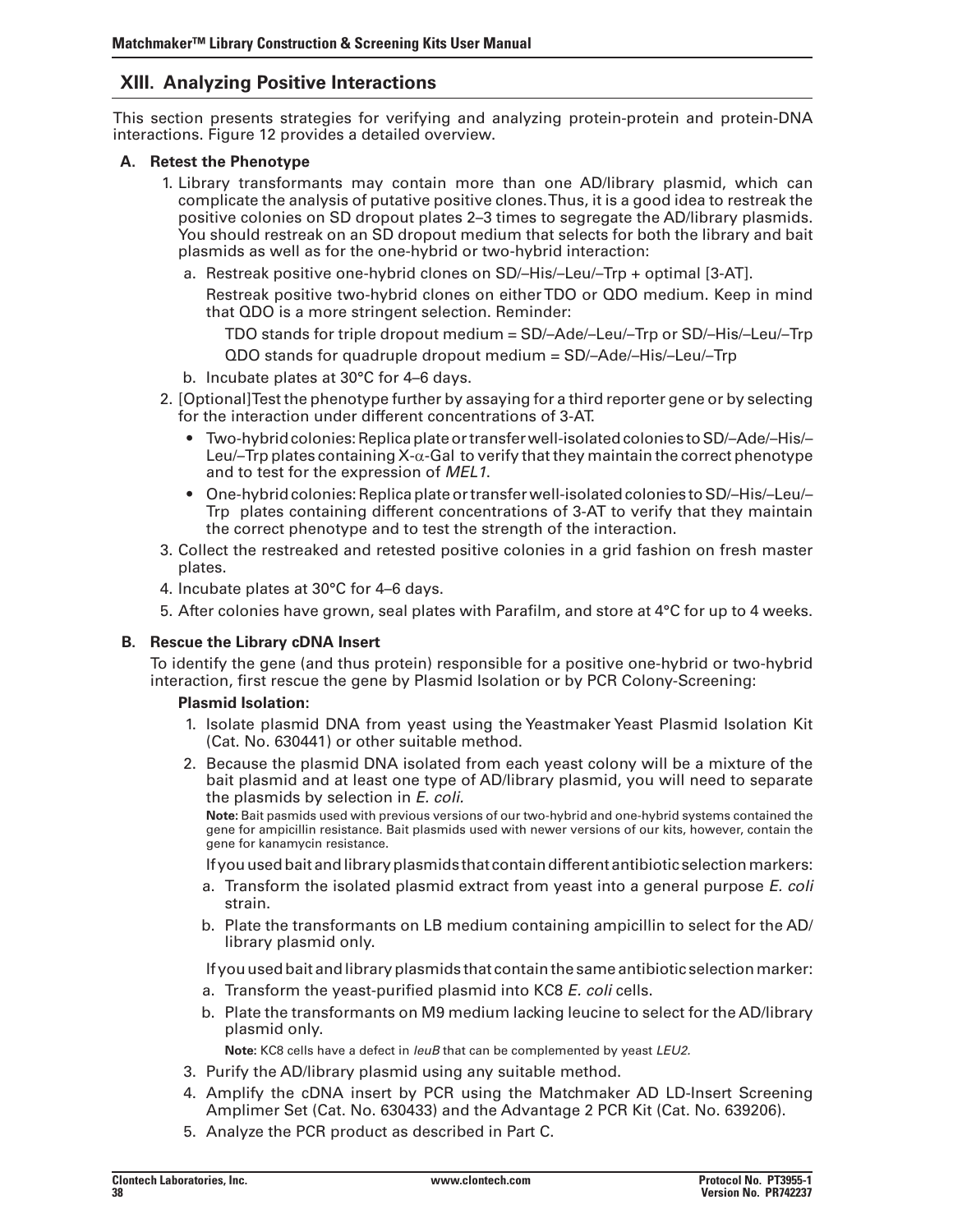## XIII. Analyzing Positive Interactions

This section presents strategies for verifying and analyzing protein-protein and protein-DNA interactions. Figure 12 provides a detailed overview.

### A. Retest the Phenotype

1. Library transformants may contain more than one AD/library plasmid, which can complicate the analysis of putative positive clones. Thus, it is a good idea to restreak the positive colonies on SD dropout plates 2–3 times to segregate the AD/library plasmids. You should restreak on an SD dropout medium that selects for both the library and bait plasmids as well as for the one-hybrid or two-hybrid interaction:
   a. Restreak positive one-hybrid clones on SD/–His/–Leu/–Trp + optimal [3-AT].

      Restreak positive two-hybrid clones on either TDO or QDO medium. Keep in mind that QDO is a more stringent selection. Reminder:

      TDO stands for triple dropout medium = SD/–Ade/–Leu/–Trp or SD/–His/–Leu/–Trp

      QDO stands for quadruple dropout medium = SD/–Ade/–His/–Leu/–Trp

   b. Incubate plates at 30°C for 4–6 days.
2. [Optional] Test the phenotype further by assaying for a third reporter gene or by selecting for the interaction under different concentrations of 3-AT.
   - Two-hybrid colonies: Replica plate or transfer well-isolated colonies to SD/–Ade/–His/–Leu/–Trp plates containing X-α-Gal to verify that they maintain the correct phenotype and to test for the expression of *MEL1*.
   - One-hybrid colonies: Replica plate or transfer well-isolated colonies to SD/–His/–Leu/–Trp plates containing different concentrations of 3-AT to verify that they maintain the correct phenotype and to test the strength of the interaction.
3. Collect the restreaked and retested positive colonies in a grid fashion on fresh master plates.
4. Incubate plates at 30°C for 4–6 days.
5. After colonies have grown, seal plates with Parafilm, and store at 4°C for up to 4 weeks.

### B. Rescue the Library cDNA Insert

To identify the gene (and thus protein) responsible for a positive one-hybrid or two-hybrid interaction, first rescue the gene by Plasmid Isolation or by PCR Colony-Screening:

**Plasmid Isolation:**

1. Isolate plasmid DNA from yeast using the Yeastmaker Yeast Plasmid Isolation Kit (Cat. No. 630441) or other suitable method.
2. Because the plasmid DNA isolated from each yeast colony will be a mixture of the bait plasmid and at least one type of AD/library plasmid, you will need to separate the plasmids by selection in *E. coli.*

   **Note:** Bait pasmids used with previous versions of our two-hybrid and one-hybrid systems contained the gene for ampicillin resistance. Bait plasmids used with newer versions of our kits, however, contain the gene for kanamycin resistance.

   If you used bait and library plasmids that contain different antibiotic selection markers:

   a. Transform the isolated plasmid extract from yeast into a general purpose *E. coli* strain.
   b. Plate the transformants on LB medium containing ampicillin to select for the AD/library plasmid only.

   If you used bait and library plasmids that contain the same antibiotic selection marker:

   a. Transform the yeast-purified plasmid into KC8 *E. coli* cells.
   b. Plate the transformants on M9 medium lacking leucine to select for the AD/library plasmid only.

   **Note:** KC8 cells have a defect in *leuB* that can be complemented by yeast *LEU2.*
3. Purify the AD/library plasmid using any suitable method.
4. Amplify the cDNA insert by PCR using the Matchmaker AD LD-Insert Screening Amplimer Set (Cat. No. 630433) and the Advantage 2 PCR Kit (Cat. No. 639206).
5. Analyze the PCR product as described in Part C.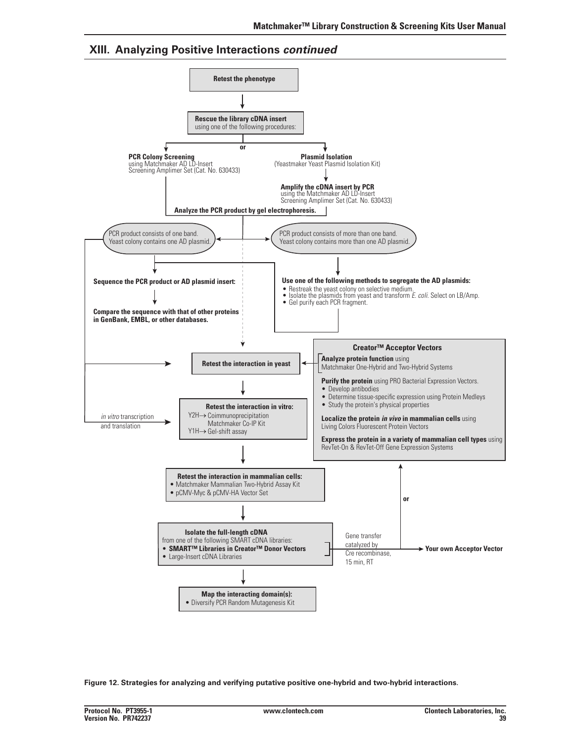## XIII. Analyzing Positive Interactions *continued*

**Retest the phenotype**

↓

**Rescue the library cDNA insert** using one of the following procedures:

**PCR Colony Screening** using Matchmaker AD LD-Insert Screening Amplimer Set (Cat. No. 630433)

or

**Plasmid Isolation** (Yeastmaker Yeast Plasmid Isolation Kit)

↓

**Amplify the cDNA insert by PCR** using the Matchmaker AD LD-Insert Screening Amplimer Set (Cat. No. 630433)

**Analyze the PCR product by gel electrophoresis.**

PCR product consists of one band. Yeast colony contains one AD plasmid.

PCR product consists of more than one band. Yeast colony contains more than one AD plasmid.

**Sequence the PCR product or AD plasmid insert:**

↓

**Compare the sequence with that of other proteins in GenBank, EMBL, or other databases.**

**Use one of the following methods to segregate the AD plasmids:**

- Restreak the yeast colony on selective medium.
- Isolate the plasmids from yeast and transform *E. coli*. Select on LB/Amp.
- Gel purify each PCR fragment.

**Retest the interaction in yeast**

↓

**Retest the interaction in vitro:**
Y2H→ Coimmunoprecipitation
Matchmaker Co-IP Kit
Y1H→ Gel-shift assay

*in vitro* transcription and translation

↓

**Retest the interaction in mammalian cells:**

- Matchmaker Mammalian Two-Hybrid Assay Kit
- pCMV-Myc & pCMV-HA Vector Set

↓

**Isolate the full-length cDNA** from one of the following SMART cDNA libraries:

- **SMART™ Libraries in Creator™ Donor Vectors**
- Large-Insert cDNA Libraries

Gene transfer catalyzed by Cre recombinase, 15 min, RT → **Your own Acceptor Vector**

or

**Creator™ Acceptor Vectors**

**Analyze protein function** using Matchmaker One-Hybrid and Two-Hybrid Systems

**Purify the protein** using PRO Bacterial Expression Vectors.

- Develop antibodies
- Determine tissue-specific expression using Protein Medleys
- Study the protein's physical properties

**Localize the protein *in vivo* in mammalian cells** using Living Colors Fluorescent Protein Vectors

**Express the protein in a variety of mammalian cell types** using RevTet-On & RevTet-Off Gene Expression Systems

↓

**Map the interacting domain(s):**

- Diversify PCR Random Mutagenesis Kit

**Figure 12. Strategies for analyzing and verifying putative positive one-hybrid and two-hybrid interactions**.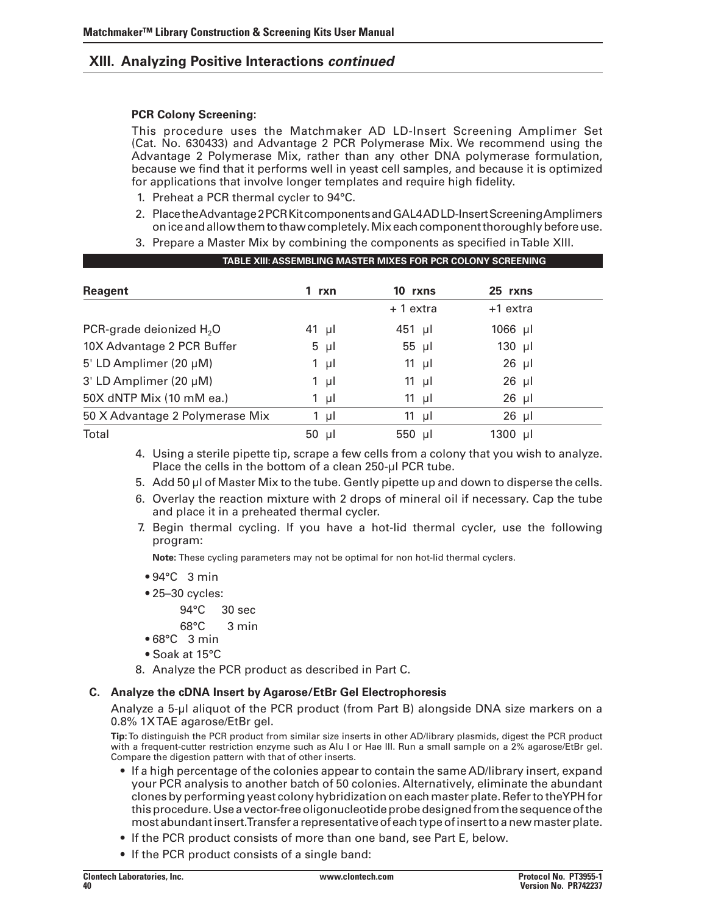## XIII. Analyzing Positive Interactions *continued*

**PCR Colony Screening:**

This procedure uses the Matchmaker AD LD-Insert Screening Amplimer Set (Cat. No. 630433) and Advantage 2 PCR Polymerase Mix. We recommend using the Advantage 2 Polymerase Mix, rather than any other DNA polymerase formulation, because we find that it performs well in yeast cell samples, and because it is optimized for applications that involve longer templates and require high fidelity.

1. Preheat a PCR thermal cycler to 94°C.
2. Place the Advantage 2 PCR Kit components and GAL4 AD LD-Insert Screening Amplimers on ice and allow them to thaw completely. Mix each component thoroughly before use.
3. Prepare a Master Mix by combining the components as specified in Table XIII.

**TABLE XIII: ASSEMBLING MASTER MIXES FOR PCR COLONY SCREENING**

| Reagent | 1 rxn | 10 rxns | 25 rxns |
|---|---|---|---|
| | | + 1 extra | +1 extra |
| PCR-grade deionized $H_2O$ | 41 µl | 451 µl | 1066 µl |
| 10X Advantage 2 PCR Buffer | 5 µl | 55 µl | 130 µl |
| 5' LD Amplimer (20 µM) | 1 µl | 11 µl | 26 µl |
| 3' LD Amplimer (20 µM) | 1 µl | 11 µl | 26 µl |
| 50X dNTP Mix (10 mM ea.) | 1 µl | 11 µl | 26 µl |
| 50 X Advantage 2 Polymerase Mix | 1 µl | 11 µl | 26 µl |
| Total | 50 µl | 550 µl | 1300 µl |

4. Using a sterile pipette tip, scrape a few cells from a colony that you wish to analyze. Place the cells in the bottom of a clean 250-µl PCR tube.
5. Add 50 µl of Master Mix to the tube. Gently pipette up and down to disperse the cells.
6. Overlay the reaction mixture with 2 drops of mineral oil if necessary. Cap the tube and place it in a preheated thermal cycler.
7. Begin thermal cycling. If you have a hot-lid thermal cycler, use the following program:

   **Note**: These cycling parameters may not be optimal for non hot-lid thermal cyclers.

   - 94°C 3 min
   - 25–30 cycles:
     - 94°C 30 sec
     - 68°C 3 min
   - 68°C 3 min
   - Soak at 15°C
8. Analyze the PCR product as described in Part C.

### C. Analyze the cDNA Insert by Agarose/EtBr Gel Electrophoresis

Analyze a 5-µl aliquot of the PCR product (from Part B) alongside DNA size markers on a 0.8% 1X TAE agarose/EtBr gel.

**Tip:** To distinguish the PCR product from similar size inserts in other AD/library plasmids, digest the PCR product with a frequent-cutter restriction enzyme such as Alu I or Hae III. Run a small sample on a 2% agarose/EtBr gel. Compare the digestion pattern with that of other inserts.

- If a high percentage of the colonies appear to contain the same AD/library insert, expand your PCR analysis to another batch of 50 colonies. Alternatively, eliminate the abundant clones by performing yeast colony hybridization on each master plate. Refer to the YPH for this procedure. Use a vector-free oligonucleotide probe designed from the sequence of the most abundant insert. Transfer a representative of each type of insert to a new master plate.
- If the PCR product consists of more than one band, see Part E, below.
- If the PCR product consists of a single band: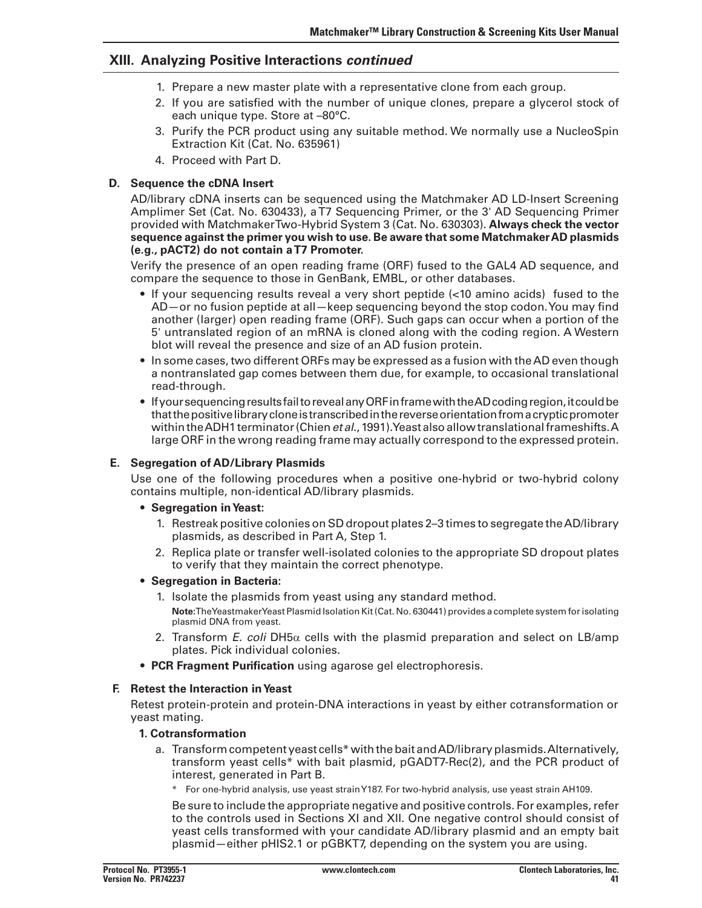## XIII. Analyzing Positive Interactions *continued*

1. Prepare a new master plate with a representative clone from each group.
2. If you are satisfied with the number of unique clones, prepare a glycerol stock of each unique type. Store at –80°C.
3. Purify the PCR product using any suitable method. We normally use a NucleoSpin Extraction Kit (Cat. No. 635961)
4. Proceed with Part D.

### D. Sequence the cDNA Insert

AD/library cDNA inserts can be sequenced using the Matchmaker AD LD-Insert Screening Amplimer Set (Cat. No. 630433), a T7 Sequencing Primer, or the 3' AD Sequencing Primer provided with Matchmaker Two-Hybrid System 3 (Cat. No. 630303). **Always check the vector sequence against the primer you wish to use. Be aware that some Matchmaker AD plasmids (e.g., pACT2) do not contain a T7 Promoter.**

Verify the presence of an open reading frame (ORF) fused to the GAL4 AD sequence, and compare the sequence to those in GenBank, EMBL, or other databases.

- If your sequencing results reveal a very short peptide (<10 amino acids) fused to the AD—or no fusion peptide at all—keep sequencing beyond the stop codon. You may find another (larger) open reading frame (ORF). Such gaps can occur when a portion of the 5' untranslated region of an mRNA is cloned along with the coding region. A Western blot will reveal the presence and size of an AD fusion protein.
- In some cases, two different ORFs may be expressed as a fusion with the AD even though a nontranslated gap comes between them due, for example, to occasional translational read-through.
- If your sequencing results fail to reveal any ORF in frame with the AD coding region, it could be that the positive library clone is transcribed in the reverse orientation from a cryptic promoter within the ADH1 terminator (Chien *et al.*, 1991). Yeast also allow translational frameshifts. A large ORF in the wrong reading frame may actually correspond to the expressed protein.

### E. Segregation of AD/Library Plasmids

Use one of the following procedures when a positive one-hybrid or two-hybrid colony contains multiple, non-identical AD/library plasmids.

- **Segregation in Yeast:**
  1. Restreak positive colonies on SD dropout plates 2–3 times to segregate the AD/library plasmids, as described in Part A, Step 1.
  2. Replica plate or transfer well-isolated colonies to the appropriate SD dropout plates to verify that they maintain the correct phenotype.
- **Segregation in Bacteria:**
  1. Isolate the plasmids from yeast using any standard method.

     **Note:** The Yeastmaker Yeast Plasmid Isolation Kit (Cat. No. 630441) provides a complete system for isolating plasmid DNA from yeast.
  2. Transform *E. coli* DH5$\alpha$ cells with the plasmid preparation and select on LB/amp plates. Pick individual colonies.
- **PCR Fragment Purification** using agarose gel electrophoresis.

### F. Retest the Interaction in Yeast

Retest protein-protein and protein-DNA interactions in yeast by either cotransformation or yeast mating.

**1. Cotransformation**

a. Transform competent yeast cells* with the bait and AD/library plasmids. Alternatively, transform yeast cells* with bait plasmid, pGADT7-Rec(2), and the PCR product of interest, generated in Part B.

\* For one-hybrid analysis, use yeast strain Y187. For two-hybrid analysis, use yeast strain AH109.

Be sure to include the appropriate negative and positive controls. For examples, refer to the controls used in Sections XI and XII. One negative control should consist of yeast cells transformed with your candidate AD/library plasmid and an empty bait plasmid—either pHIS2.1 or pGBKT7, depending on the system you are using.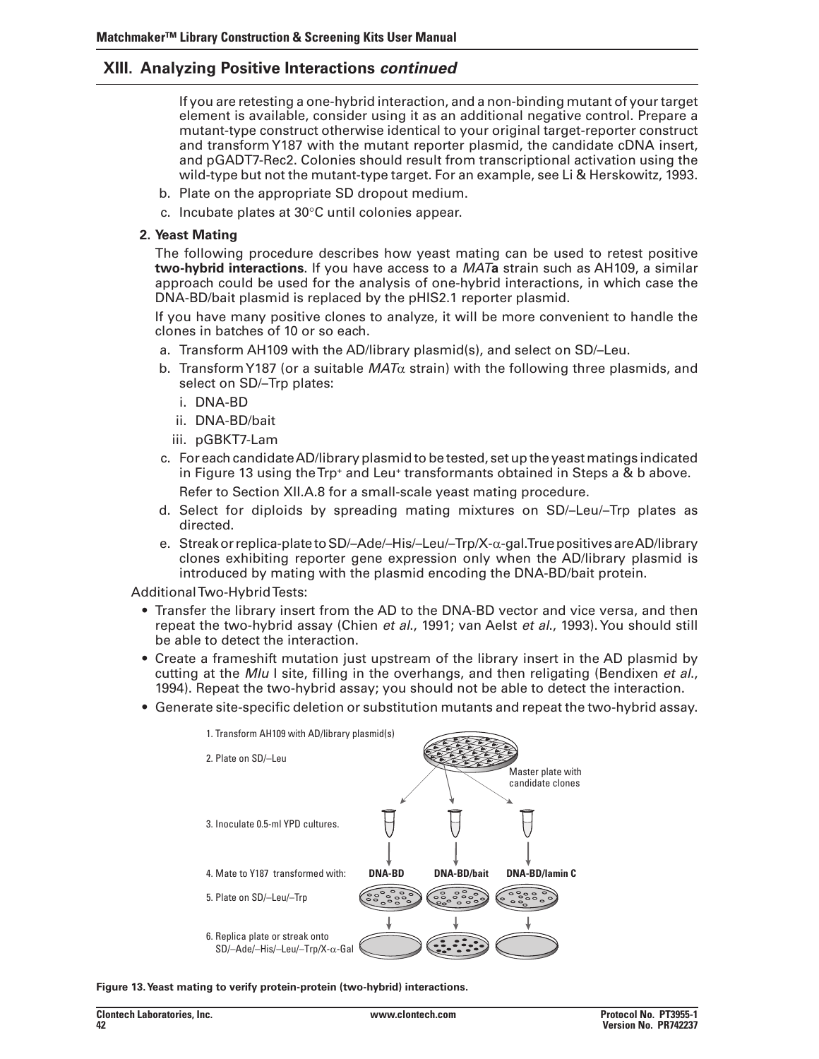## XIII. Analyzing Positive Interactions *continued*

If you are retesting a one-hybrid interaction, and a non-binding mutant of your target element is available, consider using it as an additional negative control. Prepare a mutant-type construct otherwise identical to your original target-reporter construct and transform Y187 with the mutant reporter plasmid, the candidate cDNA insert, and pGADT7-Rec2. Colonies should result from transcriptional activation using the wild-type but not the mutant-type target. For an example, see Li & Herskowitz, 1993.

b. Plate on the appropriate SD dropout medium.

c. Incubate plates at 30°C until colonies appear.

**2. Yeast Mating**

The following procedure describes how yeast mating can be used to retest positive **two-hybrid interactions**. If you have access to a *MAT***a** strain such as AH109, a similar approach could be used for the analysis of one-hybrid interactions, in which case the DNA-BD/bait plasmid is replaced by the pHIS2.1 reporter plasmid.

If you have many positive clones to analyze, it will be more convenient to handle the clones in batches of 10 or so each.

a. Transform AH109 with the AD/library plasmid(s), and select on SD/–Leu.

b. Transform Y187 (or a suitable *MAT*α strain) with the following three plasmids, and select on SD/–Trp plates:
   - i. DNA-BD
   - ii. DNA-BD/bait
   - iii. pGBKT7-Lam

c. For each candidate AD/library plasmid to be tested, set up the yeast matings indicated in Figure 13 using the Trp+ and Leu+ transformants obtained in Steps a & b above.

   Refer to Section XII.A.8 for a small-scale yeast mating procedure.

d. Select for diploids by spreading mating mixtures on SD/–Leu/–Trp plates as directed.

e. Streak or replica-plate to SD/–Ade/–His/–Leu/–Trp/X-α-gal. True positives are AD/library clones exhibiting reporter gene expression only when the AD/library plasmid is introduced by mating with the plasmid encoding the DNA-BD/bait protein.

Additional Two-Hybrid Tests:

- Transfer the library insert from the AD to the DNA-BD vector and vice versa, and then repeat the two-hybrid assay (Chien *et al.*, 1991; van Aelst *et al.*, 1993). You should still be able to detect the interaction.
- Create a frameshift mutation just upstream of the library insert in the AD plasmid by cutting at the *Mlu* I site, filling in the overhangs, and then religating (Bendixen *et al.*, 1994). Repeat the two-hybrid assay; you should not be able to detect the interaction.
- Generate site-specific deletion or substitution mutants and repeat the two-hybrid assay.

1. Transform AH109 with AD/library plasmid(s)
2. Plate on SD/–Leu
3. Inoculate 0.5-ml YPD cultures.
4. Mate to Y187 transformed with: **DNA-BD** | **DNA-BD/bait** | **DNA-BD/lamin C**
5. Plate on SD/–Leu/–Trp
6. Replica plate or streak onto SD/–Ade/–His/–Leu/–Trp/X-α-Gal

Master plate with candidate clones

**Figure 13. Yeast mating to verify protein-protein (two-hybrid) interactions.**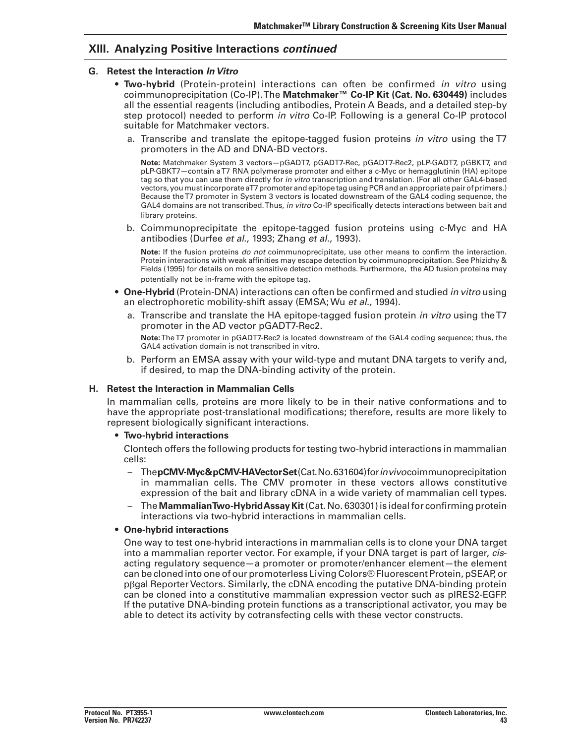## XIII. Analyzing Positive Interactions *continued*

### G. Retest the Interaction *In Vitro*

- **Two-hybrid** (Protein-protein) interactions can often be confirmed *in vitro* using coimmunoprecipitation (Co-IP). The **Matchmaker™ Co-IP Kit (Cat. No. 630449)** includes all the essential reagents (including antibodies, Protein A Beads, and a detailed step-by step protocol) needed to perform *in vitro* Co-IP. Following is a general Co-IP protocol suitable for Matchmaker vectors.

  a. Transcribe and translate the epitope-tagged fusion proteins *in vitro* using the T7 promoters in the AD and DNA-BD vectors.

  **Note:** Matchmaker System 3 vectors—pGADT7, pGADT7-Rec, pGADT7-Rec2, pLP-GADT7, pGBKT7, and pLP-GBKT7—contain a T7 RNA polymerase promoter and either a c-Myc or hemagglutinin (HA) epitope tag so that you can use them directly for *in vitro* transcription and translation. (For all other GAL4-based vectors, you must incorporate a T7 promoter and epitope tag using PCR and an appropriate pair of primers.) Because the T7 promoter in System 3 vectors is located downstream of the GAL4 coding sequence, the GAL4 domains are not transcribed. Thus, *in vitro* Co-IP specifically detects interactions between bait and library proteins.

  b. Coimmunoprecipitate the epitope-tagged fusion proteins using c-Myc and HA antibodies (Durfee *et al*., 1993; Zhang *et al*., 1993).

  **Note:** If the fusion proteins *do not* coimmunoprecipitate, use other means to confirm the interaction. Protein interactions with weak affinities may escape detection by coimmunoprecipitation. See Phizichy & Fields (1995) for details on more sensitive detection methods. Furthermore, the AD fusion proteins may potentially not be in-frame with the epitope tag.

- **One-Hybrid** (Protein-DNA) interactions can often be confirmed and studied *in vitro* using an electrophoretic mobility-shift assay (EMSA; Wu *et al.,* 1994).

  a. Transcribe and translate the HA epitope-tagged fusion protein *in vitro* using the T7 promoter in the AD vector pGADT7-Rec2.

  **Note:** The T7 promoter in pGADT7-Rec2 is located downstream of the GAL4 coding sequence; thus, the GAL4 activation domain is not transcribed in vitro.

  b. Perform an EMSA assay with your wild-type and mutant DNA targets to verify and, if desired, to map the DNA-binding activity of the protein.

### H. Retest the Interaction in Mammalian Cells

In mammalian cells, proteins are more likely to be in their native conformations and to have the appropriate post-translational modifications; therefore, results are more likely to represent biologically significant interactions.

- **Two-hybrid interactions**

  Clontech offers the following products for testing two-hybrid interactions in mammalian cells:

  – The **pCMV-Myc & pCMV-HA Vector Set** (Cat. No. 631604) for *in vivo* coimmunoprecipitation in mammalian cells. The CMV promoter in these vectors allows constitutive expression of the bait and library cDNA in a wide variety of mammalian cell types.

  – The **Mammalian Two-Hybrid Assay Kit** (Cat. No. 630301) is ideal for confirming protein interactions via two-hybrid interactions in mammalian cells.

- **One-hybrid interactions**

  One way to test one-hybrid interactions in mammalian cells is to clone your DNA target into a mammalian reporter vector. For example, if your DNA target is part of larger, *cis*-acting regulatory sequence—a promoter or promoter/enhancer element—the element can be cloned into one of our promoterless Living Colors® Fluorescent Protein, pSEAP, or pβgal Reporter Vectors. Similarly, the cDNA encoding the putative DNA-binding protein can be cloned into a constitutive mammalian expression vector such as pIRES2-EGFP. If the putative DNA-binding protein functions as a transcriptional activator, you may be able to detect its activity by cotransfecting cells with these vector constructs.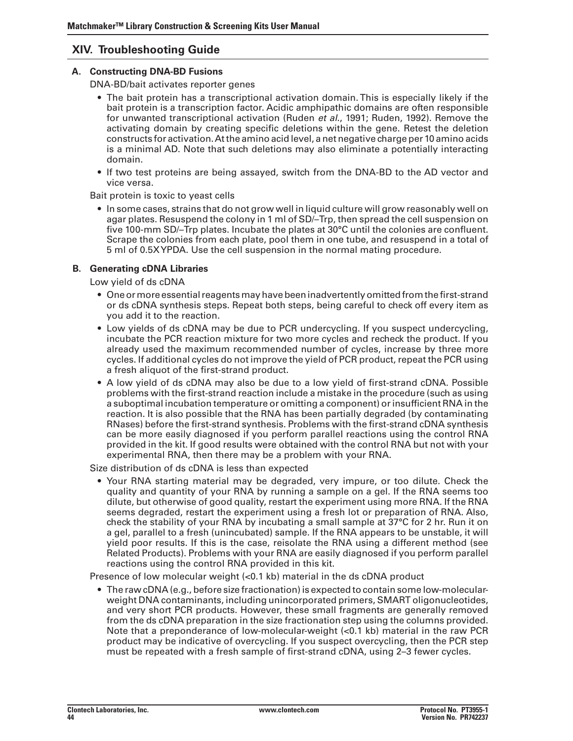## XIV. Troubleshooting Guide

### A. Constructing DNA-BD Fusions

DNA-BD/bait activates reporter genes

- The bait protein has a transcriptional activation domain. This is especially likely if the bait protein is a transcription factor. Acidic amphipathic domains are often responsible for unwanted transcriptional activation (Ruden *et al*., 1991; Ruden, 1992). Remove the activating domain by creating specific deletions within the gene. Retest the deletion constructs for activation. At the amino acid level, a net negative charge per 10 amino acids is a minimal AD. Note that such deletions may also eliminate a potentially interacting domain.
- If two test proteins are being assayed, switch from the DNA-BD to the AD vector and vice versa.

Bait protein is toxic to yeast cells

- In some cases, strains that do not grow well in liquid culture will grow reasonably well on agar plates. Resuspend the colony in 1 ml of SD/–Trp, then spread the cell suspension on five 100-mm SD/–Trp plates. Incubate the plates at 30°C until the colonies are confluent. Scrape the colonies from each plate, pool them in one tube, and resuspend in a total of 5 ml of 0.5X YPDA. Use the cell suspension in the normal mating procedure.

### B. Generating cDNA Libraries

Low yield of ds cDNA

- One or more essential reagents may have been inadvertently omitted from the first-strand or ds cDNA synthesis steps. Repeat both steps, being careful to check off every item as you add it to the reaction.
- Low yields of ds cDNA may be due to PCR undercycling. If you suspect undercycling, incubate the PCR reaction mixture for two more cycles and recheck the product. If you already used the maximum recommended number of cycles, increase by three more cycles. If additional cycles do not improve the yield of PCR product, repeat the PCR using a fresh aliquot of the first-strand product.
- A low yield of ds cDNA may also be due to a low yield of first-strand cDNA. Possible problems with the first-strand reaction include a mistake in the procedure (such as using a suboptimal incubation temperature or omitting a component) or insufficient RNA in the reaction. It is also possible that the RNA has been partially degraded (by contaminating RNases) before the first-strand synthesis. Problems with the first-strand cDNA synthesis can be more easily diagnosed if you perform parallel reactions using the control RNA provided in the kit. If good results were obtained with the control RNA but not with your experimental RNA, then there may be a problem with your RNA.

Size distribution of ds cDNA is less than expected

- Your RNA starting material may be degraded, very impure, or too dilute. Check the quality and quantity of your RNA by running a sample on a gel. If the RNA seems too dilute, but otherwise of good quality, restart the experiment using more RNA. If the RNA seems degraded, restart the experiment using a fresh lot or preparation of RNA. Also, check the stability of your RNA by incubating a small sample at 37°C for 2 hr. Run it on a gel, parallel to a fresh (unincubated) sample. If the RNA appears to be unstable, it will yield poor results. If this is the case, reisolate the RNA using a different method (see Related Products). Problems with your RNA are easily diagnosed if you perform parallel reactions using the control RNA provided in this kit.

Presence of low molecular weight (<0.1 kb) material in the ds cDNA product

- The raw cDNA (e.g., before size fractionation) is expected to contain some low-molecular-weight DNA contaminants, including unincorporated primers, SMART oligonucleotides, and very short PCR products. However, these small fragments are generally removed from the ds cDNA preparation in the size fractionation step using the columns provided. Note that a preponderance of low-molecular-weight (<0.1 kb) material in the raw PCR product may be indicative of overcycling. If you suspect overcycling, then the PCR step must be repeated with a fresh sample of first-strand cDNA, using 2–3 fewer cycles.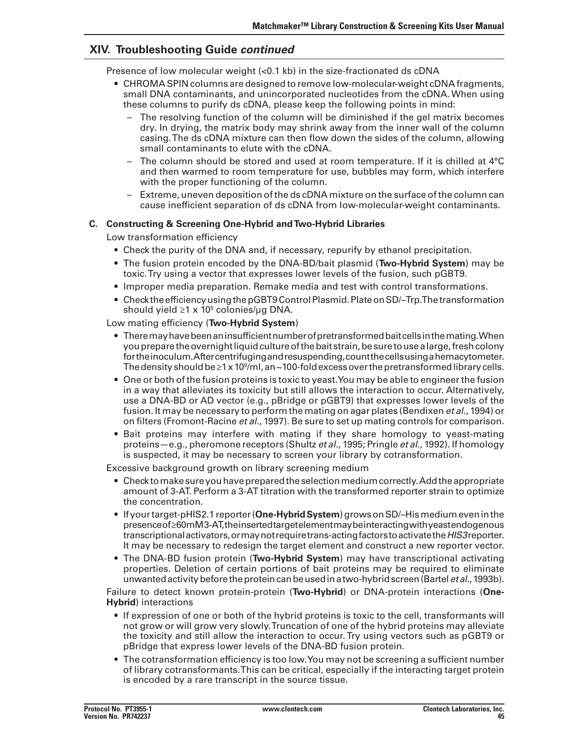## XIV. Troubleshooting Guide *continued*

Presence of low molecular weight (<0.1 kb) in the size-fractionated ds cDNA

- CHROMA SPIN columns are designed to remove low-molecular-weight cDNA fragments, small DNA contaminants, and unincorporated nucleotides from the cDNA. When using these columns to purify ds cDNA, please keep the following points in mind:
  - The resolving function of the column will be diminished if the gel matrix becomes dry. In drying, the matrix body may shrink away from the inner wall of the column casing. The ds cDNA mixture can then flow down the sides of the column, allowing small contaminants to elute with the cDNA.
  - The column should be stored and used at room temperature. If it is chilled at 4°C and then warmed to room temperature for use, bubbles may form, which interfere with the proper functioning of the column.
  - Extreme, uneven deposition of the ds cDNA mixture on the surface of the column can cause inefficient separation of ds cDNA from low-molecular-weight contaminants.

### C. Constructing & Screening One-Hybrid and Two-Hybrid Libraries

Low transformation efficiency

- Check the purity of the DNA and, if necessary, repurify by ethanol precipitation.
- The fusion protein encoded by the DNA-BD/bait plasmid (**Two-Hybrid System**) may be toxic. Try using a vector that expresses lower levels of the fusion, such pGBT9.
- Improper media preparation. Remake media and test with control transformations.
- Check the efficiency using the pGBT9 Control Plasmid. Plate on SD/–Trp. The transformation should yield ≥1 x $10^5$ colonies/µg DNA.

Low mating efficiency (**Two-Hybrid System**)

- There may have been an insufficient number of pretransformed bait cells in the mating. When you prepare the overnight liquid culture of the bait strain, be sure to use a large, fresh colony for the inoculum. After centrifuging and resuspending, count the cells using a hemacytometer. The density should be ≥1 x $10^9$/ml, an ~100-fold excess over the pretransformed library cells.
- One or both of the fusion proteins is toxic to yeast. You may be able to engineer the fusion in a way that alleviates its toxicity but still allows the interaction to occur. Alternatively, use a DNA-BD or AD vector (e.g., pBridge or pGBT9) that expresses lower levels of the fusion. It may be necessary to perform the mating on agar plates (Bendixen *et al.*, 1994) or on filters (Fromont-Racine *et al.*, 1997). Be sure to set up mating controls for comparison.
- Bait proteins may interfere with mating if they share homology to yeast-mating proteins—e.g., pheromone receptors (Shultz *et al.,* 1995; Pringle *et al.*, 1992). If homology is suspected, it may be necessary to screen your library by cotransformation.

Excessive background growth on library screening medium

- Check to make sure you have prepared the selection medium correctly. Add the appropriate amount of 3-AT. Perform a 3-AT titration with the transformed reporter strain to optimize the concentration.
- If your target-pHIS2.1 reporter (**One-Hybrid System**) grows on SD/–His medium even in the presence of ≥60 mM 3-AT, the inserted target element may be interacting with yeast endogenous transcriptional activators, or may not require trans-acting factors to activate the *HIS3* reporter. It may be necessary to redesign the target element and construct a new reporter vector.
- The DNA-BD fusion protein (**Two-Hybrid System**) may have transcriptional activating properties. Deletion of certain portions of bait proteins may be required to eliminate unwanted activity before the protein can be used in a two-hybrid screen (Bartel *et al.*, 1993b).

Failure to detect known protein-protein (**Two-Hybrid**) or DNA-protein interactions (**One-Hybrid**) interactions

- If expression of one or both of the hybrid proteins is toxic to the cell, transformants will not grow or will grow very slowly. Truncation of one of the hybrid proteins may alleviate the toxicity and still allow the interaction to occur. Try using vectors such as pGBT9 or pBridge that express lower levels of the DNA-BD fusion protein.
- The cotransformation efficiency is too low. You may not be screening a sufficient number of library cotransformants. This can be critical, especially if the interacting target protein is encoded by a rare transcript in the source tissue.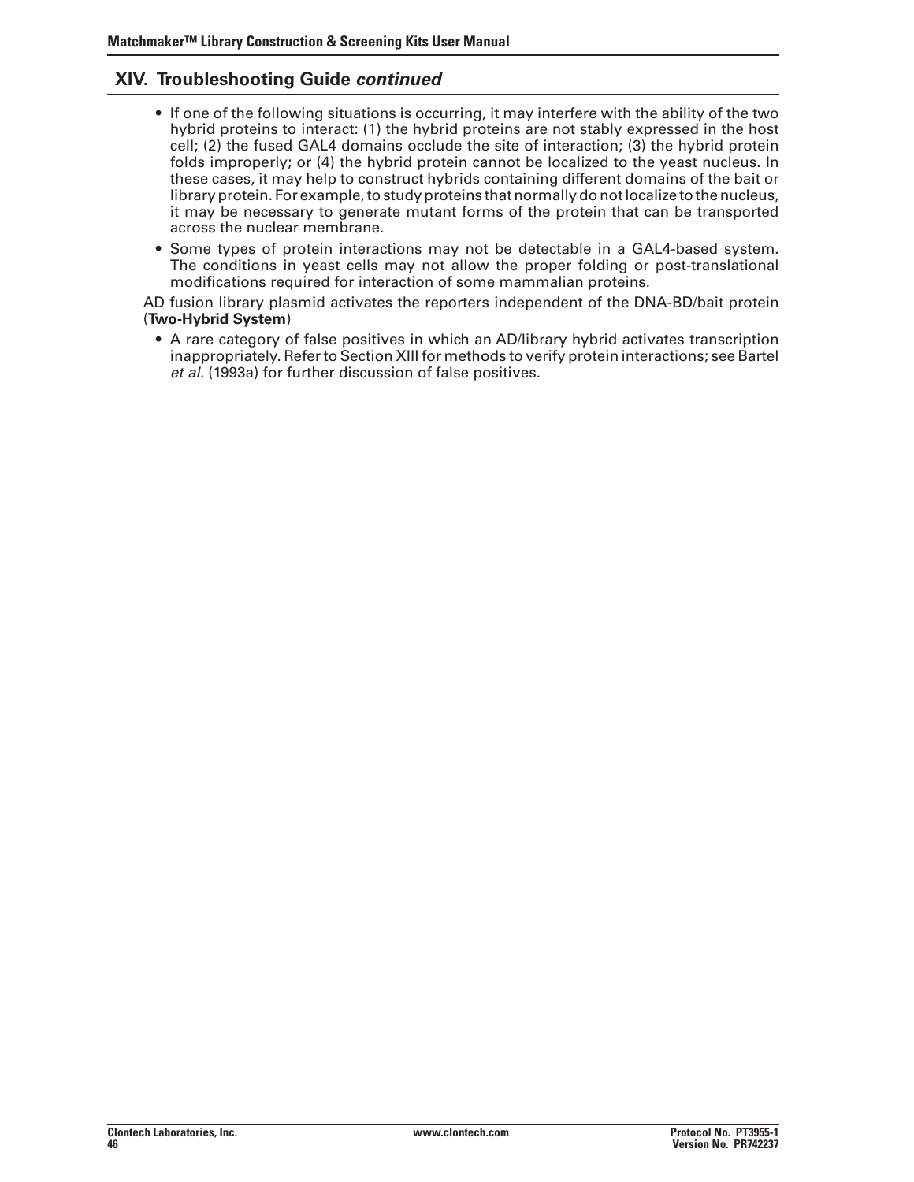## XIV. Troubleshooting Guide *continued*

- If one of the following situations is occurring, it may interfere with the ability of the two hybrid proteins to interact: (1) the hybrid proteins are not stably expressed in the host cell; (2) the fused GAL4 domains occlude the site of interaction; (3) the hybrid protein folds improperly; or (4) the hybrid protein cannot be localized to the yeast nucleus. In these cases, it may help to construct hybrids containing different domains of the bait or library protein. For example, to study proteins that normally do not localize to the nucleus, it may be necessary to generate mutant forms of the protein that can be transported across the nuclear membrane.
- Some types of protein interactions may not be detectable in a GAL4-based system. The conditions in yeast cells may not allow the proper folding or post-translational modifications required for interaction of some mammalian proteins.

AD fusion library plasmid activates the reporters independent of the DNA-BD/bait protein (**Two-Hybrid System**)

- A rare category of false positives in which an AD/library hybrid activates transcription inappropriately. Refer to Section XIII for methods to verify protein interactions; see Bartel *et al.* (1993a) for further discussion of false positives.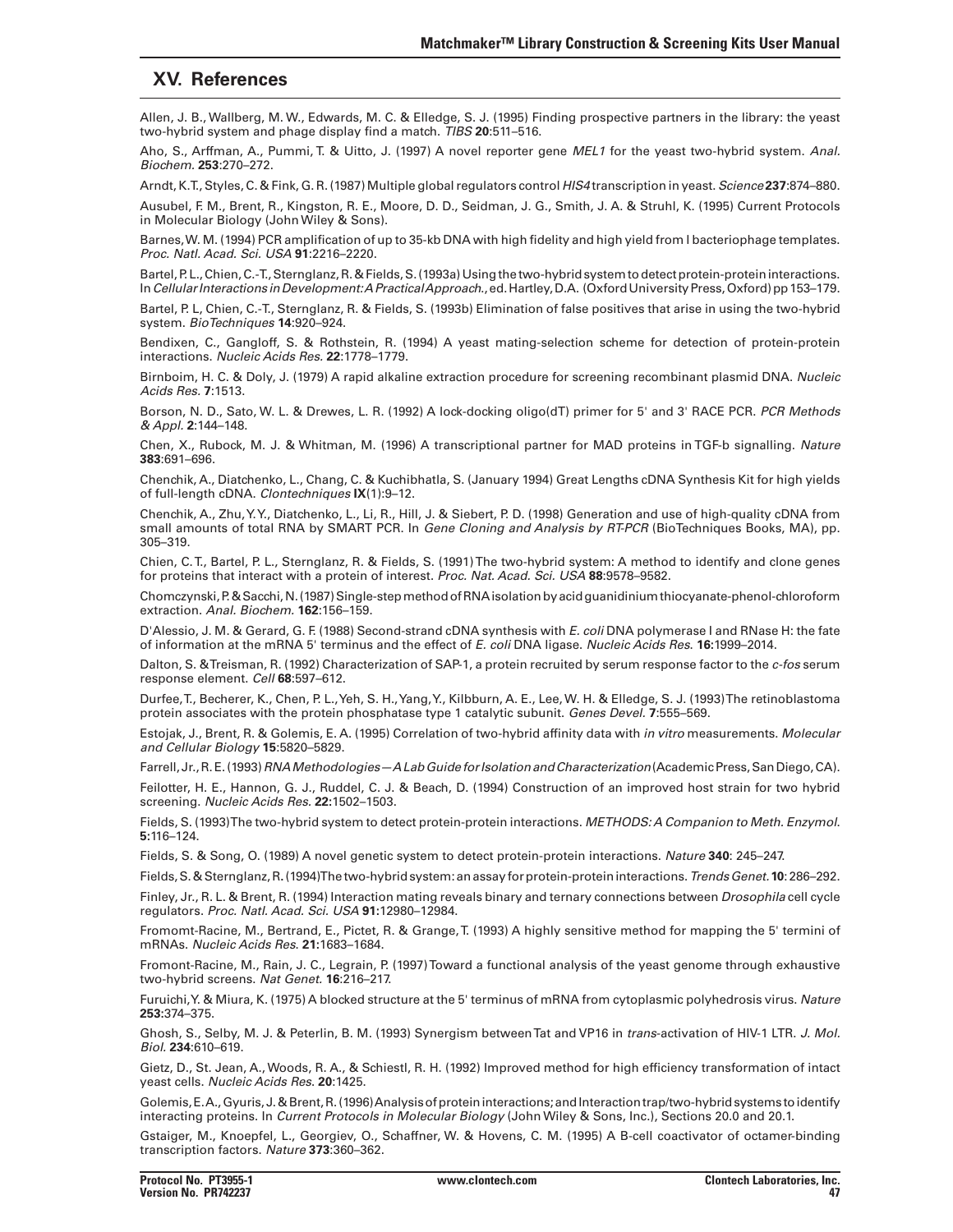## XV. References

Allen, J. B., Wallberg, M. W., Edwards, M. C. & Elledge, S. J. (1995) Finding prospective partners in the library: the yeast two-hybrid system and phage display find a match. *TIBS* **20**:511–516.

Aho, S., Arffman, A., Pummi, T. & Uitto, J. (1997) A novel reporter gene *MEL1* for the yeast two-hybrid system. *Anal. Biochem.* **253**:270–272.

Arndt, K.T., Styles, C. & Fink, G. R. (1987) Multiple global regulators control *HIS4* transcription in yeast. *Science* **237**:874–880.

Ausubel, F. M., Brent, R., Kingston, R. E., Moore, D. D., Seidman, J. G., Smith, J. A. & Struhl, K. (1995) Current Protocols in Molecular Biology (John Wiley & Sons).

Barnes, W. M. (1994) PCR amplification of up to 35-kb DNA with high fidelity and high yield from l bacteriophage templates. *Proc. Natl. Acad. Sci. USA* **91**:2216–2220.

Bartel, P. L., Chien, C.-T., Sternglanz, R. & Fields, S. (1993a) Using the two-hybrid system to detect protein-protein interactions. In *Cellular Interactions in Development: A Practical Approach.*, ed. Hartley, D.A. (Oxford University Press, Oxford) pp 153–179.

Bartel, P. L, Chien, C.-T., Sternglanz, R. & Fields, S. (1993b) Elimination of false positives that arise in using the two-hybrid system. *BioTechniques* **14**:920–924.

Bendixen, C., Gangloff, S. & Rothstein, R. (1994) A yeast mating-selection scheme for detection of protein-protein interactions. *Nucleic Acids Res.* **22**:1778–1779.

Birnboim, H. C. & Doly, J. (1979) A rapid alkaline extraction procedure for screening recombinant plasmid DNA. *Nucleic Acids Res.* **7**:1513.

Borson, N. D., Sato, W. L. & Drewes, L. R. (1992) A lock-docking oligo(dT) primer for 5' and 3' RACE PCR. *PCR Methods & Appl.* **2**:144–148.

Chen, X., Rubock, M. J. & Whitman, M. (1996) A transcriptional partner for MAD proteins in TGF-b signalling. *Nature* **383**:691–696.

Chenchik, A., Diatchenko, L., Chang, C. & Kuchibhatla, S. (January 1994) Great Lengths cDNA Synthesis Kit for high yields of full-length cDNA. *Clontechniques* **IX**(1):9–12.

Chenchik, A., Zhu, Y.Y., Diatchenko, L., Li, R., Hill, J. & Siebert, P. D. (1998) Generation and use of high-quality cDNA from small amounts of total RNA by SMART PCR. In *Gene Cloning and Analysis by RT-PCR* (BioTechniques Books, MA), pp. 305–319.

Chien, C. T., Bartel, P. L., Sternglanz, R. & Fields, S. (1991) The two-hybrid system: A method to identify and clone genes for proteins that interact with a protein of interest. *Proc. Nat. Acad. Sci. USA* **88**:9578–9582.

Chomczynski, P. & Sacchi, N. (1987) Single-step method of RNA isolation by acid guanidinium thiocyanate-phenol-chloroform extraction. *Anal. Biochem.* **162**:156–159.

D'Alessio, J. M. & Gerard, G. F. (1988) Second-strand cDNA synthesis with *E. coli* DNA polymerase I and RNase H: the fate of information at the mRNA 5' terminus and the effect of *E. coli* DNA ligase. *Nucleic Acids Res.* **16:**1999–2014.

Dalton, S. & Treisman, R. (1992) Characterization of SAP-1, a protein recruited by serum response factor to the *c-fos* serum response element. *Cell* **68**:597–612.

Durfee, T., Becherer, K., Chen, P. L., Yeh, S. H., Yang, Y., Kilbburn, A. E., Lee, W. H. & Elledge, S. J. (1993) The retinoblastoma protein associates with the protein phosphatase type 1 catalytic subunit. *Genes Devel.* **7**:555–569.

Estojak, J., Brent, R. & Golemis, E. A. (1995) Correlation of two-hybrid affinity data with *in vitro* measurements. *Molecular and Cellular Biology* **15**:5820–5829.

Farrell, Jr., R. E. (1993) *RNA Methodologies—A Lab Guide for Isolation and Characterization* (Academic Press, San Diego, CA).

Feilotter, H. E., Hannon, G. J., Ruddel, C. J. & Beach, D. (1994) Construction of an improved host strain for two hybrid screening. *Nucleic Acids Res.* **22:**1502–1503.

Fields, S. (1993) The two-hybrid system to detect protein-protein interactions. *METHODS: A Companion to Meth. Enzymol.* **5:**116–124.

Fields, S. & Song, O. (1989) A novel genetic system to detect protein-protein interactions. *Nature* **340**: 245–247.

Fields, S. & Sternglanz, R. (1994) The two-hybrid system: an assay for protein-protein interactions. *Trends Genet.* **10**: 286–292.

Finley, Jr., R. L. & Brent, R. (1994) Interaction mating reveals binary and ternary connections between *Drosophila* cell cycle regulators. *Proc. Natl. Acad. Sci. USA* **91:**12980–12984.

Fromomt-Racine, M., Bertrand, E., Pictet, R. & Grange, T. (1993) A highly sensitive method for mapping the 5' termini of mRNAs. *Nucleic Acids Res.* **21:**1683–1684.

Fromont-Racine, M., Rain, J. C., Legrain, P. (1997) Toward a functional analysis of the yeast genome through exhaustive two-hybrid screens. *Nat Genet.* **16**:216–217.

Furuichi, Y. & Miura, K. (1975) A blocked structure at the 5' terminus of mRNA from cytoplasmic polyhedrosis virus. *Nature* **253:**374–375.

Ghosh, S., Selby, M. J. & Peterlin, B. M. (1993) Synergism between Tat and VP16 in *trans*-activation of HIV-1 LTR. *J. Mol. Biol.* **234**:610–619.

Gietz, D., St. Jean, A., Woods, R. A., & Schiestl, R. H. (1992) Improved method for high efficiency transformation of intact yeast cells. *Nucleic Acids Res.* **20**:1425.

Golemis, E. A., Gyuris, J. & Brent, R. (1996) Analysis of protein interactions; and Interaction trap/two-hybrid systems to identify interacting proteins. In *Current Protocols in Molecular Biology* (John Wiley & Sons, Inc.), Sections 20.0 and 20.1.

Gstaiger, M., Knoepfel, L., Georgiev, O., Schaffner, W. & Hovens, C. M. (1995) A B-cell coactivator of octamer-binding transcription factors. *Nature* **373**:360–362.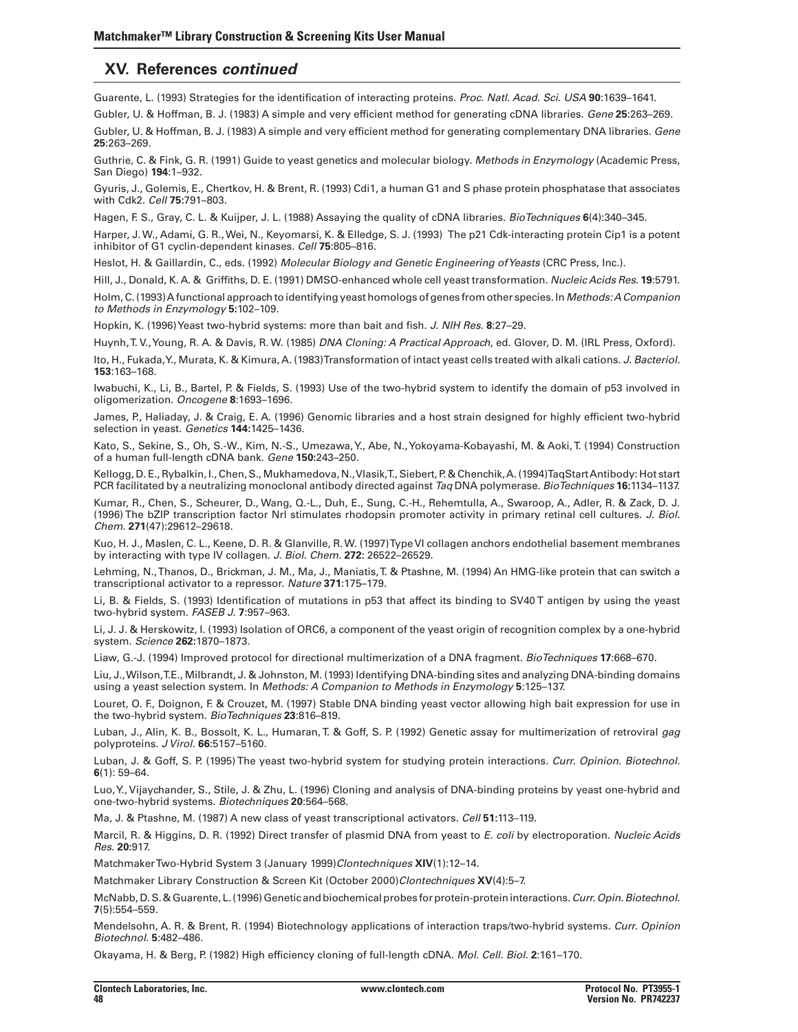## XV. References *continued*

Guarente, L. (1993) Strategies for the identification of interacting proteins. *Proc. Natl. Acad. Sci. USA* **90**:1639–1641.

Gubler, U. & Hoffman, B. J. (1983) A simple and very efficient method for generating cDNA libraries. *Gene* **25**:263–269.

Gubler, U. & Hoffman, B. J. (1983) A simple and very efficient method for generating complementary DNA libraries. *Gene* **25**:263–269.

Guthrie, C. & Fink, G. R. (1991) Guide to yeast genetics and molecular biology. *Methods in Enzymology* (Academic Press, San Diego) **194**:1–932.

Gyuris, J., Golemis, E., Chertkov, H. & Brent, R. (1993) Cdi1, a human G1 and S phase protein phosphatase that associates with Cdk2. *Cell* **75**:791–803.

Hagen, F. S., Gray, C. L. & Kuijper, J. L. (1988) Assaying the quality of cDNA libraries. *BioTechniques* **6**(4):340–345.

Harper, J. W., Adami, G. R., Wei, N., Keyomarsi, K. & Elledge, S. J. (1993) The p21 Cdk-interacting protein Cip1 is a potent inhibitor of G1 cyclin-dependent kinases. *Cell* **75**:805–816.

Heslot, H. & Gaillardin, C., eds. (1992) *Molecular Biology and Genetic Engineering of Yeasts* (CRC Press, Inc.).

Hill, J., Donald, K. A. & Griffiths, D. E. (1991) DMSO-enhanced whole cell yeast transformation. *Nucleic Acids Res.* **19**:5791.

Holm, C. (1993) A functional approach to identifying yeast homologs of genes from other species. In *Methods: A Companion to Methods in Enzymology* **5**:102–109.

Hopkin, K. (1996) Yeast two-hybrid systems: more than bait and fish. *J. NIH Res.* **8**:27–29.

Huynh, T. V., Young, R. A. & Davis, R. W. (1985) *DNA Cloning: A Practical Approach*, ed. Glover, D. M. (IRL Press, Oxford).

Ito, H., Fukada, Y., Murata, K. & Kimura, A. (1983) Transformation of intact yeast cells treated with alkali cations. *J. Bacteriol.* **153**:163–168.

Iwabuchi, K., Li, B., Bartel, P. & Fields, S. (1993) Use of the two-hybrid system to identify the domain of p53 involved in oligomerization. *Oncogene* **8**:1693–1696.

James, P., Haliaday, J. & Craig, E. A. (1996) Genomic libraries and a host strain designed for highly efficient two-hybrid selection in yeast. *Genetics* **144**:1425–1436.

Kato, S., Sekine, S., Oh, S.-W., Kim, N.-S., Umezawa, Y., Abe, N., Yokoyama-Kobayashi, M. & Aoki, T. (1994) Construction of a human full-length cDNA bank. *Gene* **150**:243–250.

Kellogg, D. E., Rybalkin, I., Chen, S., Mukhamedova, N., Vlasik, T., Siebert, P. & Chenchik, A. (1994) TaqStart Antibody: Hot start PCR facilitated by a neutralizing monoclonal antibody directed against *Taq* DNA polymerase. *BioTechniques* **16**:1134–1137.

Kumar, R., Chen, S., Scheurer, D., Wang, Q.-L., Duh, E., Sung, C.-H., Rehemtulla, A., Swaroop, A., Adler, R. & Zack, D. J. (1996) The bZIP transcription factor Nrl stimulates rhodopsin promoter activity in primary retinal cell cultures. *J. Biol. Chem.* **271**(47):29612–29618.

Kuo, H. J., Maslen, C. L., Keene, D. R. & Glanville, R. W. (1997) Type VI collagen anchors endothelial basement membranes by interacting with type IV collagen. *J. Biol. Chem.* **272:** 26522–26529.

Lehming, N., Thanos, D., Brickman, J. M., Ma, J., Maniatis, T. & Ptashne, M. (1994) An HMG-like protein that can switch a transcriptional activator to a repressor. *Nature* **371**:175–179.

Li, B. & Fields, S. (1993) Identification of mutations in p53 that affect its binding to SV40 T antigen by using the yeast two-hybrid system. *FASEB J.* **7**:957–963.

Li, J. J. & Herskowitz, I. (1993) Isolation of ORC6, a component of the yeast origin of recognition complex by a one-hybrid system. *Science* **262:**1870–1873.

Liaw, G.-J. (1994) Improved protocol for directional multimerization of a DNA fragment. *BioTechniques* **17**:668–670.

Liu, J., Wilson, T.E., Milbrandt, J. & Johnston, M. (1993) Identifying DNA-binding sites and analyzing DNA-binding domains using a yeast selection system. In *Methods: A Companion to Methods in Enzymology* **5**:125–137.

Louret, O. F., Doignon, F. & Crouzet, M. (1997) Stable DNA binding yeast vector allowing high bait expression for use in the two-hybrid system. *BioTechniques* **23**:816–819.

Luban, J., Alin, K. B., Bossolt, K. L., Humaran, T. & Goff, S. P. (1992) Genetic assay for multimerization of retroviral *gag* polyproteins. *J Virol.* **66**:5157–5160.

Luban, J. & Goff, S. P. (1995) The yeast two-hybrid system for studying protein interactions. *Curr. Opinion. Biotechnol.* **6**(1): 59–64.

Luo, Y., Vijaychander, S., Stile, J. & Zhu, L. (1996) Cloning and analysis of DNA-binding proteins by yeast one-hybrid and one-two-hybrid systems. *Biotechniques* **20**:564–568.

Ma, J. & Ptashne, M. (1987) A new class of yeast transcriptional activators. *Cell* **51:**113–119.

Marcil, R. & Higgins, D. R. (1992) Direct transfer of plasmid DNA from yeast to *E. coli* by electroporation. *Nucleic Acids Res.* **20:**917.

Matchmaker Two-Hybrid System 3 (January 1999) *Clontechniques* **XIV**(1):12–14.

Matchmaker Library Construction & Screen Kit (October 2000) *Clontechniques* **XV**(4):5–7.

McNabb, D. S. & Guarente, L. (1996) Genetic and biochemical probes for protein-protein interactions. *Curr. Opin. Biotechnol.* **7**(5):554–559.

Mendelsohn, A. R. & Brent, R. (1994) Biotechnology applications of interaction traps/two-hybrid systems. *Curr. Opinion Biotechnol.* **5**:482–486.

Okayama, H. & Berg, P. (1982) High efficiency cloning of full-length cDNA. *Mol. Cell. Biol.* **2**:161–170.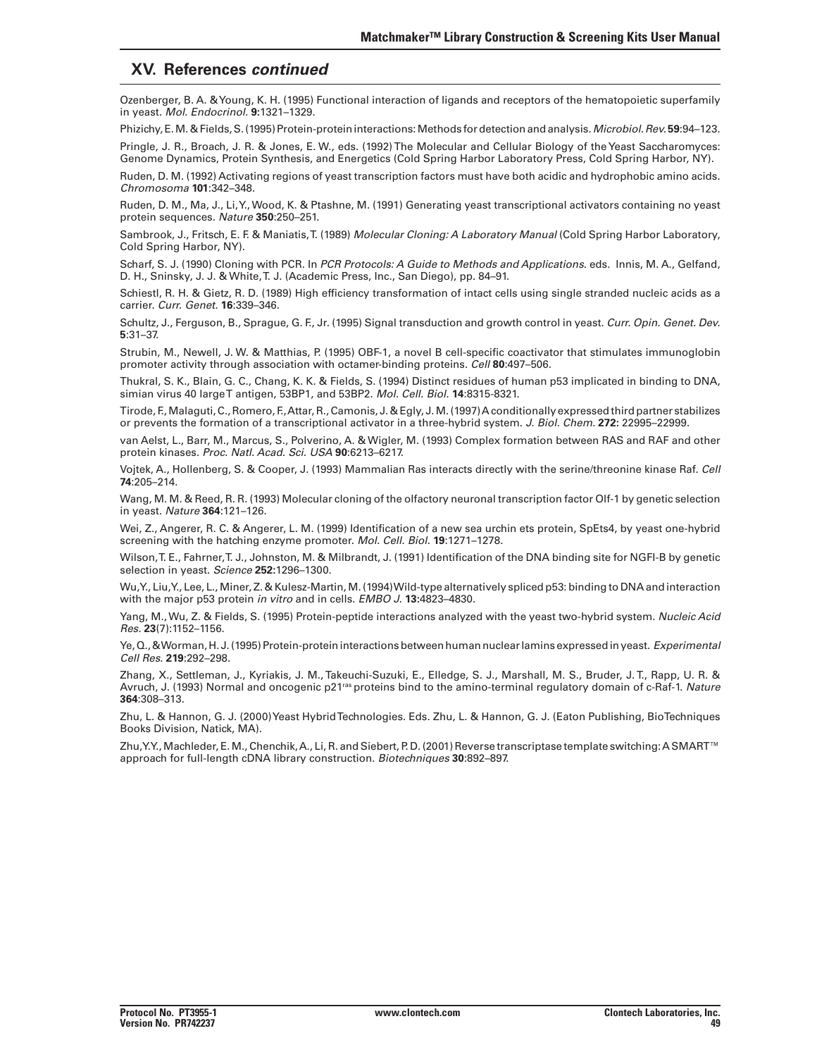## XV. References *continued*

Ozenberger, B. A. & Young, K. H. (1995) Functional interaction of ligands and receptors of the hematopoietic superfamily in yeast. *Mol. Endocrinol.* **9:**1321–1329.

Phizichy, E. M. & Fields, S. (1995) Protein-protein interactions: Methods for detection and analysis. *Microbiol. Rev.* **59**:94–123.

Pringle, J. R., Broach, J. R. & Jones, E. W., eds. (1992) The Molecular and Cellular Biology of the Yeast Saccharomyces: Genome Dynamics, Protein Synthesis, and Energetics (Cold Spring Harbor Laboratory Press, Cold Spring Harbor, NY).

Ruden, D. M. (1992) Activating regions of yeast transcription factors must have both acidic and hydrophobic amino acids. *Chromosoma* **101**:342–348.

Ruden, D. M., Ma, J., Li, Y., Wood, K. & Ptashne, M. (1991) Generating yeast transcriptional activators containing no yeast protein sequences. *Nature* **350**:250–251.

Sambrook, J., Fritsch, E. F. & Maniatis, T. (1989) *Molecular Cloning: A Laboratory Manual* (Cold Spring Harbor Laboratory, Cold Spring Harbor, NY).

Scharf, S. J. (1990) Cloning with PCR. In *PCR Protocols: A Guide to Methods and Applications*. eds. Innis, M. A., Gelfand, D. H., Sninsky, J. J. & White, T. J. (Academic Press, Inc., San Diego), pp. 84–91.

Schiestl, R. H. & Gietz, R. D. (1989) High efficiency transformation of intact cells using single stranded nucleic acids as a carrier. *Curr. Genet.* **16**:339–346.

Schultz, J., Ferguson, B., Sprague, G. F., Jr. (1995) Signal transduction and growth control in yeast. *Curr. Opin. Genet. Dev.* **5**:31–37.

Strubin, M., Newell, J. W. & Matthias, P. (1995) OBF-1, a novel B cell-specific coactivator that stimulates immunoglobin promoter activity through association with octamer-binding proteins. *Cell* **80**:497–506.

Thukral, S. K., Blain, G. C., Chang, K. K. & Fields, S. (1994) Distinct residues of human p53 implicated in binding to DNA, simian virus 40 large T antigen, 53BP1, and 53BP2. *Mol. Cell. Biol.* **14**:8315-8321.

Tirode, F., Malaguti, C., Romero, F., Attar, R., Camonis, J. & Egly, J. M. (1997) A conditionally expressed third partner stabilizes or prevents the formation of a transcriptional activator in a three-hybrid system. *J. Biol. Chem.* **272:** 22995–22999.

van Aelst, L., Barr, M., Marcus, S., Polverino, A. & Wigler, M. (1993) Complex formation between RAS and RAF and other protein kinases. *Proc. Natl. Acad. Sci. USA* **90**:6213–6217.

Vojtek, A., Hollenberg, S. & Cooper, J. (1993) Mammalian Ras interacts directly with the serine/threonine kinase Raf. *Cell* **74**:205–214.

Wang, M. M. & Reed, R. R. (1993) Molecular cloning of the olfactory neuronal transcription factor Olf-1 by genetic selection in yeast. *Nature* **364**:121–126.

Wei, Z., Angerer, R. C. & Angerer, L. M. (1999) Identification of a new sea urchin ets protein, SpEts4, by yeast one-hybrid screening with the hatching enzyme promoter. *Mol. Cell. Biol.* **19**:1271–1278.

Wilson, T. E., Fahrner, T. J., Johnston, M. & Milbrandt, J. (1991) Identification of the DNA binding site for NGFI-B by genetic selection in yeast. *Science* **252:**1296–1300.

Wu, Y., Liu, Y., Lee, L., Miner, Z. & Kulesz-Martin, M. (1994) Wild-type alternatively spliced p53: binding to DNA and interaction with the major p53 protein *in vitro* and in cells. *EMBO J.* **13:**4823–4830.

Yang, M., Wu, Z. & Fields, S. (1995) Protein-peptide interactions analyzed with the yeast two-hybrid system. *Nucleic Acid Res.* **23**(7):1152–1156.

Ye, Q., & Worman, H. J. (1995) Protein-protein interactions between human nuclear lamins expressed in yeast. *Experimental Cell Res.* **219**:292–298.

Zhang, X., Settleman, J., Kyriakis, J. M., Takeuchi-Suzuki, E., Elledge, S. J., Marshall, M. S., Bruder, J. T., Rapp, U. R. & Avruch, J. (1993) Normal and oncogenic $p21^{ras}$ proteins bind to the amino-terminal regulatory domain of c-Raf-1. *Nature* **364**:308–313.

Zhu, L. & Hannon, G. J. (2000) Yeast Hybrid Technologies. Eds. Zhu, L. & Hannon, G. J. (Eaton Publishing, BioTechniques Books Division, Natick, MA).

Zhu, Y.Y., Machleder, E. M., Chenchik, A., Li, R. and Siebert, P. D. (2001) Reverse transcriptase template switching: A SMART™ approach for full-length cDNA library construction. *Biotechniques* **30**:892–897.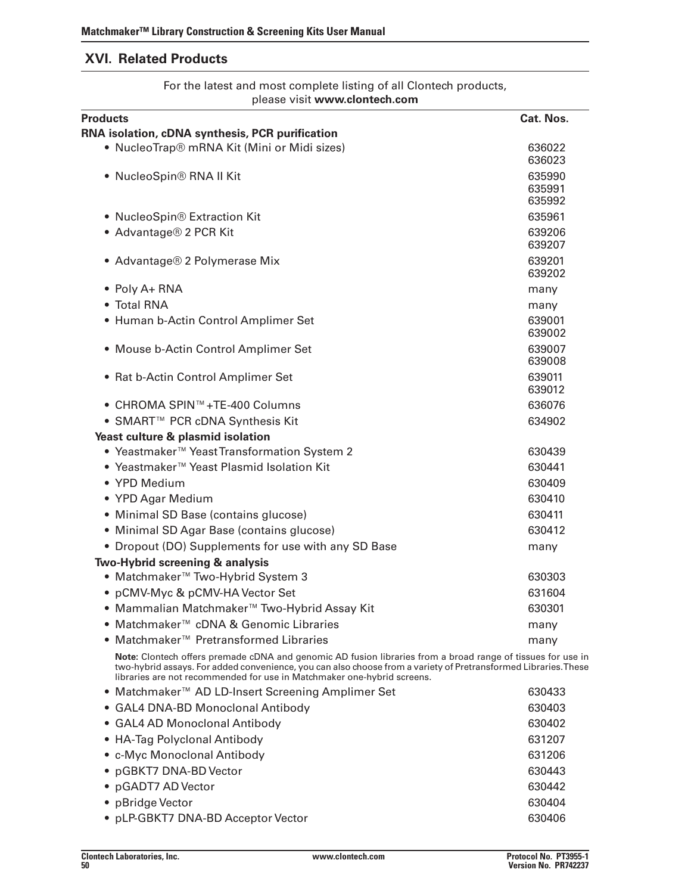## XVI. Related Products

For the latest and most complete listing of all Clontech products, please visit **www.clontech.com**

| Products | Cat. Nos. |
|---|---|
| **RNA isolation, cDNA synthesis, PCR purification** | |
| • NucleoTrap® mRNA Kit (Mini or Midi sizes) | 636022<br>636023 |
| • NucleoSpin® RNA II Kit | 635990<br>635991<br>635992 |
| • NucleoSpin® Extraction Kit | 635961 |
| • Advantage® 2 PCR Kit | 639206<br>639207 |
| • Advantage® 2 Polymerase Mix | 639201<br>639202 |
| • Poly A+ RNA | many |
| • Total RNA | many |
| • Human b-Actin Control Amplimer Set | 639001<br>639002 |
| • Mouse b-Actin Control Amplimer Set | 639007<br>639008 |
| • Rat b-Actin Control Amplimer Set | 639011<br>639012 |
| • CHROMA SPIN™ +TE-400 Columns | 636076 |
| • SMART™ PCR cDNA Synthesis Kit | 634902 |
| **Yeast culture & plasmid isolation** | |
| • Yeastmaker™ Yeast Transformation System 2 | 630439 |
| • Yeastmaker™ Yeast Plasmid Isolation Kit | 630441 |
| • YPD Medium | 630409 |
| • YPD Agar Medium | 630410 |
| • Minimal SD Base (contains glucose) | 630411 |
| • Minimal SD Agar Base (contains glucose) | 630412 |
| • Dropout (DO) Supplements for use with any SD Base | many |
| **Two-Hybrid screening & analysis** | |
| • Matchmaker™ Two-Hybrid System 3 | 630303 |
| • pCMV-Myc & pCMV-HA Vector Set | 631604 |
| • Mammalian Matchmaker™ Two-Hybrid Assay Kit | 630301 |
| • Matchmaker™ cDNA & Genomic Libraries | many |
| • Matchmaker™ Pretransformed Libraries | many |
| **Note**: Clontech offers premade cDNA and genomic AD fusion libraries from a broad range of tissues for use in two-hybrid assays. For added convenience, you can also choose from a variety of Pretransformed Libraries. These libraries are not recommended for use in Matchmaker one-hybrid screens. | |
| • Matchmaker™ AD LD-Insert Screening Amplimer Set | 630433 |
| • GAL4 DNA-BD Monoclonal Antibody | 630403 |
| • GAL4 AD Monoclonal Antibody | 630402 |
| • HA-Tag Polyclonal Antibody | 631207 |
| • c-Myc Monoclonal Antibody | 631206 |
| • pGBKT7 DNA-BD Vector | 630443 |
| • pGADT7 AD Vector | 630442 |
| • pBridge Vector | 630404 |
| • pLP-GBKT7 DNA-BD Acceptor Vector | 630406 |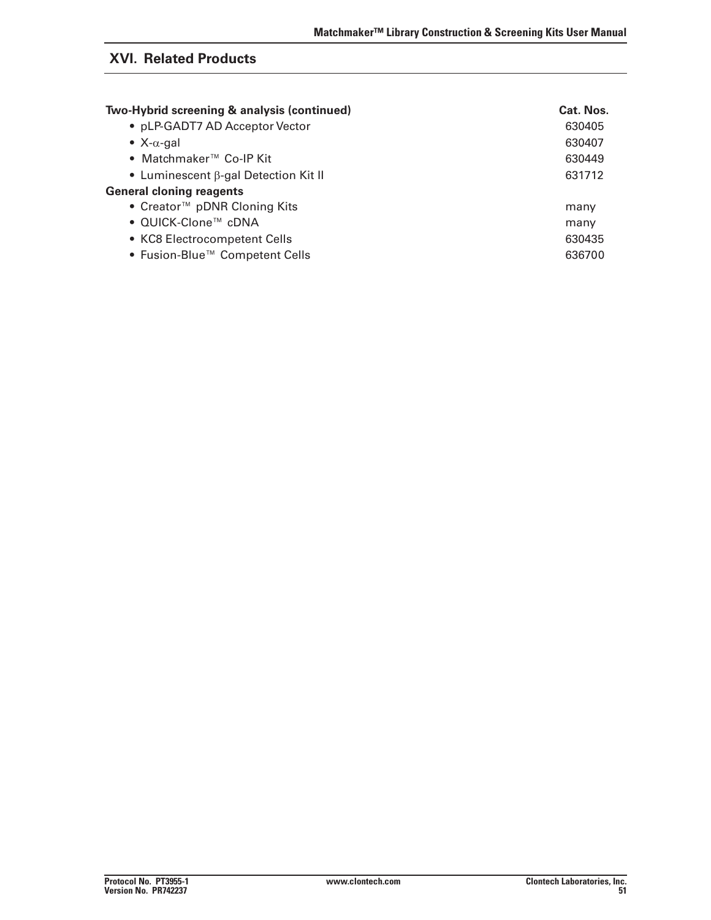## XVI. Related Products

| Two-Hybrid screening & analysis (continued) | Cat. Nos. |
|---|---|
| • pLP-GADT7 AD Acceptor Vector | 630405 |
| • X-α-gal | 630407 |
| • Matchmaker™ Co-IP Kit | 630449 |
| • Luminescent β-gal Detection Kit II | 631712 |
| **General cloning reagents** | |
| • Creator™ pDNR Cloning Kits | many |
| • QUICK-Clone™ cDNA | many |
| • KC8 Electrocompetent Cells | 630435 |
| • Fusion-Blue™ Competent Cells | 636700 |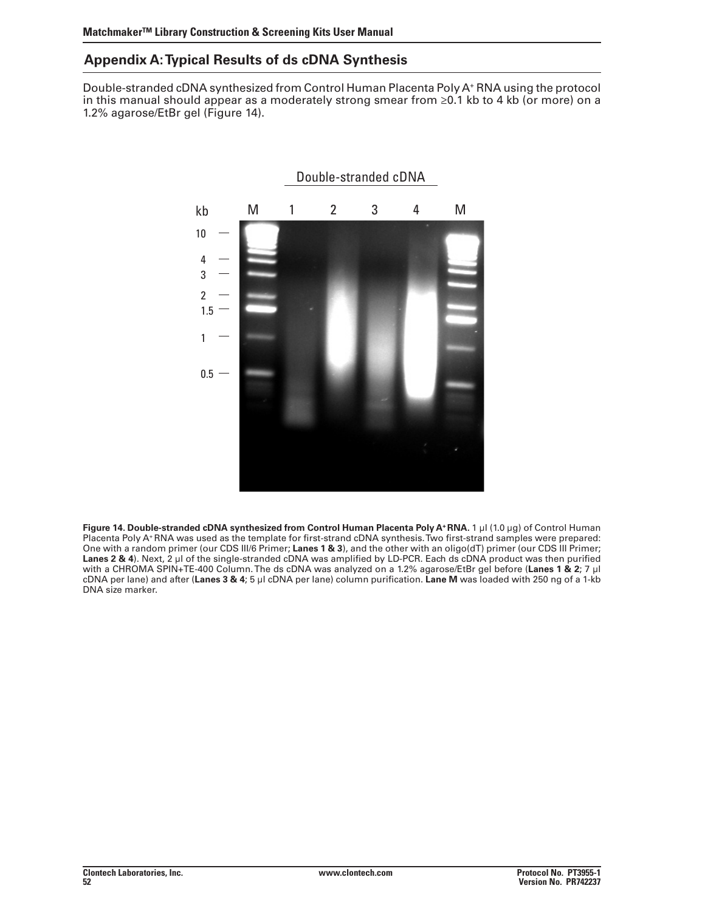## Appendix A: Typical Results of ds cDNA Synthesis

Double-stranded cDNA synthesized from Control Human Placenta Poly A+ RNA using the protocol in this manual should appear as a moderately strong smear from ≥0.1 kb to 4 kb (or more) on a 1.2% agarose/EtBr gel (Figure 14).

**Figure 14. Double-stranded cDNA synthesized from Control Human Placenta Poly A+ RNA.** 1 µl (1.0 µg) of Control Human Placenta Poly A+ RNA was used as the template for first-strand cDNA synthesis. Two first-strand samples were prepared: One with a random primer (our CDS III/6 Primer; **Lanes 1 & 3**), and the other with an oligo(dT) primer (our CDS III Primer; **Lanes 2 & 4**). Next, 2 µl of the single-stranded cDNA was amplified by LD-PCR. Each ds cDNA product was then purified with a CHROMA SPIN+TE-400 Column. The ds cDNA was analyzed on a 1.2% agarose/EtBr gel before (**Lanes 1 & 2**; 7 µl cDNA per lane) and after (**Lanes 3 & 4**; 5 µl cDNA per lane) column purification. **Lane M** was loaded with 250 ng of a 1-kb DNA size marker.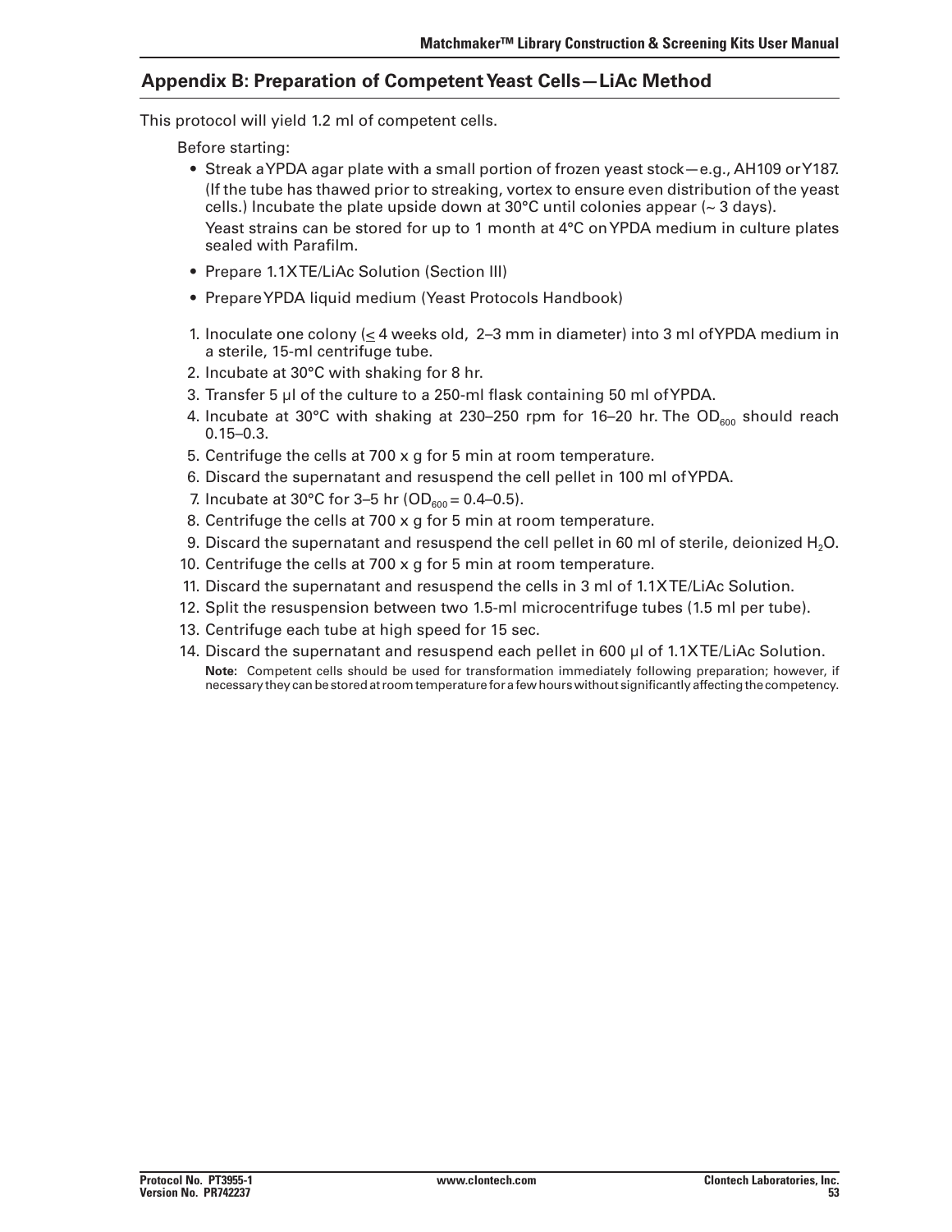## Appendix B: Preparation of Competent Yeast Cells—LiAc Method

This protocol will yield 1.2 ml of competent cells.

Before starting:

- Streak a YPDA agar plate with a small portion of frozen yeast stock—e.g., AH109 or Y187. (If the tube has thawed prior to streaking, vortex to ensure even distribution of the yeast cells.) Incubate the plate upside down at 30°C until colonies appear (~ 3 days).

  Yeast strains can be stored for up to 1 month at 4°C on YPDA medium in culture plates sealed with Parafilm.
- Prepare 1.1X TE/LiAc Solution (Section III)
- Prepare YPDA liquid medium (Yeast Protocols Handbook)

1. Inoculate one colony ($\leq$ 4 weeks old, 2–3 mm in diameter) into 3 ml of YPDA medium in a sterile, 15-ml centrifuge tube.
2. Incubate at 30°C with shaking for 8 hr.
3. Transfer 5 µl of the culture to a 250-ml flask containing 50 ml of YPDA.
4. Incubate at 30°C with shaking at 230–250 rpm for 16–20 hr. The $OD_{600}$ should reach 0.15–0.3.
5. Centrifuge the cells at 700 x g for 5 min at room temperature.
6. Discard the supernatant and resuspend the cell pellet in 100 ml of YPDA.
7. Incubate at 30°C for 3–5 hr ($OD_{600}$ = 0.4–0.5).
8. Centrifuge the cells at 700 x g for 5 min at room temperature.
9. Discard the supernatant and resuspend the cell pellet in 60 ml of sterile, deionized $H_2O$.
10. Centrifuge the cells at 700 x g for 5 min at room temperature.
11. Discard the supernatant and resuspend the cells in 3 ml of 1.1X TE/LiAc Solution.
12. Split the resuspension between two 1.5-ml microcentrifuge tubes (1.5 ml per tube).
13. Centrifuge each tube at high speed for 15 sec.
14. Discard the supernatant and resuspend each pellet in 600 µl of 1.1X TE/LiAc Solution.

    **Note:** Competent cells should be used for transformation immediately following preparation; however, if necessary they can be stored at room temperature for a few hours without significantly affecting the competency.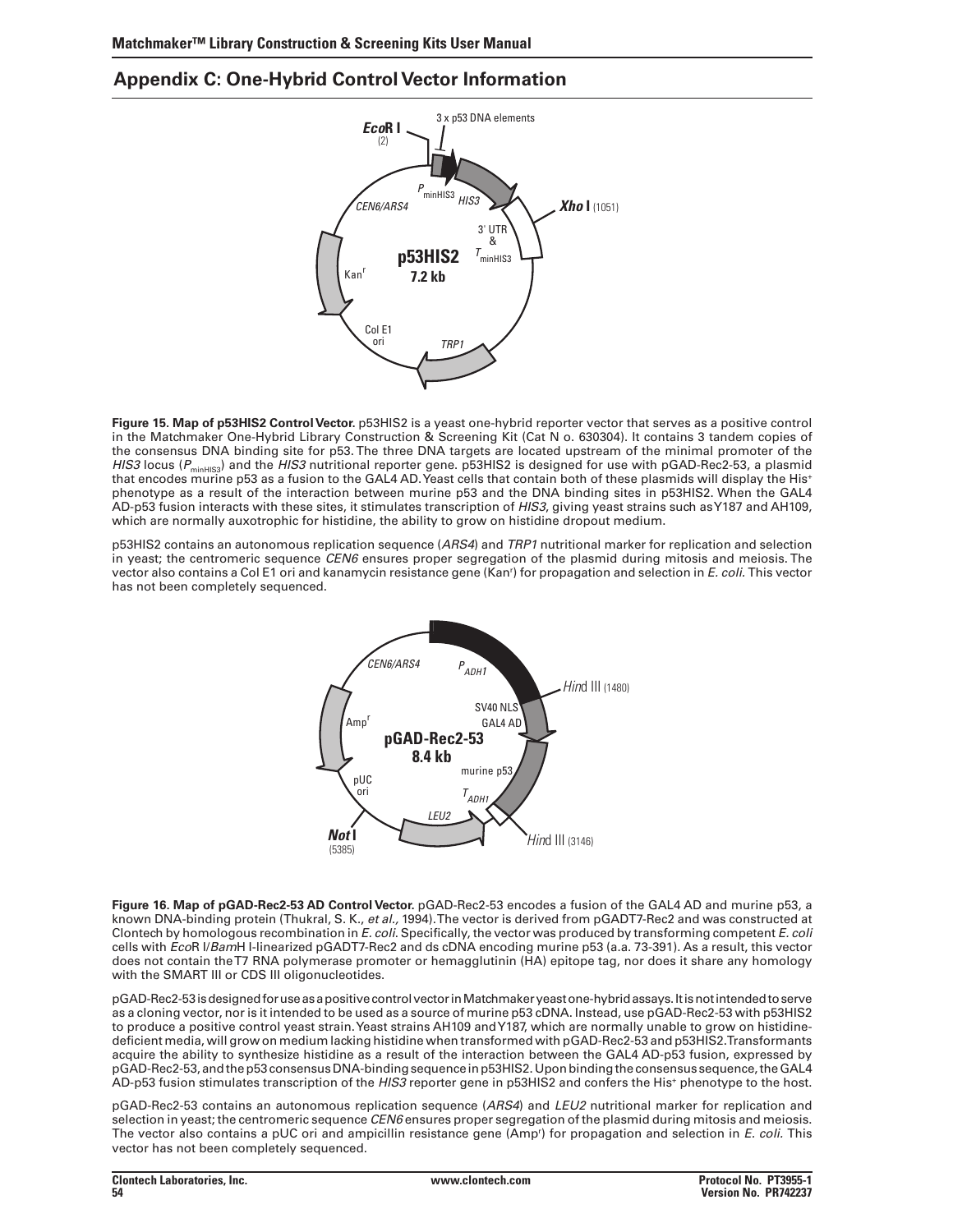## Appendix C: One-Hybrid Control Vector Information

**Figure 15. Map of p53HIS2 Control Vector.** p53HIS2 is a yeast one-hybrid reporter vector that serves as a positive control in the Matchmaker One-Hybrid Library Construction & Screening Kit (Cat N o. 630304). It contains 3 tandem copies of the consensus DNA binding site for p53. The three DNA targets are located upstream of the minimal promoter of the *HIS3* locus ($P_{minHIS3}$) and the *HIS3* nutritional reporter gene. p53HIS2 is designed for use with pGAD-Rec2-53, a plasmid that encodes murine p53 as a fusion to the GAL4 AD. Yeast cells that contain both of these plasmids will display the His⁺ phenotype as a result of the interaction between murine p53 and the DNA binding sites in p53HIS2. When the GAL4 AD-p53 fusion interacts with these sites, it stimulates transcription of *HIS3*, giving yeast strains such as Y187 and AH109, which are normally auxotrophic for histidine, the ability to grow on histidine dropout medium.

p53HIS2 contains an autonomous replication sequence (*ARS4*) and *TRP1* nutritional marker for replication and selection in yeast; the centromeric sequence *CEN6* ensures proper segregation of the plasmid during mitosis and meiosis. The vector also contains a Col E1 ori and kanamycin resistance gene (Kan$^r$) for propagation and selection in *E. coli*. This vector has not been completely sequenced.

**Figure 16. Map of pGAD-Rec2-53 AD Control Vector.** pGAD-Rec2-53 encodes a fusion of the GAL4 AD and murine p53, a known DNA-binding protein (Thukral, S. K., *et al.,* 1994). The vector is derived from pGADT7-Rec2 and was constructed at Clontech by homologous recombination in *E. coli*. Specifically, the vector was produced by transforming competent *E. coli* cells with *Eco*R I/*Bam*H I-linearized pGADT7-Rec2 and ds cDNA encoding murine p53 (a.a. 73-391). As a result, this vector does not contain the T7 RNA polymerase promoter or hemagglutinin (HA) epitope tag, nor does it share any homology with the SMART III or CDS III oligonucleotides.

pGAD-Rec2-53 is designed for use as a positive control vector in Matchmaker yeast one-hybrid assays. It is not intended to serve as a cloning vector, nor is it intended to be used as a source of murine p53 cDNA. Instead, use pGAD-Rec2-53 with p53HIS2 to produce a positive control yeast strain. Yeast strains AH109 and Y187, which are normally unable to grow on histidine-deficient media, will grow on medium lacking histidine when transformed with pGAD-Rec2-53 and p53HIS2. Transformants acquire the ability to synthesize histidine as a result of the interaction between the GAL4 AD-p53 fusion, expressed by pGAD-Rec2-53, and the p53 consensus DNA-binding sequence in p53HIS2. Upon binding the consensus sequence, the GAL4 AD-p53 fusion stimulates transcription of the *HIS3* reporter gene in p53HIS2 and confers the His⁺ phenotype to the host.

pGAD-Rec2-53 contains an autonomous replication sequence (*ARS4*) and *LEU2* nutritional marker for replication and selection in yeast; the centromeric sequence *CEN6* ensures proper segregation of the plasmid during mitosis and meiosis. The vector also contains a pUC ori and ampicillin resistance gene (Amp$^r$) for propagation and selection in *E. coli.* This vector has not been completely sequenced.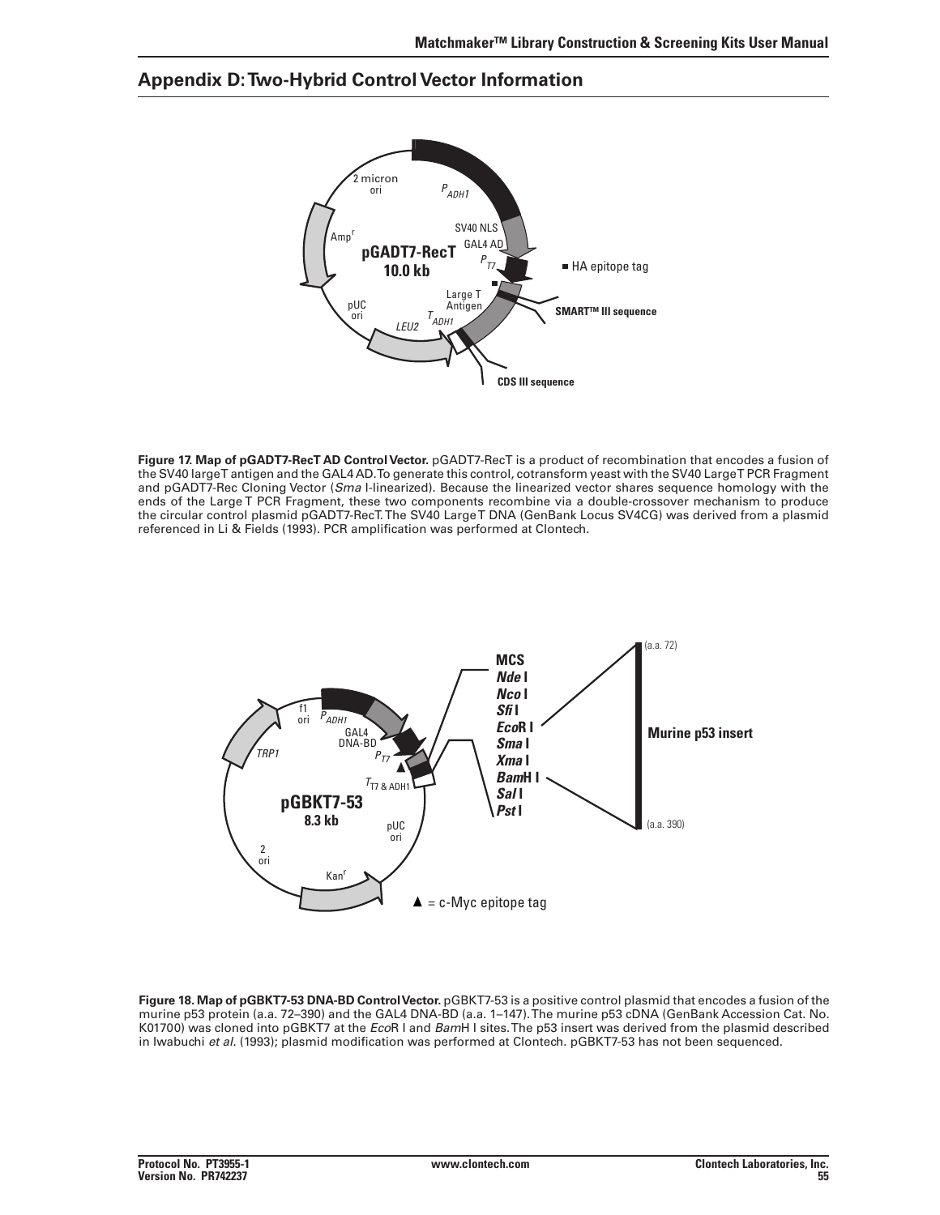## Appendix D: Two-Hybrid Control Vector Information

**Figure 17. Map of pGADT7-RecT AD Control Vector.** pGADT7-RecT is a product of recombination that encodes a fusion of the SV40 large T antigen and the GAL4 AD. To generate this control, cotransform yeast with the SV40 Large T PCR Fragment and pGADT7-Rec Cloning Vector (*Sma* I-linearized). Because the linearized vector shares sequence homology with the ends of the Large T PCR Fragment, these two components recombine via a double-crossover mechanism to produce the circular control plasmid pGADT7-RecT. The SV40 Large T DNA (GenBank Locus SV4CG) was derived from a plasmid referenced in Li & Fields (1993). PCR amplification was performed at Clontech.

**Figure 18. Map of pGBKT7-53 DNA-BD Control Vector.** pGBKT7-53 is a positive control plasmid that encodes a fusion of the murine p53 protein (a.a. 72–390) and the GAL4 DNA-BD (a.a. 1–147). The murine p53 cDNA (GenBank Accession Cat. No. K01700) was cloned into pGBKT7 at the *Eco*R I and *Bam*H I sites. The p53 insert was derived from the plasmid described in Iwabuchi *et al.* (1993); plasmid modification was performed at Clontech. pGBKT7-53 has not been sequenced.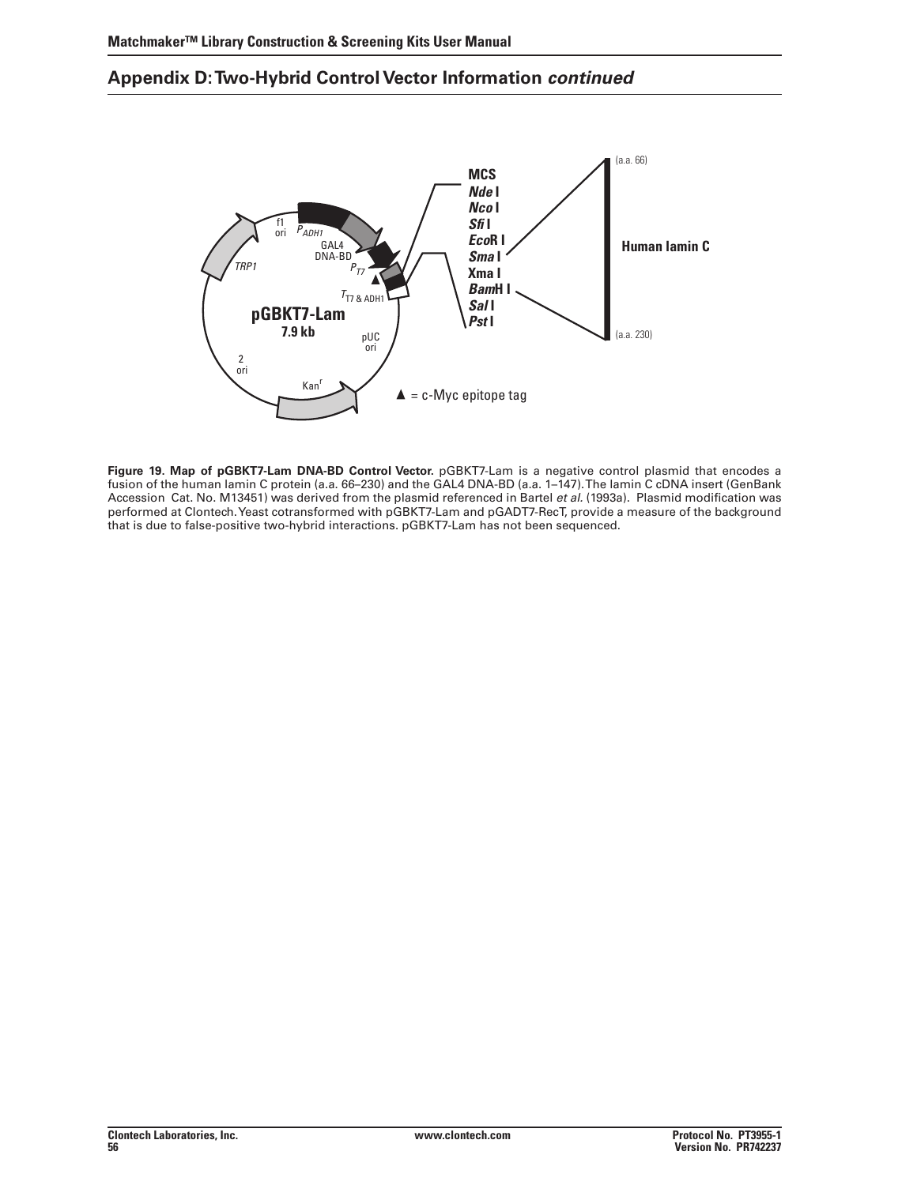## Appendix D: Two-Hybrid Control Vector Information *continued*

**Figure 19. Map of pGBKT7-Lam DNA-BD Control Vector.** pGBKT7-Lam is a negative control plasmid that encodes a fusion of the human lamin C protein (a.a. 66–230) and the GAL4 DNA-BD (a.a. 1–147). The lamin C cDNA insert (GenBank Accession Cat. No. M13451) was derived from the plasmid referenced in Bartel *et al.* (1993a). Plasmid modification was performed at Clontech. Yeast cotransformed with pGBKT7-Lam and pGADT7-RecT, provide a measure of the background that is due to false-positive two-hybrid interactions. pGBKT7-Lam has not been sequenced.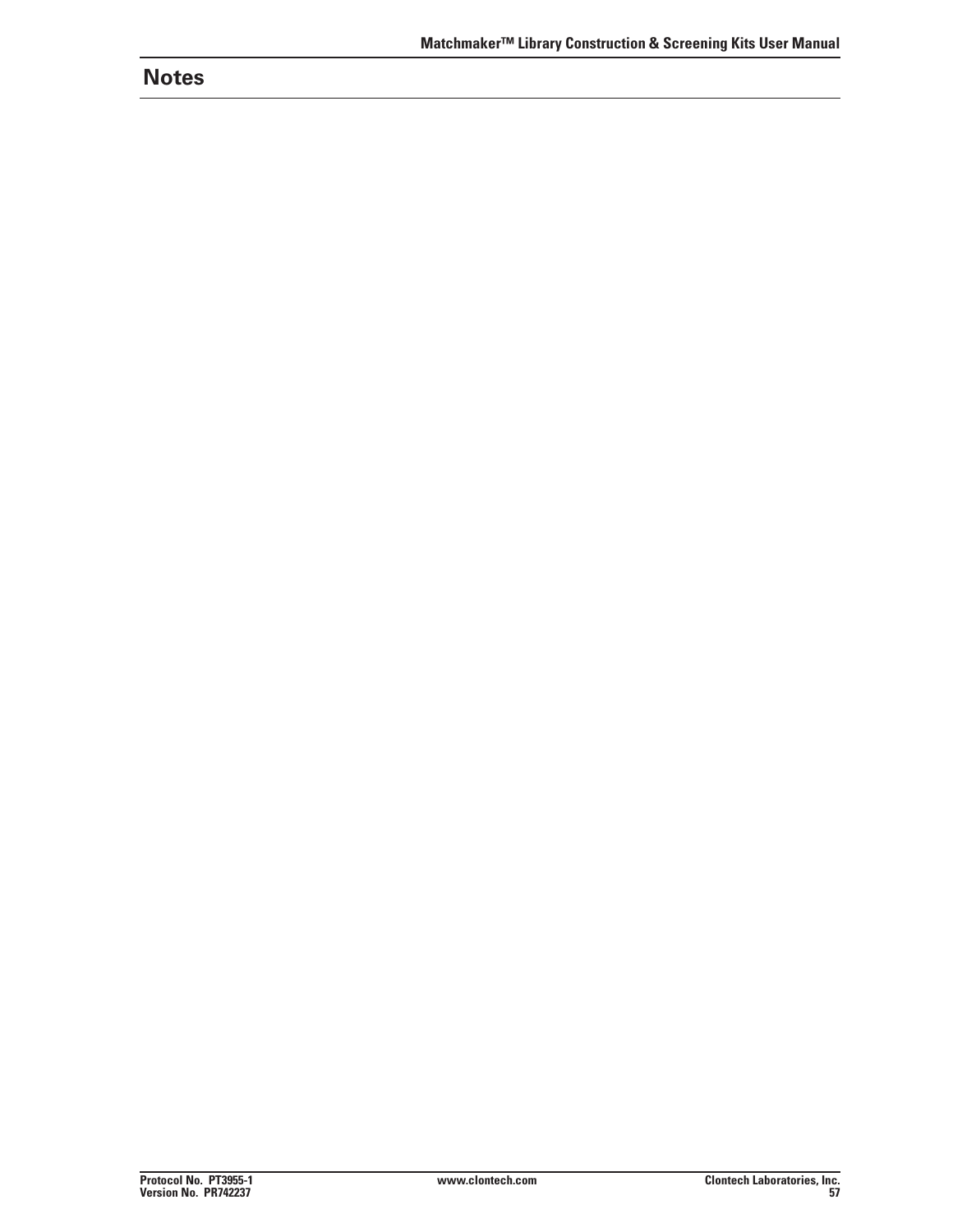## Notes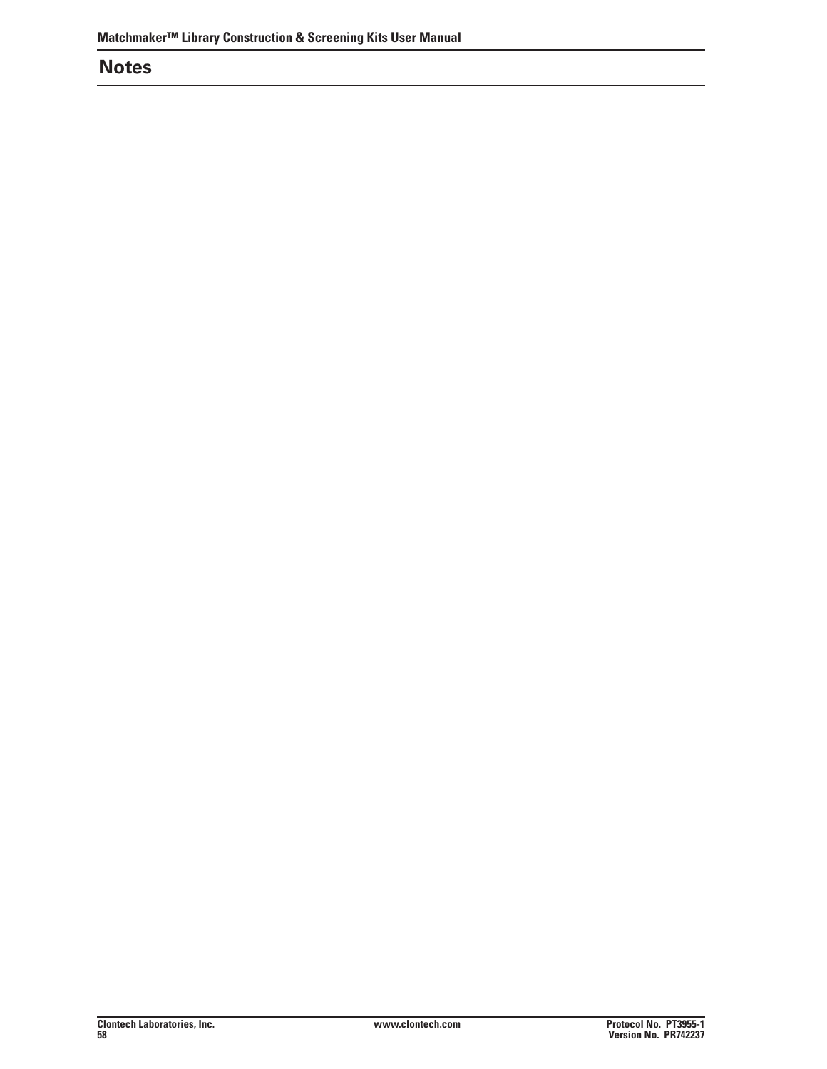## Notes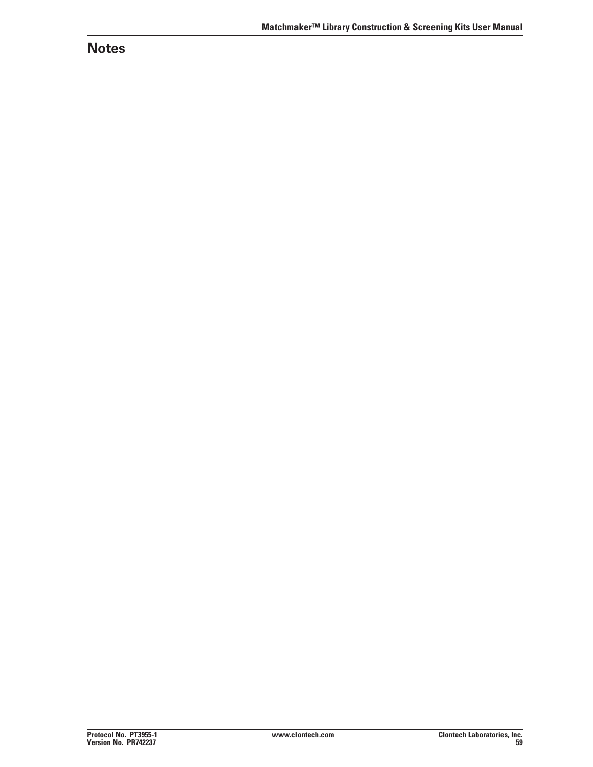# Notes